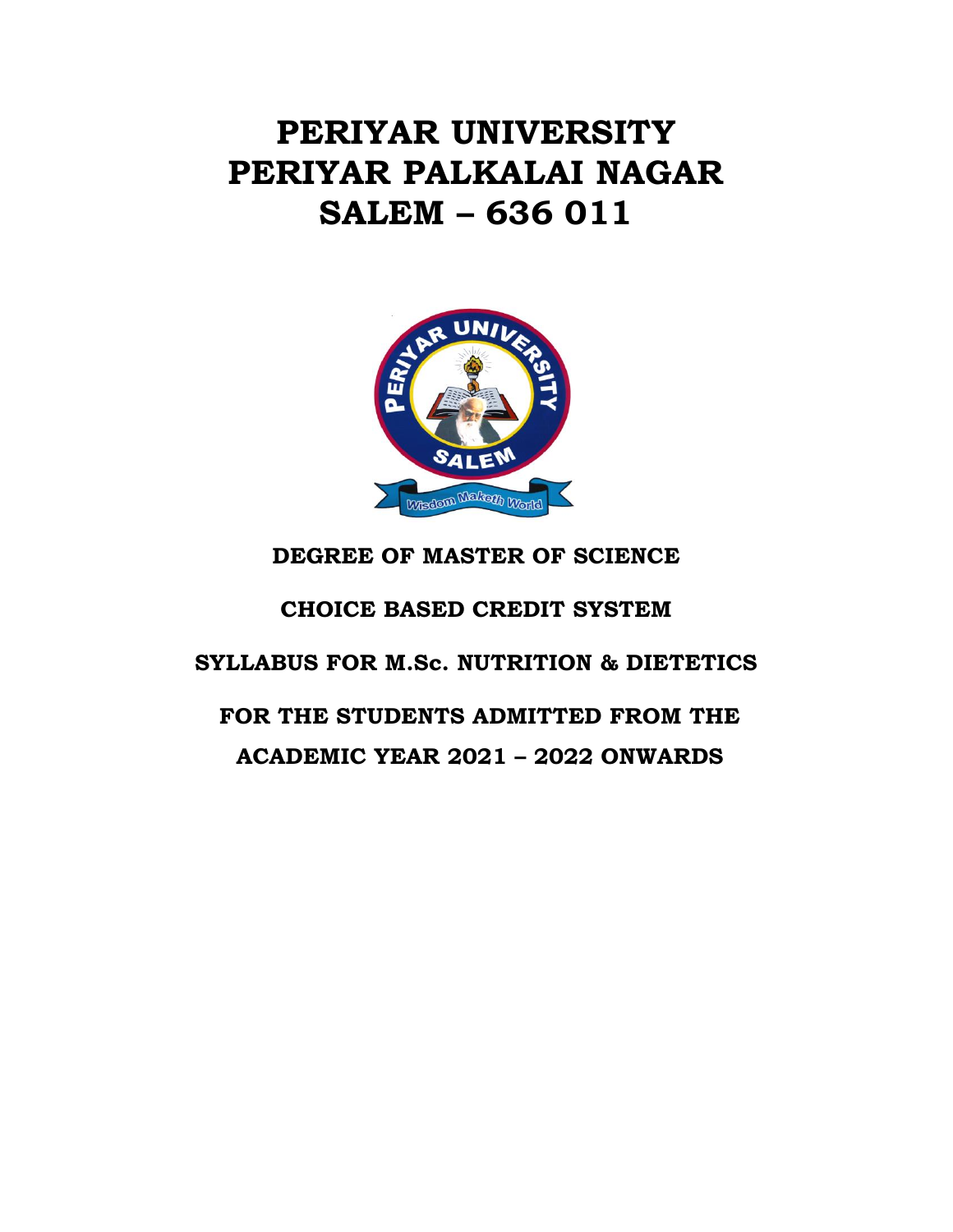# PERIYAR UNIVERSITY
# PERIYAR PALKALAI NAGAR
# SALEM – 636 011

**DEGREE OF MASTER OF SCIENCE**

**CHOICE BASED CREDIT SYSTEM**

**SYLLABUS FOR M.Sc. NUTRITION & DIETETICS**

**FOR THE STUDENTS ADMITTED FROM THE ACADEMIC YEAR 2021 – 2022 ONWARDS**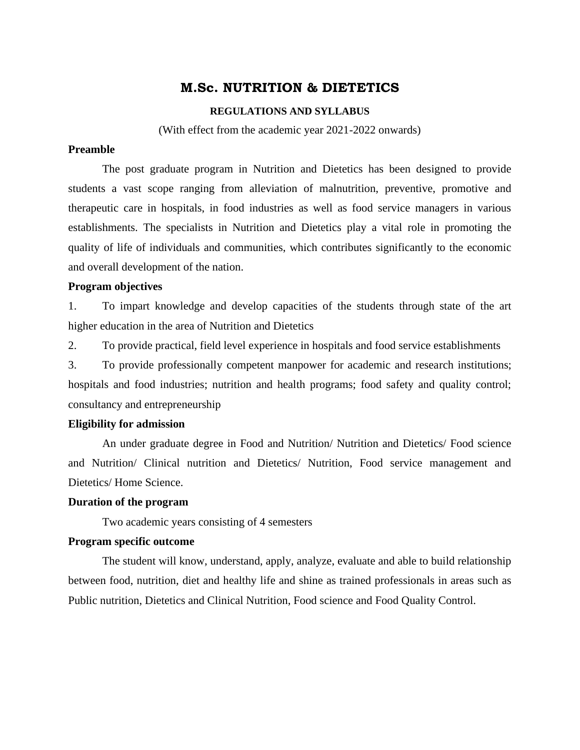# M.Sc. NUTRITION & DIETETICS

**REGULATIONS AND SYLLABUS**

(With effect from the academic year 2021-2022 onwards)

**Preamble**

The post graduate program in Nutrition and Dietetics has been designed to provide students a vast scope ranging from alleviation of malnutrition, preventive, promotive and therapeutic care in hospitals, in food industries as well as food service managers in various establishments. The specialists in Nutrition and Dietetics play a vital role in promoting the quality of life of individuals and communities, which contributes significantly to the economic and overall development of the nation.

**Program objectives**

1. To impart knowledge and develop capacities of the students through state of the art higher education in the area of Nutrition and Dietetics
2. To provide practical, field level experience in hospitals and food service establishments
3. To provide professionally competent manpower for academic and research institutions; hospitals and food industries; nutrition and health programs; food safety and quality control; consultancy and entrepreneurship

**Eligibility for admission**

An under graduate degree in Food and Nutrition/ Nutrition and Dietetics/ Food science and Nutrition/ Clinical nutrition and Dietetics/ Nutrition, Food service management and Dietetics/ Home Science.

**Duration of the program**

Two academic years consisting of 4 semesters

**Program specific outcome**

The student will know, understand, apply, analyze, evaluate and able to build relationship between food, nutrition, diet and healthy life and shine as trained professionals in areas such as Public nutrition, Dietetics and Clinical Nutrition, Food science and Food Quality Control.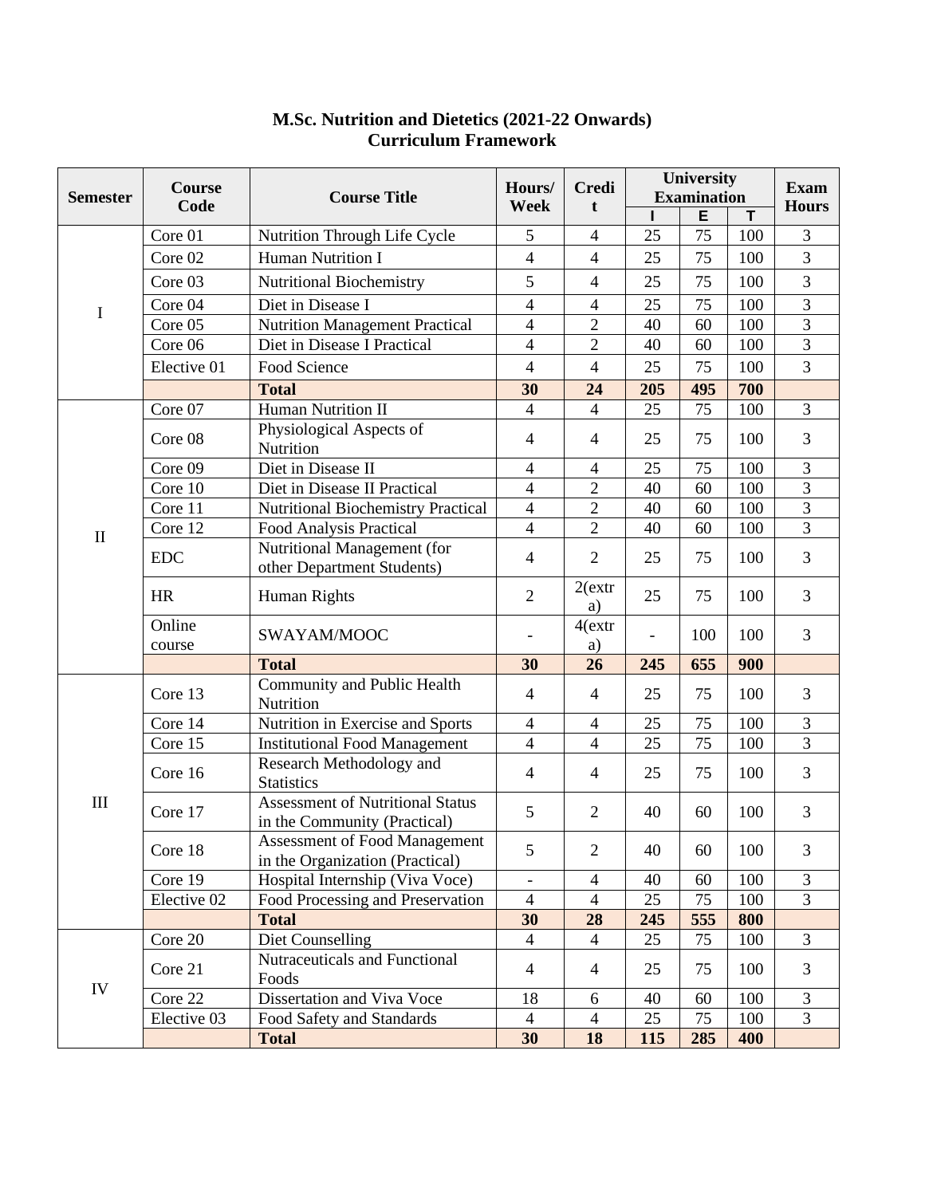**M.Sc. Nutrition and Dietetics (2021-22 Onwards)**
**Curriculum Framework**

| Semester | Course Code | Course Title | Hours/ Week | Credit | University Examination | | | Exam Hours |
|---|---|---|---|---|---|---|---|---|
| | | | | | I | E | T | |
| I | Core 01 | Nutrition Through Life Cycle | 5 | 4 | 25 | 75 | 100 | 3 |
| | Core 02 | Human Nutrition I | 4 | 4 | 25 | 75 | 100 | 3 |
| | Core 03 | Nutritional Biochemistry | 5 | 4 | 25 | 75 | 100 | 3 |
| | Core 04 | Diet in Disease I | 4 | 4 | 25 | 75 | 100 | 3 |
| | Core 05 | Nutrition Management Practical | 4 | 2 | 40 | 60 | 100 | 3 |
| | Core 06 | Diet in Disease I Practical | 4 | 2 | 40 | 60 | 100 | 3 |
| | Elective 01 | Food Science | 4 | 4 | 25 | 75 | 100 | 3 |
| | | **Total** | **30** | **24** | **205** | **495** | **700** | |
| II | Core 07 | Human Nutrition II | 4 | 4 | 25 | 75 | 100 | 3 |
| | Core 08 | Physiological Aspects of Nutrition | 4 | 4 | 25 | 75 | 100 | 3 |
| | Core 09 | Diet in Disease II | 4 | 4 | 25 | 75 | 100 | 3 |
| | Core 10 | Diet in Disease II Practical | 4 | 2 | 40 | 60 | 100 | 3 |
| | Core 11 | Nutritional Biochemistry Practical | 4 | 2 | 40 | 60 | 100 | 3 |
| | Core 12 | Food Analysis Practical | 4 | 2 | 40 | 60 | 100 | 3 |
| | EDC | Nutritional Management (for other Department Students) | 4 | 2 | 25 | 75 | 100 | 3 |
| | HR | Human Rights | 2 | 2(extra) | 25 | 75 | 100 | 3 |
| | Online course | SWAYAM/MOOC | - | 4(extra) | - | 100 | 100 | 3 |
| | | **Total** | **30** | **26** | **245** | **655** | **900** | |
| III | Core 13 | Community and Public Health Nutrition | 4 | 4 | 25 | 75 | 100 | 3 |
| | Core 14 | Nutrition in Exercise and Sports | 4 | 4 | 25 | 75 | 100 | 3 |
| | Core 15 | Institutional Food Management | 4 | 4 | 25 | 75 | 100 | 3 |
| | Core 16 | Research Methodology and Statistics | 4 | 4 | 25 | 75 | 100 | 3 |
| | Core 17 | Assessment of Nutritional Status in the Community (Practical) | 5 | 2 | 40 | 60 | 100 | 3 |
| | Core 18 | Assessment of Food Management in the Organization (Practical) | 5 | 2 | 40 | 60 | 100 | 3 |
| | Core 19 | Hospital Internship (Viva Voce) | - | 4 | 40 | 60 | 100 | 3 |
| | Elective 02 | Food Processing and Preservation | 4 | 4 | 25 | 75 | 100 | 3 |
| | | **Total** | **30** | **28** | **245** | **555** | **800** | |
| IV | Core 20 | Diet Counselling | 4 | 4 | 25 | 75 | 100 | 3 |
| | Core 21 | Nutraceuticals and Functional Foods | 4 | 4 | 25 | 75 | 100 | 3 |
| | Core 22 | Dissertation and Viva Voce | 18 | 6 | 40 | 60 | 100 | 3 |
| | Elective 03 | Food Safety and Standards | 4 | 4 | 25 | 75 | 100 | 3 |
| | | **Total** | **30** | **18** | **115** | **285** | **400** | |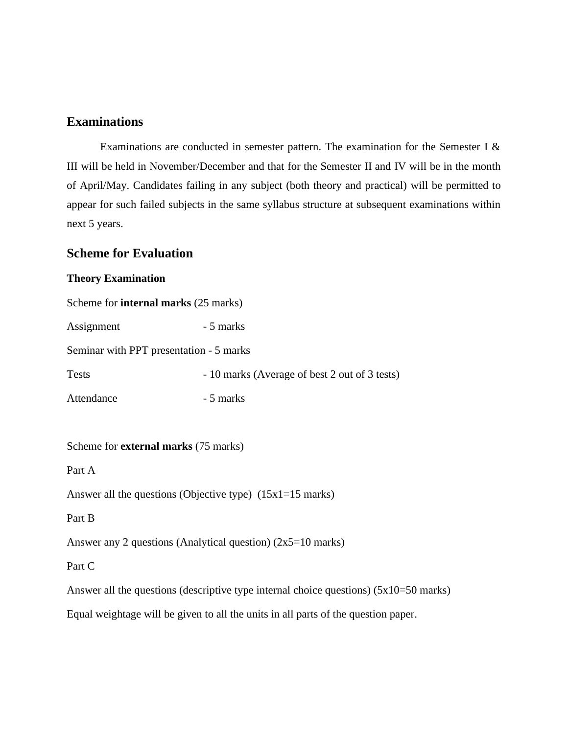## Examinations

Examinations are conducted in semester pattern. The examination for the Semester I & III will be held in November/December and that for the Semester II and IV will be in the month of April/May. Candidates failing in any subject (both theory and practical) will be permitted to appear for such failed subjects in the same syllabus structure at subsequent examinations within next 5 years.

## Scheme for Evaluation

### Theory Examination

Scheme for **internal marks** (25 marks)

Assignment - 5 marks

Seminar with PPT presentation - 5 marks

Tests - 10 marks (Average of best 2 out of 3 tests)

Attendance - 5 marks

Scheme for **external marks** (75 marks)

Part A

Answer all the questions (Objective type) (15x1=15 marks)

Part B

Answer any 2 questions (Analytical question) (2x5=10 marks)

Part C

Answer all the questions (descriptive type internal choice questions) (5x10=50 marks)

Equal weightage will be given to all the units in all parts of the question paper.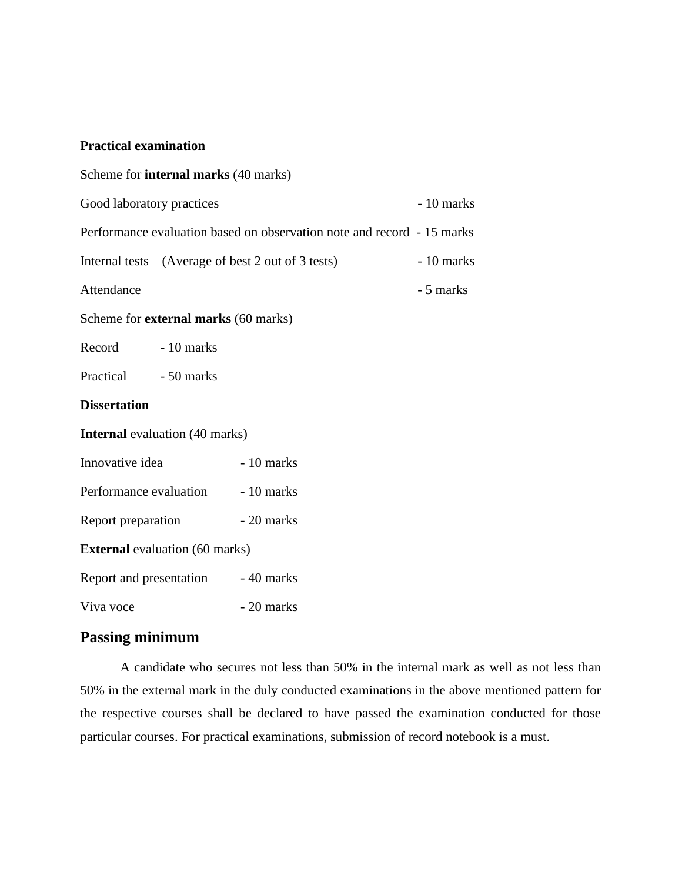**Practical examination**

Scheme for **internal marks** (40 marks)

Good laboratory practices - 10 marks

Performance evaluation based on observation note and record - 15 marks

Internal tests (Average of best 2 out of 3 tests) - 10 marks

Attendance - 5 marks

Scheme for **external marks** (60 marks)

Record - 10 marks

Practical - 50 marks

**Dissertation**

**Internal** evaluation (40 marks)

Innovative idea - 10 marks

Performance evaluation - 10 marks

Report preparation - 20 marks

**External** evaluation (60 marks)

Report and presentation - 40 marks

Viva voce - 20 marks

## Passing minimum

A candidate who secures not less than 50% in the internal mark as well as not less than 50% in the external mark in the duly conducted examinations in the above mentioned pattern for the respective courses shall be declared to have passed the examination conducted for those particular courses. For practical examinations, submission of record notebook is a must.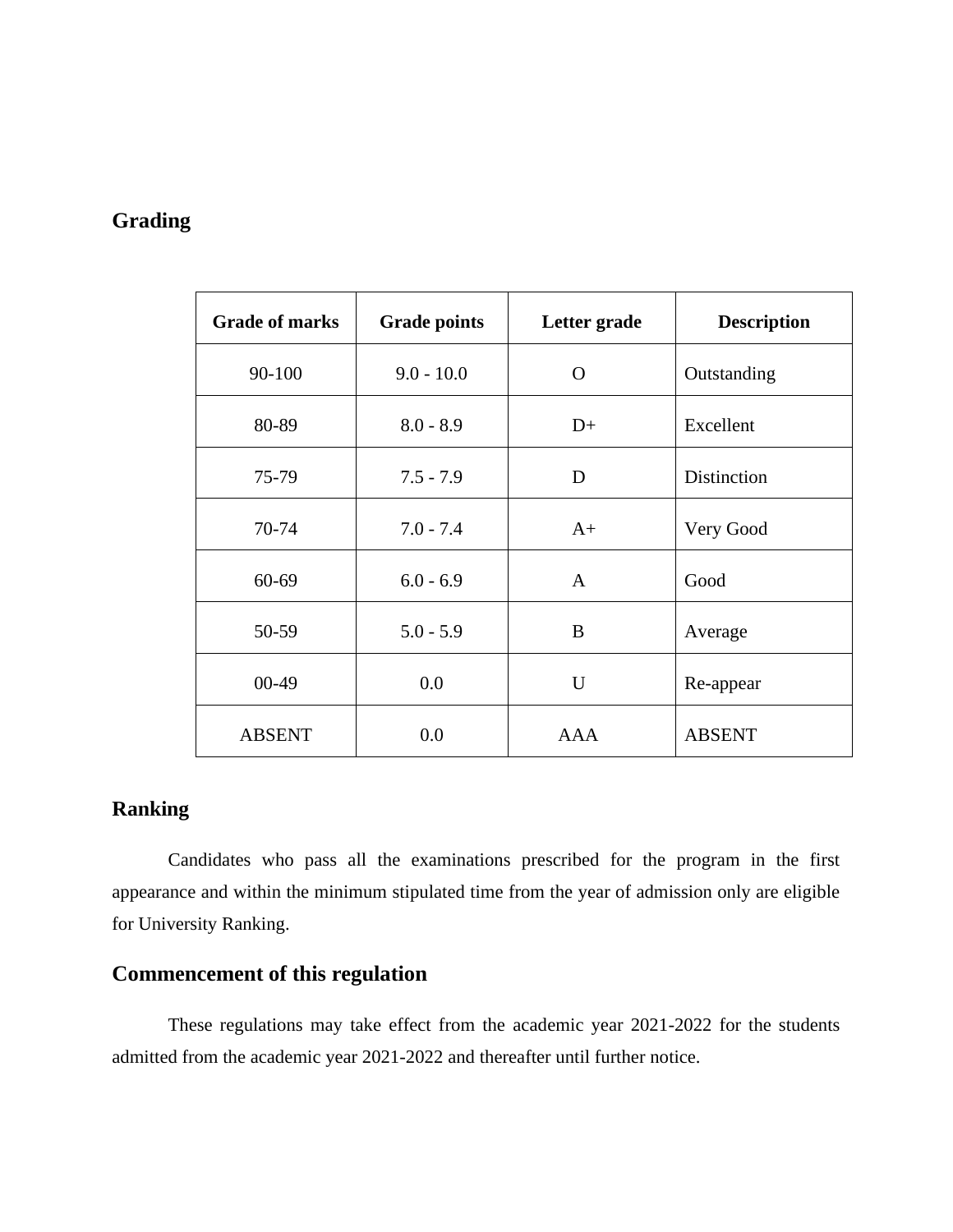## Grading

| Grade of marks | Grade points | Letter grade | Description |
| --- | --- | --- | --- |
| 90-100 | 9.0 - 10.0 | O | Outstanding |
| 80-89 | 8.0 - 8.9 | D+ | Excellent |
| 75-79 | 7.5 - 7.9 | D | Distinction |
| 70-74 | 7.0 - 7.4 | A+ | Very Good |
| 60-69 | 6.0 - 6.9 | A | Good |
| 50-59 | 5.0 - 5.9 | B | Average |
| 00-49 | 0.0 | U | Re-appear |
| ABSENT | 0.0 | AAA | ABSENT |

## Ranking

Candidates who pass all the examinations prescribed for the program in the first appearance and within the minimum stipulated time from the year of admission only are eligible for University Ranking.

## Commencement of this regulation

These regulations may take effect from the academic year 2021-2022 for the students admitted from the academic year 2021-2022 and thereafter until further notice.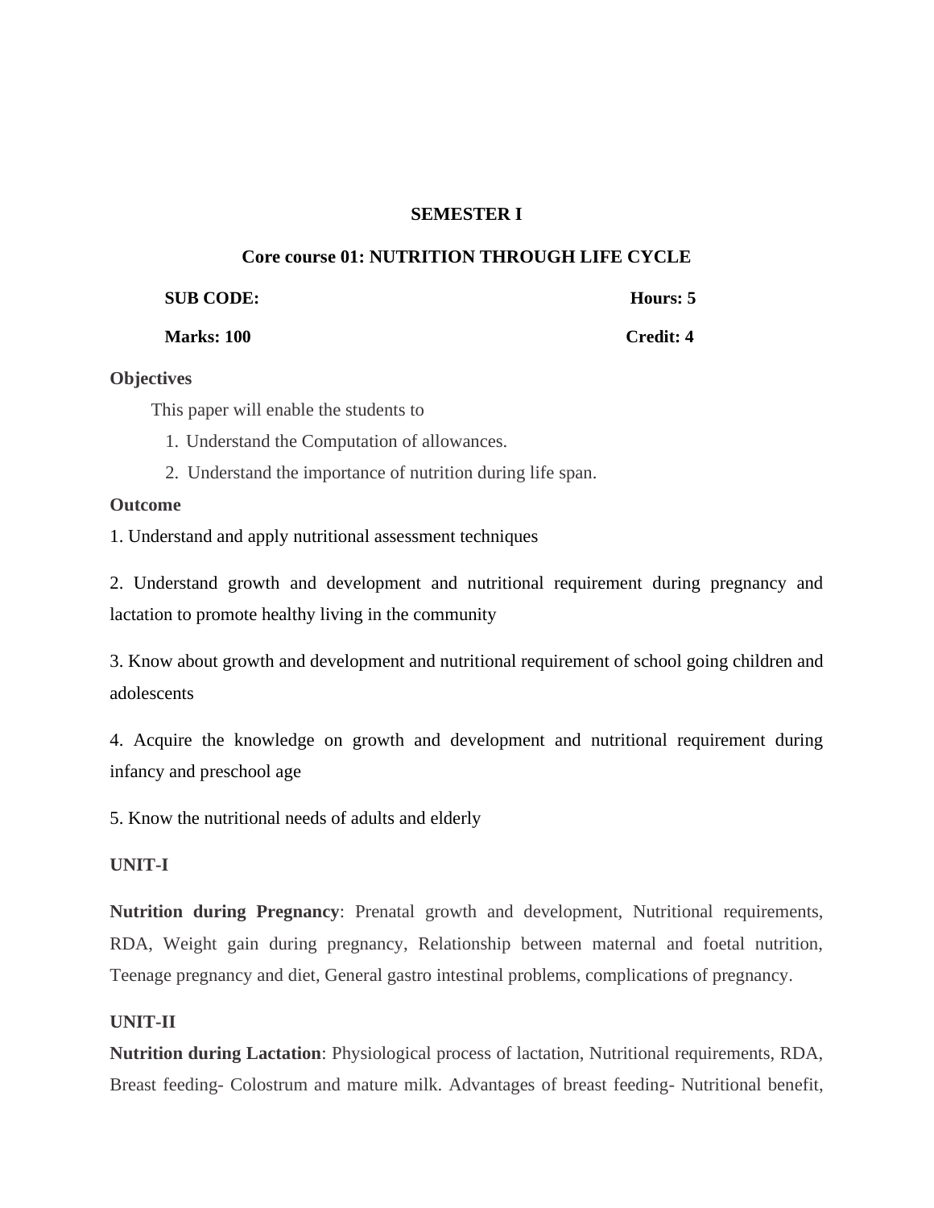**SEMESTER I**

**Core course 01: NUTRITION THROUGH LIFE CYCLE**

**SUB CODE:** **Hours: 5**

**Marks: 100** **Credit: 4**

**Objectives**

This paper will enable the students to

1. Understand the Computation of allowances.
2. Understand the importance of nutrition during life span.

**Outcome**

1. Understand and apply nutritional assessment techniques

2. Understand growth and development and nutritional requirement during pregnancy and lactation to promote healthy living in the community

3. Know about growth and development and nutritional requirement of school going children and adolescents

4. Acquire the knowledge on growth and development and nutritional requirement during infancy and preschool age

5. Know the nutritional needs of adults and elderly

**UNIT-I**

**Nutrition during Pregnancy**: Prenatal growth and development, Nutritional requirements, RDA, Weight gain during pregnancy, Relationship between maternal and foetal nutrition, Teenage pregnancy and diet, General gastro intestinal problems, complications of pregnancy.

**UNIT-II**

**Nutrition during Lactation**: Physiological process of lactation, Nutritional requirements, RDA, Breast feeding- Colostrum and mature milk. Advantages of breast feeding- Nutritional benefit,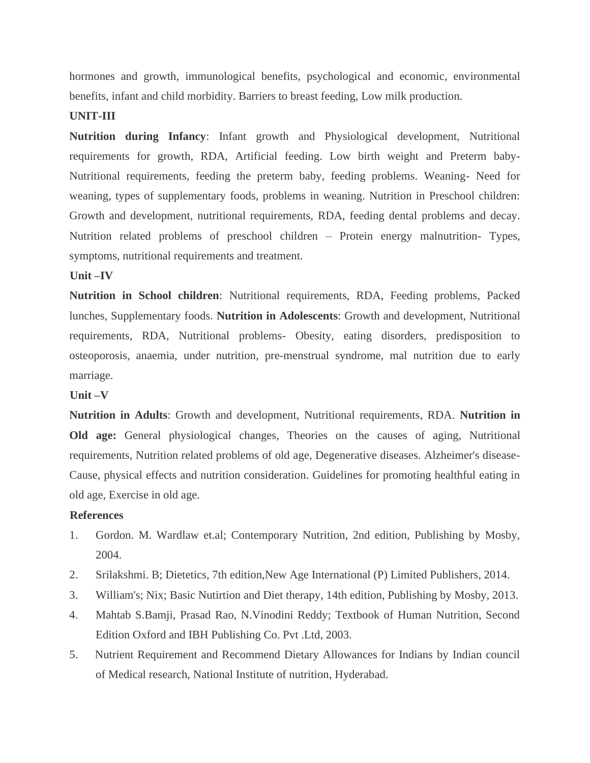hormones and growth, immunological benefits, psychological and economic, environmental benefits, infant and child morbidity. Barriers to breast feeding, Low milk production.

**UNIT-III**

**Nutrition during Infancy**: Infant growth and Physiological development, Nutritional requirements for growth, RDA, Artificial feeding. Low birth weight and Preterm baby- Nutritional requirements, feeding the preterm baby, feeding problems. Weaning- Need for weaning, types of supplementary foods, problems in weaning. Nutrition in Preschool children: Growth and development, nutritional requirements, RDA, feeding dental problems and decay. Nutrition related problems of preschool children – Protein energy malnutrition- Types, symptoms, nutritional requirements and treatment.

**Unit –IV**

**Nutrition in School children**: Nutritional requirements, RDA, Feeding problems, Packed lunches, Supplementary foods. **Nutrition in Adolescents**: Growth and development, Nutritional requirements, RDA, Nutritional problems- Obesity, eating disorders, predisposition to osteoporosis, anaemia, under nutrition, pre-menstrual syndrome, mal nutrition due to early marriage.

**Unit –V**

**Nutrition in Adults**: Growth and development, Nutritional requirements, RDA. **Nutrition in Old age:** General physiological changes, Theories on the causes of aging, Nutritional requirements, Nutrition related problems of old age, Degenerative diseases. Alzheimer's disease- Cause, physical effects and nutrition consideration. Guidelines for promoting healthful eating in old age, Exercise in old age.

**References**

1. Gordon. M. Wardlaw et.al; Contemporary Nutrition, 2nd edition, Publishing by Mosby, 2004.
2. Srilakshmi. B; Dietetics, 7th edition,New Age International (P) Limited Publishers, 2014.
3. William's; Nix; Basic Nutirtion and Diet therapy, 14th edition, Publishing by Mosby, 2013.
4. Mahtab S.Bamji, Prasad Rao, N.Vinodini Reddy; Textbook of Human Nutrition, Second Edition Oxford and IBH Publishing Co. Pvt .Ltd, 2003.
5. Nutrient Requirement and Recommend Dietary Allowances for Indians by Indian council of Medical research, National Institute of nutrition, Hyderabad.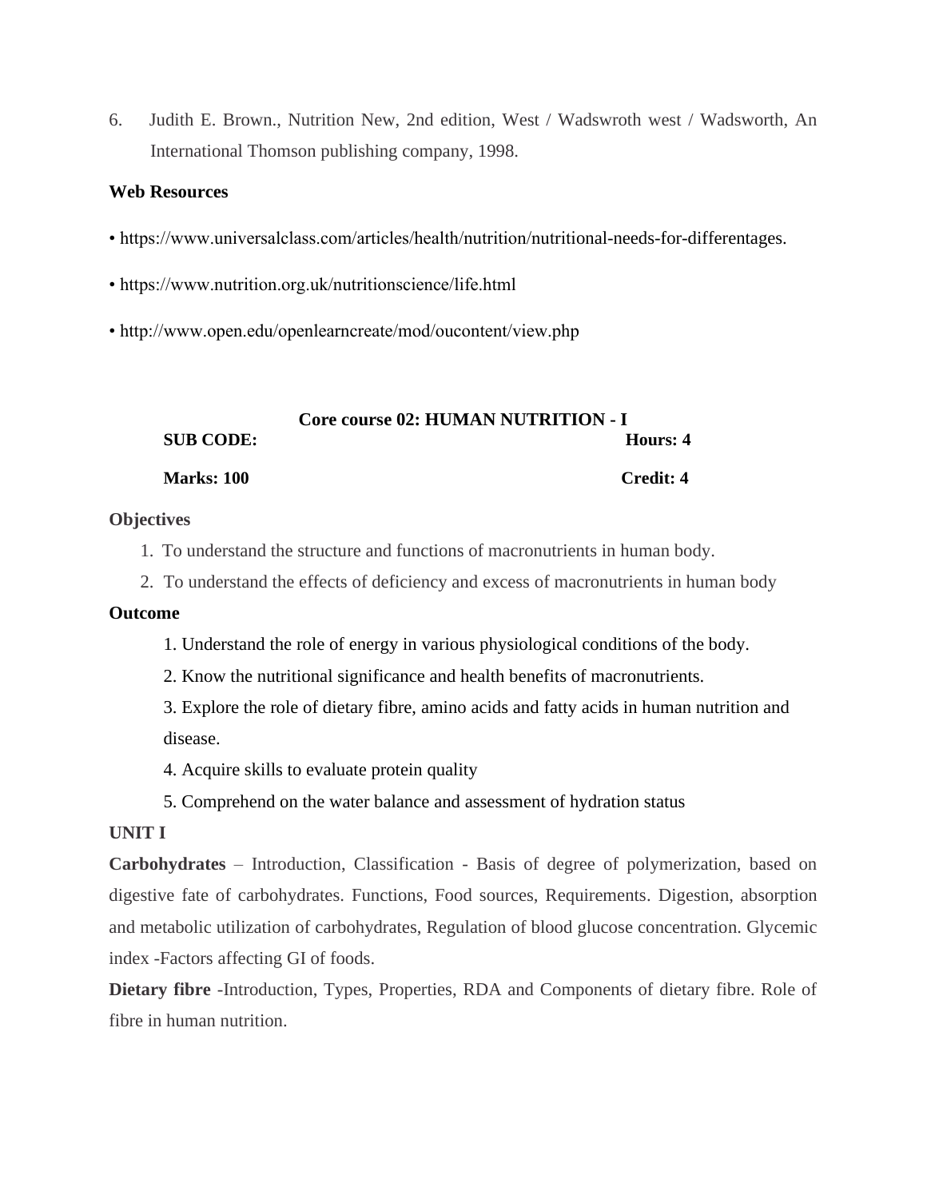6. Judith E. Brown., Nutrition New, 2nd edition, West / Wadswroth west / Wadsworth, An International Thomson publishing company, 1998.

**Web Resources**

- https://www.universalclass.com/articles/health/nutrition/nutritional-needs-for-differentages.
- https://www.nutrition.org.uk/nutritionscience/life.html
- http://www.open.edu/openlearncreate/mod/oucontent/view.php

## Core course 02: HUMAN NUTRITION - I

**SUB CODE:** **Hours: 4**

**Marks: 100** **Credit: 4**

**Objectives**

1. To understand the structure and functions of macronutrients in human body.
2. To understand the effects of deficiency and excess of macronutrients in human body

**Outcome**

1. Understand the role of energy in various physiological conditions of the body.
2. Know the nutritional significance and health benefits of macronutrients.
3. Explore the role of dietary fibre, amino acids and fatty acids in human nutrition and disease.
4. Acquire skills to evaluate protein quality
5. Comprehend on the water balance and assessment of hydration status

**UNIT I**

**Carbohydrates** – Introduction, Classification - Basis of degree of polymerization, based on digestive fate of carbohydrates. Functions, Food sources, Requirements. Digestion, absorption and metabolic utilization of carbohydrates, Regulation of blood glucose concentration. Glycemic index -Factors affecting GI of foods.

**Dietary fibre** -Introduction, Types, Properties, RDA and Components of dietary fibre. Role of fibre in human nutrition.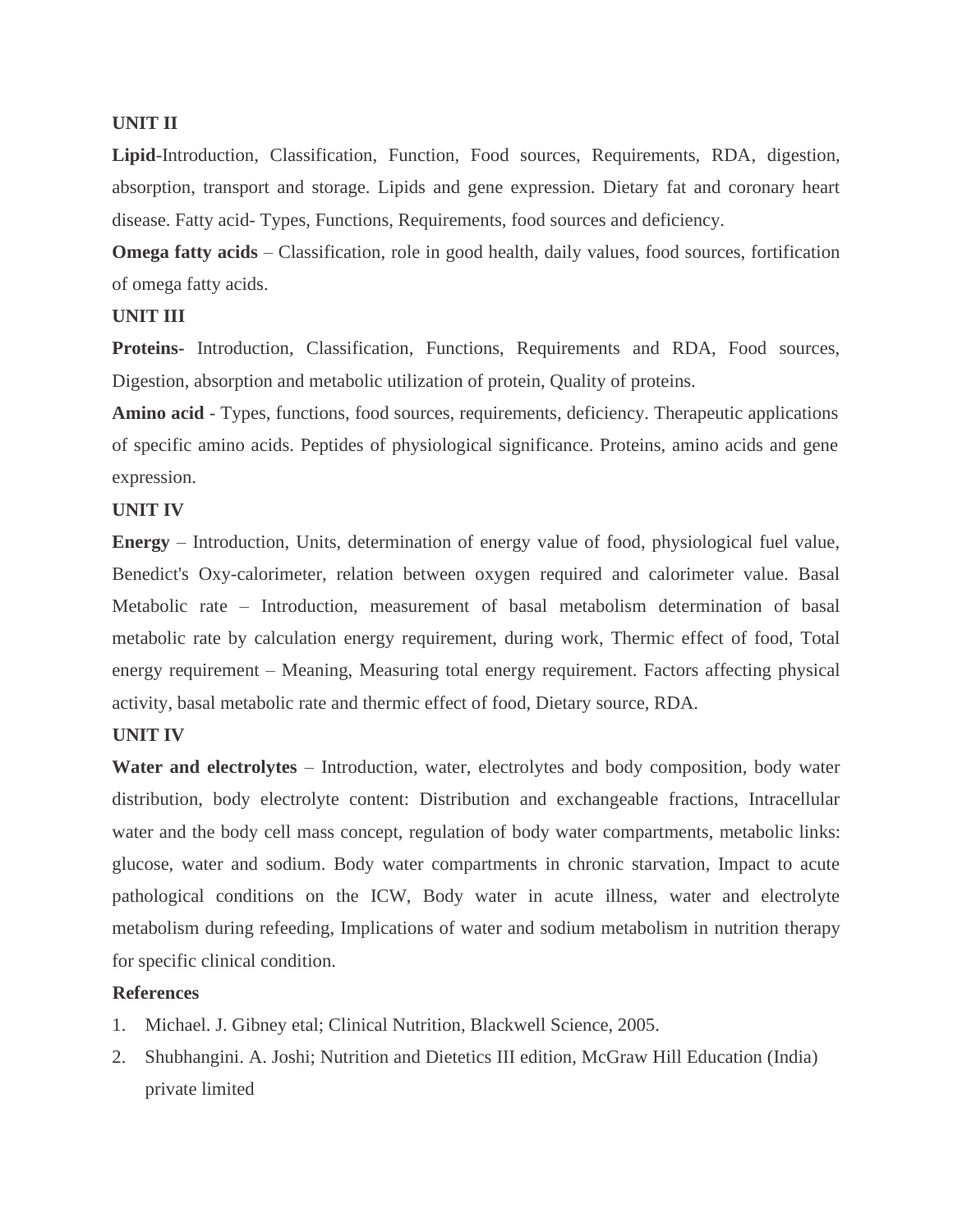**UNIT II**

**Lipid**-Introduction, Classification, Function, Food sources, Requirements, RDA, digestion, absorption, transport and storage. Lipids and gene expression. Dietary fat and coronary heart disease. Fatty acid- Types, Functions, Requirements, food sources and deficiency.

**Omega fatty acids** – Classification, role in good health, daily values, food sources, fortification of omega fatty acids.

**UNIT III**

**Proteins-** Introduction, Classification, Functions, Requirements and RDA, Food sources, Digestion, absorption and metabolic utilization of protein, Quality of proteins.

**Amino acid** - Types, functions, food sources, requirements, deficiency. Therapeutic applications of specific amino acids. Peptides of physiological significance. Proteins, amino acids and gene expression.

**UNIT IV**

**Energy** – Introduction, Units, determination of energy value of food, physiological fuel value, Benedict's Oxy-calorimeter, relation between oxygen required and calorimeter value. Basal Metabolic rate – Introduction, measurement of basal metabolism determination of basal metabolic rate by calculation energy requirement, during work, Thermic effect of food, Total energy requirement – Meaning, Measuring total energy requirement. Factors affecting physical activity, basal metabolic rate and thermic effect of food, Dietary source, RDA.

**UNIT IV**

**Water and electrolytes** – Introduction, water, electrolytes and body composition, body water distribution, body electrolyte content: Distribution and exchangeable fractions, Intracellular water and the body cell mass concept, regulation of body water compartments, metabolic links: glucose, water and sodium. Body water compartments in chronic starvation, Impact to acute pathological conditions on the ICW, Body water in acute illness, water and electrolyte metabolism during refeeding, Implications of water and sodium metabolism in nutrition therapy for specific clinical condition.

**References**

1. Michael. J. Gibney etal; Clinical Nutrition, Blackwell Science, 2005.
2. Shubhangini. A. Joshi; Nutrition and Dietetics III edition, McGraw Hill Education (India) private limited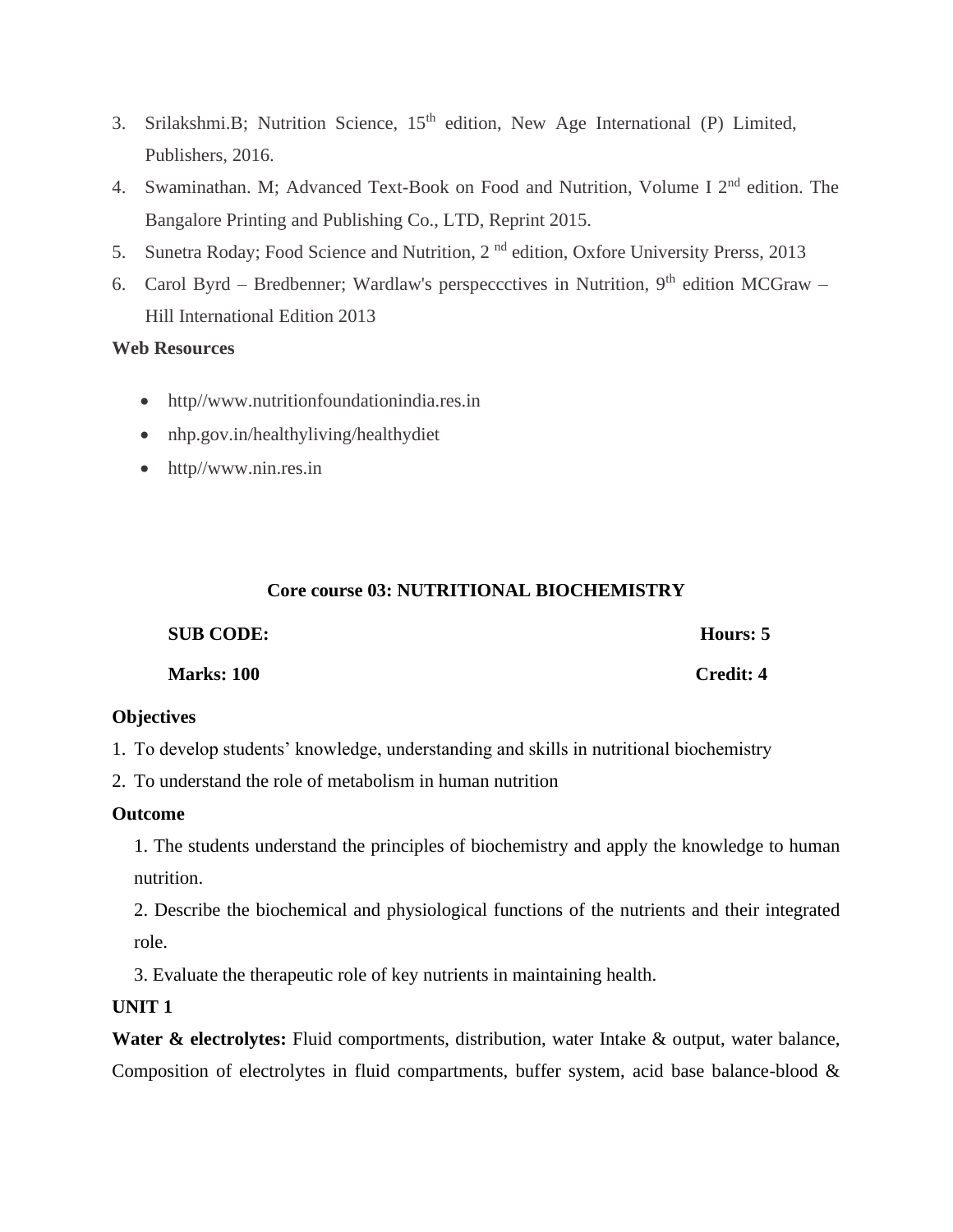3. Srilakshmi.B; Nutrition Science, 15th edition, New Age International (P) Limited, Publishers, 2016.
4. Swaminathan. M; Advanced Text-Book on Food and Nutrition, Volume I 2nd edition. The Bangalore Printing and Publishing Co., LTD, Reprint 2015.
5. Sunetra Roday; Food Science and Nutrition, 2 nd edition, Oxfore University Prerss, 2013
6. Carol Byrd – Bredbenner; Wardlaw's perspeccctives in Nutrition, 9th edition MCGraw – Hill International Edition 2013

**Web Resources**

- http//www.nutritionfoundationindia.res.in
- nhp.gov.in/healthyliving/healthydiet
- http//www.nin.res.in

## Core course 03: NUTRITIONAL BIOCHEMISTRY

**SUB CODE:** **Hours: 5**

**Marks: 100** **Credit: 4**

**Objectives**

1. To develop students' knowledge, understanding and skills in nutritional biochemistry
2. To understand the role of metabolism in human nutrition

**Outcome**

1. The students understand the principles of biochemistry and apply the knowledge to human nutrition.
2. Describe the biochemical and physiological functions of the nutrients and their integrated role.
3. Evaluate the therapeutic role of key nutrients in maintaining health.

**UNIT 1**

**Water & electrolytes:** Fluid comportments, distribution, water Intake & output, water balance, Composition of electrolytes in fluid compartments, buffer system, acid base balance-blood &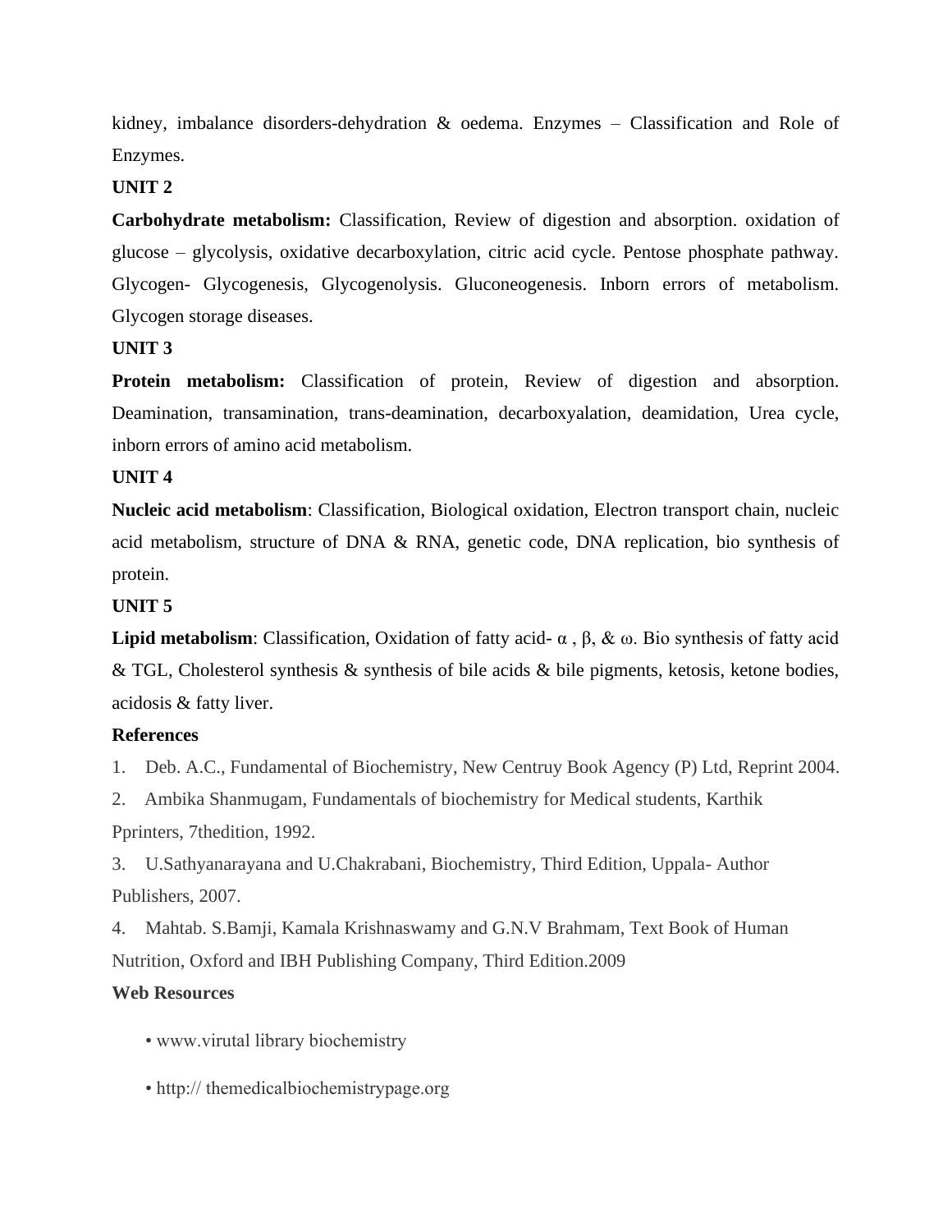kidney, imbalance disorders-dehydration & oedema. Enzymes – Classification and Role of Enzymes.

**UNIT 2**

**Carbohydrate metabolism:** Classification, Review of digestion and absorption. oxidation of glucose – glycolysis, oxidative decarboxylation, citric acid cycle. Pentose phosphate pathway. Glycogen- Glycogenesis, Glycogenolysis. Gluconeogenesis. Inborn errors of metabolism. Glycogen storage diseases.

**UNIT 3**

**Protein metabolism:** Classification of protein, Review of digestion and absorption. Deamination, transamination, trans-deamination, decarboxyalation, deamidation, Urea cycle, inborn errors of amino acid metabolism.

**UNIT 4**

**Nucleic acid metabolism**: Classification, Biological oxidation, Electron transport chain, nucleic acid metabolism, structure of DNA & RNA, genetic code, DNA replication, bio synthesis of protein.

**UNIT 5**

**Lipid metabolism**: Classification, Oxidation of fatty acid- α , β, & ω. Bio synthesis of fatty acid & TGL, Cholesterol synthesis & synthesis of bile acids & bile pigments, ketosis, ketone bodies, acidosis & fatty liver.

**References**

1. Deb. A.C., Fundamental of Biochemistry, New Centruy Book Agency (P) Ltd, Reprint 2004.
2. Ambika Shanmugam, Fundamentals of biochemistry for Medical students, Karthik Pprinters, 7thedition, 1992.
3. U.Sathyanarayana and U.Chakrabani, Biochemistry, Third Edition, Uppala- Author Publishers, 2007.
4. Mahtab. S.Bamji, Kamala Krishnaswamy and G.N.V Brahmam, Text Book of Human Nutrition, Oxford and IBH Publishing Company, Third Edition.2009

**Web Resources**

- www.virutal library biochemistry
- http:// themedicalbiochemistrypage.org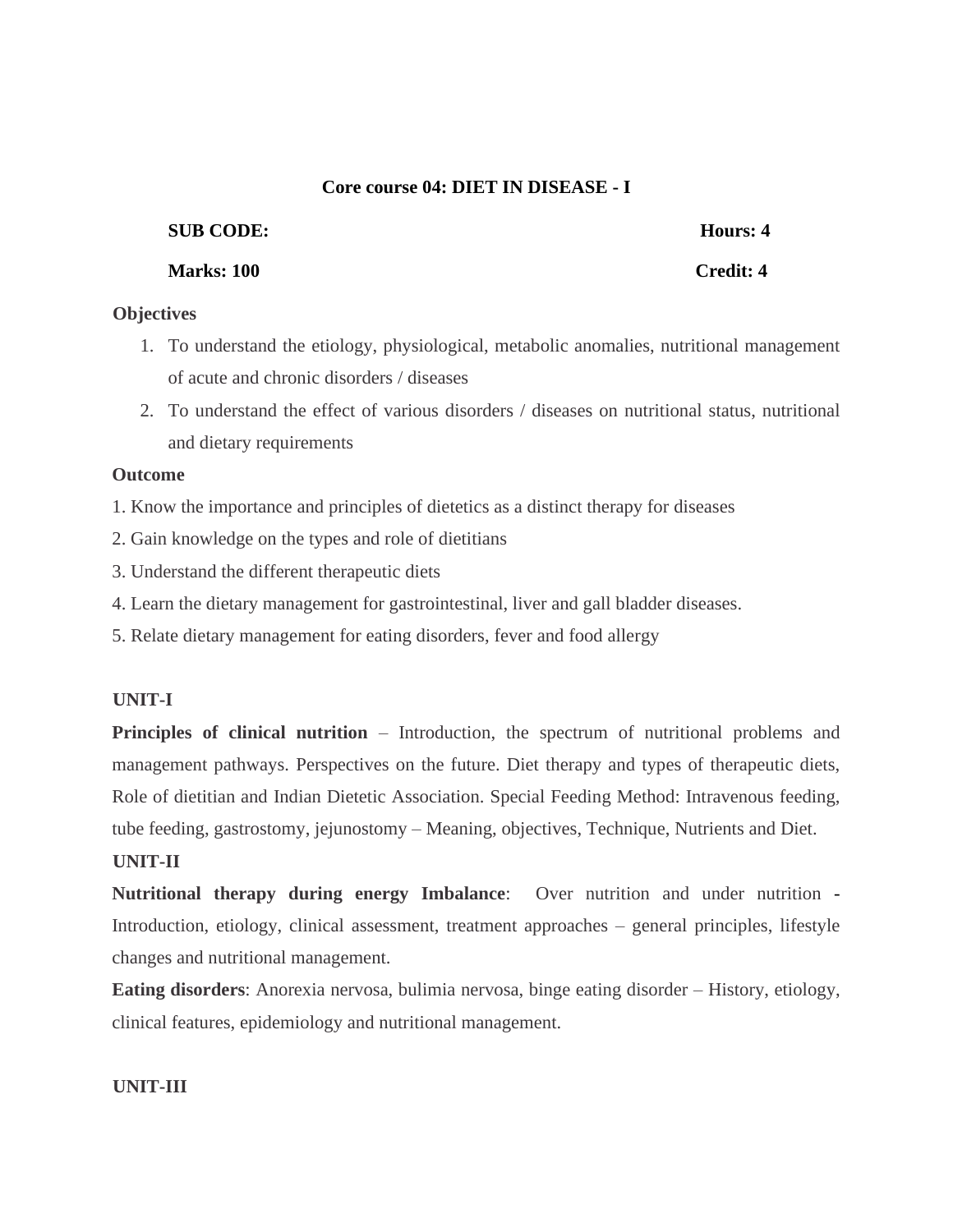## Core course 04: DIET IN DISEASE - I

**SUB CODE:** **Hours: 4**

**Marks: 100** **Credit: 4**

**Objectives**

1. To understand the etiology, physiological, metabolic anomalies, nutritional management of acute and chronic disorders / diseases
2. To understand the effect of various disorders / diseases on nutritional status, nutritional and dietary requirements

**Outcome**

1. Know the importance and principles of dietetics as a distinct therapy for diseases
2. Gain knowledge on the types and role of dietitians
3. Understand the different therapeutic diets
4. Learn the dietary management for gastrointestinal, liver and gall bladder diseases.
5. Relate dietary management for eating disorders, fever and food allergy

**UNIT-I**

**Principles of clinical nutrition** – Introduction, the spectrum of nutritional problems and management pathways. Perspectives on the future. Diet therapy and types of therapeutic diets, Role of dietitian and Indian Dietetic Association. Special Feeding Method: Intravenous feeding, tube feeding, gastrostomy, jejunostomy – Meaning, objectives, Technique, Nutrients and Diet.

**UNIT-II**

**Nutritional therapy during energy Imbalance**: Over nutrition and under nutrition - Introduction, etiology, clinical assessment, treatment approaches – general principles, lifestyle changes and nutritional management.

**Eating disorders**: Anorexia nervosa, bulimia nervosa, binge eating disorder – History, etiology, clinical features, epidemiology and nutritional management.

**UNIT-III**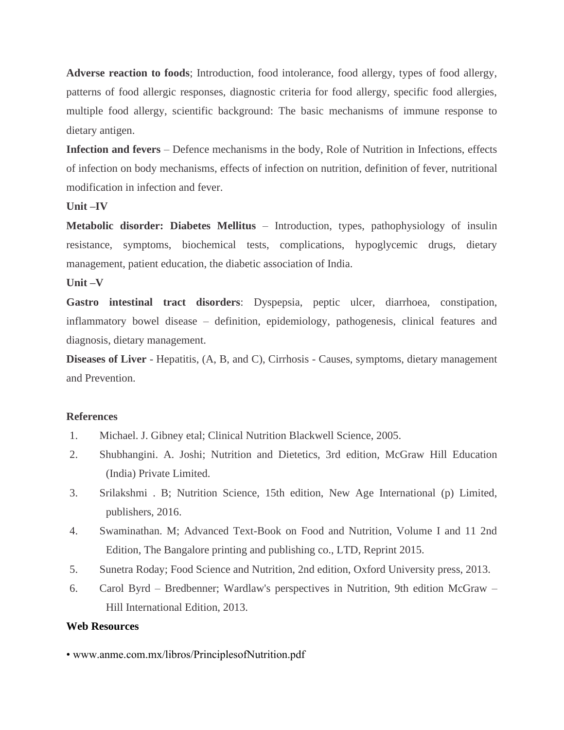**Adverse reaction to foods**; Introduction, food intolerance, food allergy, types of food allergy, patterns of food allergic responses, diagnostic criteria for food allergy, specific food allergies, multiple food allergy, scientific background: The basic mechanisms of immune response to dietary antigen.

**Infection and fevers** – Defence mechanisms in the body, Role of Nutrition in Infections, effects of infection on body mechanisms, effects of infection on nutrition, definition of fever, nutritional modification in infection and fever.

**Unit –IV**

**Metabolic disorder: Diabetes Mellitus** – Introduction, types, pathophysiology of insulin resistance, symptoms, biochemical tests, complications, hypoglycemic drugs, dietary management, patient education, the diabetic association of India.

**Unit –V**

**Gastro intestinal tract disorders**: Dyspepsia, peptic ulcer, diarrhoea, constipation, inflammatory bowel disease – definition, epidemiology, pathogenesis, clinical features and diagnosis, dietary management.

**Diseases of Liver** - Hepatitis, (A, B, and C), Cirrhosis - Causes, symptoms, dietary management and Prevention.

**References**

1. Michael. J. Gibney etal; Clinical Nutrition Blackwell Science, 2005.
2. Shubhangini. A. Joshi; Nutrition and Dietetics, 3rd edition, McGraw Hill Education (India) Private Limited.
3. Srilakshmi . B; Nutrition Science, 15th edition, New Age International (p) Limited, publishers, 2016.
4. Swaminathan. M; Advanced Text-Book on Food and Nutrition, Volume I and 11 2nd Edition, The Bangalore printing and publishing co., LTD, Reprint 2015.
5. Sunetra Roday; Food Science and Nutrition, 2nd edition, Oxford University press, 2013.
6. Carol Byrd – Bredbenner; Wardlaw's perspectives in Nutrition, 9th edition McGraw – Hill International Edition, 2013.

**Web Resources**

- www.anme.com.mx/libros/PrinciplesofNutrition.pdf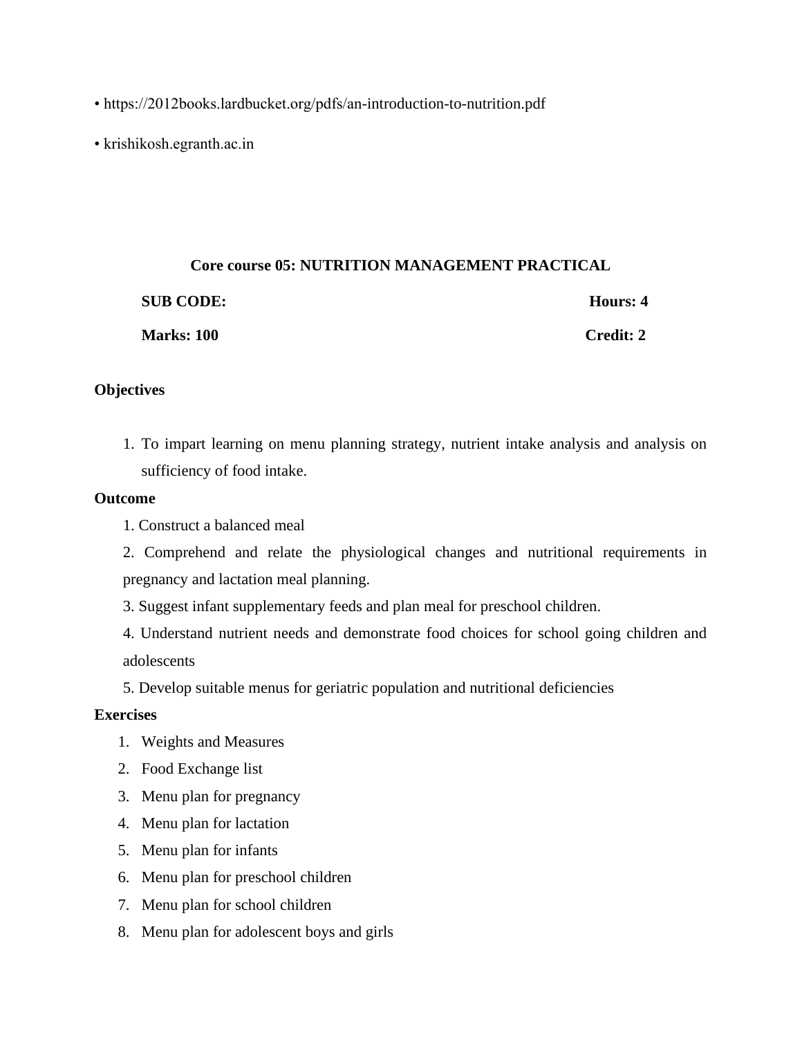- https://2012books.lardbucket.org/pdfs/an-introduction-to-nutrition.pdf
- krishikosh.egranth.ac.in

## Core course 05: NUTRITION MANAGEMENT PRACTICAL

**SUB CODE:** **Hours: 4**

**Marks: 100** **Credit: 2**

**Objectives**

1. To impart learning on menu planning strategy, nutrient intake analysis and analysis on sufficiency of food intake.

**Outcome**

1. Construct a balanced meal
2. Comprehend and relate the physiological changes and nutritional requirements in pregnancy and lactation meal planning.
3. Suggest infant supplementary feeds and plan meal for preschool children.
4. Understand nutrient needs and demonstrate food choices for school going children and adolescents
5. Develop suitable menus for geriatric population and nutritional deficiencies

**Exercises**

1. Weights and Measures
2. Food Exchange list
3. Menu plan for pregnancy
4. Menu plan for lactation
5. Menu plan for infants
6. Menu plan for preschool children
7. Menu plan for school children
8. Menu plan for adolescent boys and girls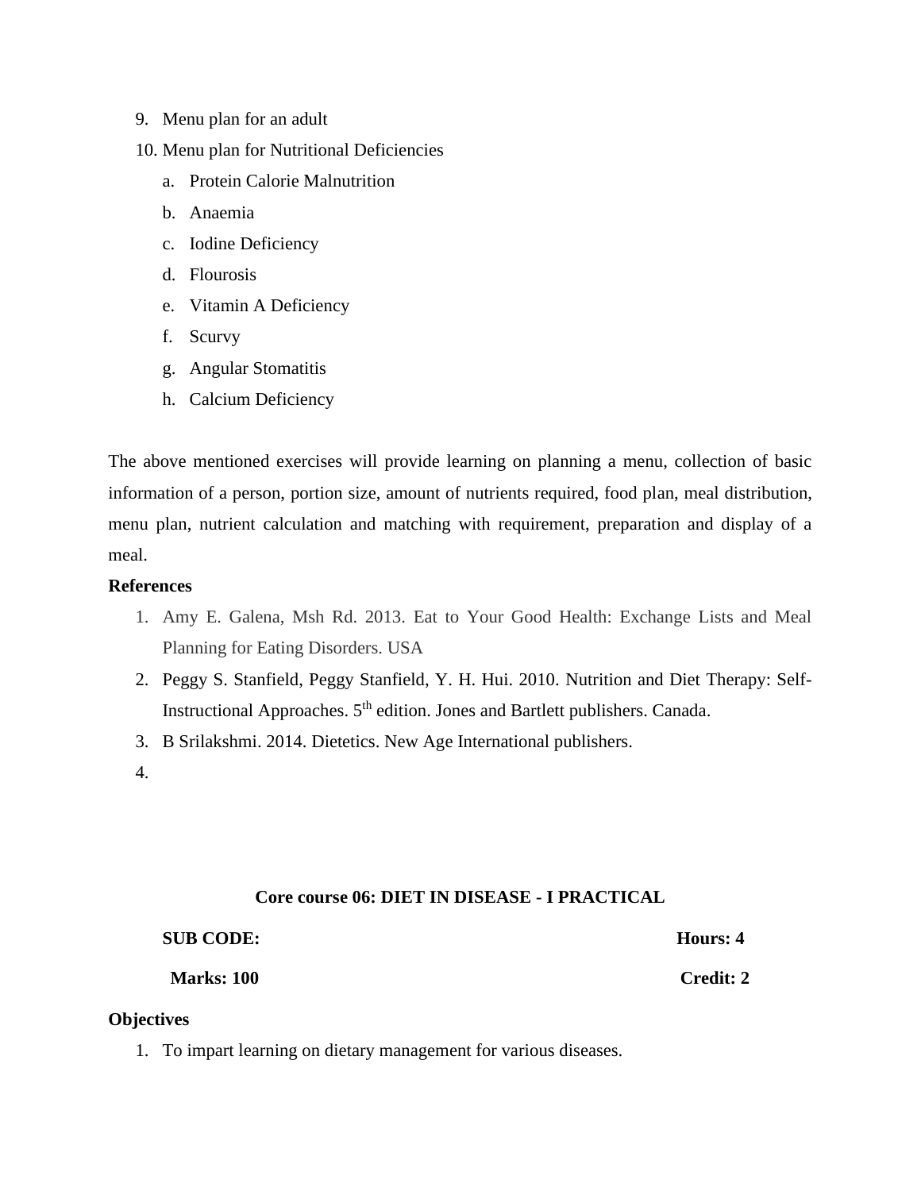9. Menu plan for an adult
10. Menu plan for Nutritional Deficiencies
    a. Protein Calorie Malnutrition
    b. Anaemia
    c. Iodine Deficiency
    d. Flourosis
    e. Vitamin A Deficiency
    f. Scurvy
    g. Angular Stomatitis
    h. Calcium Deficiency

The above mentioned exercises will provide learning on planning a menu, collection of basic information of a person, portion size, amount of nutrients required, food plan, meal distribution, menu plan, nutrient calculation and matching with requirement, preparation and display of a meal.

**References**

1. Amy E. Galena, Msh Rd. 2013. Eat to Your Good Health: Exchange Lists and Meal Planning for Eating Disorders. USA
2. Peggy S. Stanfield, Peggy Stanfield, Y. H. Hui. 2010. Nutrition and Diet Therapy: Self-Instructional Approaches. 5th edition. Jones and Bartlett publishers. Canada.
3. B Srilakshmi. 2014. Dietetics. New Age International publishers.
4.

**Core course 06: DIET IN DISEASE - I PRACTICAL**

**SUB CODE:** **Hours: 4**

**Marks: 100** **Credit: 2**

**Objectives**

1. To impart learning on dietary management for various diseases.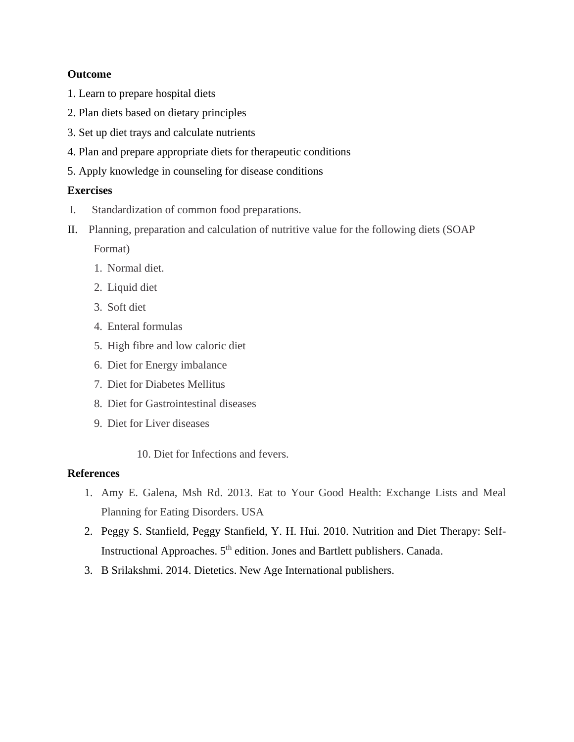**Outcome**

1. Learn to prepare hospital diets
2. Plan diets based on dietary principles
3. Set up diet trays and calculate nutrients
4. Plan and prepare appropriate diets for therapeutic conditions
5. Apply knowledge in counseling for disease conditions

**Exercises**

I. Standardization of common food preparations.

II. Planning, preparation and calculation of nutritive value for the following diets (SOAP Format)

1. Normal diet.
2. Liquid diet
3. Soft diet
4. Enteral formulas
5. High fibre and low caloric diet
6. Diet for Energy imbalance
7. Diet for Diabetes Mellitus
8. Diet for Gastrointestinal diseases
9. Diet for Liver diseases
10. Diet for Infections and fevers.

**References**

1. Amy E. Galena, Msh Rd. 2013. Eat to Your Good Health: Exchange Lists and Meal Planning for Eating Disorders. USA
2. Peggy S. Stanfield, Peggy Stanfield, Y. H. Hui. 2010. Nutrition and Diet Therapy: Self-Instructional Approaches. 5th edition. Jones and Bartlett publishers. Canada.
3. B Srilakshmi. 2014. Dietetics. New Age International publishers.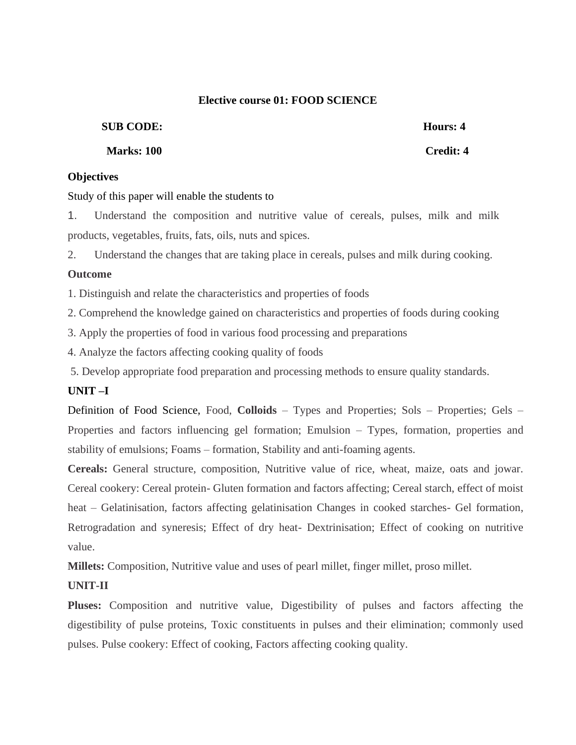## Elective course 01: FOOD SCIENCE

**SUB CODE:** **Hours: 4**

**Marks: 100** **Credit: 4**

**Objectives**

Study of this paper will enable the students to

1. Understand the composition and nutritive value of cereals, pulses, milk and milk products, vegetables, fruits, fats, oils, nuts and spices.
2. Understand the changes that are taking place in cereals, pulses and milk during cooking.

**Outcome**

1. Distinguish and relate the characteristics and properties of foods
2. Comprehend the knowledge gained on characteristics and properties of foods during cooking
3. Apply the properties of food in various food processing and preparations
4. Analyze the factors affecting cooking quality of foods
5. Develop appropriate food preparation and processing methods to ensure quality standards.

**UNIT –I**

Definition of Food Science, Food, **Colloids** – Types and Properties; Sols – Properties; Gels – Properties and factors influencing gel formation; Emulsion – Types, formation, properties and stability of emulsions; Foams – formation, Stability and anti-foaming agents.

**Cereals:** General structure, composition, Nutritive value of rice, wheat, maize, oats and jowar. Cereal cookery: Cereal protein- Gluten formation and factors affecting; Cereal starch, effect of moist heat – Gelatinisation, factors affecting gelatinisation Changes in cooked starches- Gel formation, Retrogradation and syneresis; Effect of dry heat- Dextrinisation; Effect of cooking on nutritive value.

**Millets:** Composition, Nutritive value and uses of pearl millet, finger millet, proso millet.

**UNIT-II**

**Pluses:** Composition and nutritive value, Digestibility of pulses and factors affecting the digestibility of pulse proteins, Toxic constituents in pulses and their elimination; commonly used pulses. Pulse cookery: Effect of cooking, Factors affecting cooking quality.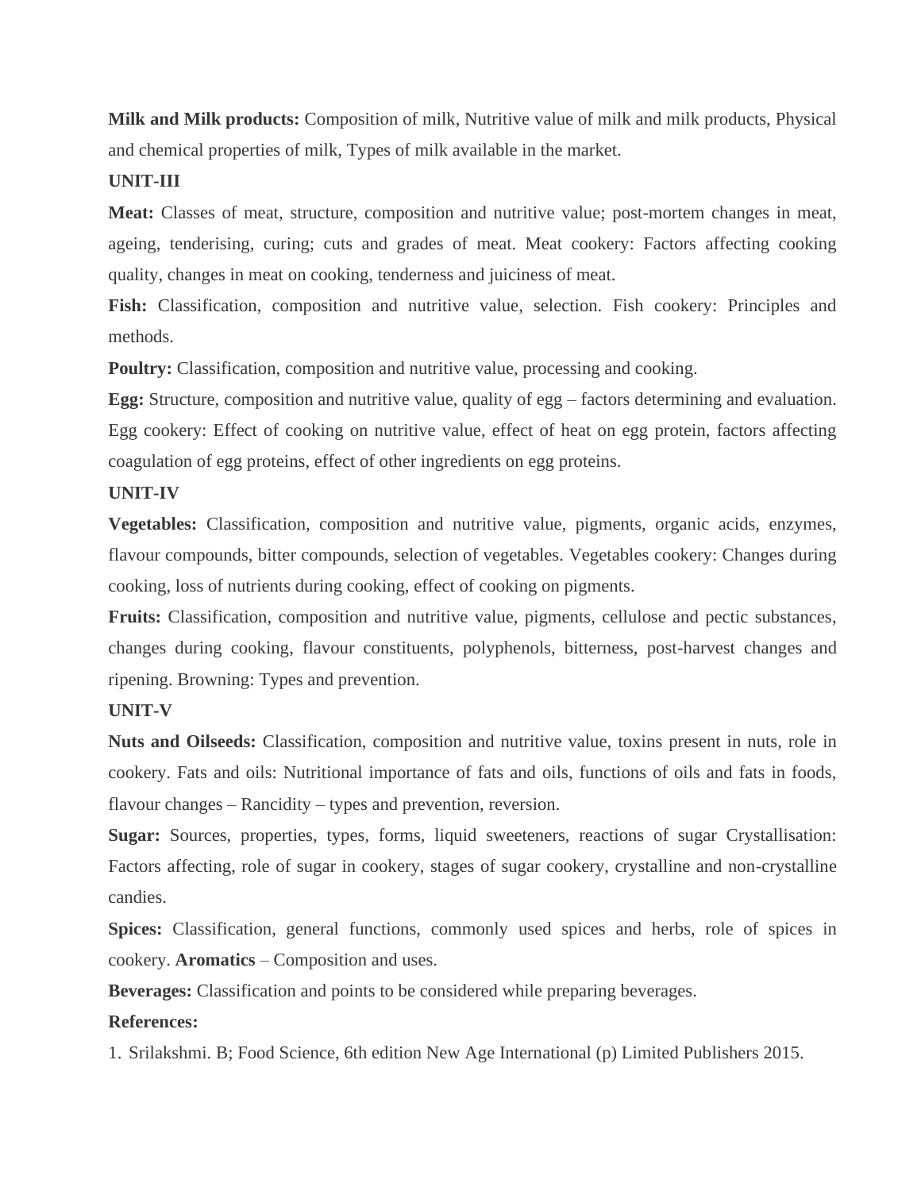**Milk and Milk products:** Composition of milk, Nutritive value of milk and milk products, Physical and chemical properties of milk, Types of milk available in the market.

**UNIT-III**

**Meat:** Classes of meat, structure, composition and nutritive value; post-mortem changes in meat, ageing, tenderising, curing; cuts and grades of meat. Meat cookery: Factors affecting cooking quality, changes in meat on cooking, tenderness and juiciness of meat.

**Fish:** Classification, composition and nutritive value, selection. Fish cookery: Principles and methods.

**Poultry:** Classification, composition and nutritive value, processing and cooking.

**Egg:** Structure, composition and nutritive value, quality of egg – factors determining and evaluation. Egg cookery: Effect of cooking on nutritive value, effect of heat on egg protein, factors affecting coagulation of egg proteins, effect of other ingredients on egg proteins.

**UNIT-IV**

**Vegetables:** Classification, composition and nutritive value, pigments, organic acids, enzymes, flavour compounds, bitter compounds, selection of vegetables. Vegetables cookery: Changes during cooking, loss of nutrients during cooking, effect of cooking on pigments.

**Fruits:** Classification, composition and nutritive value, pigments, cellulose and pectic substances, changes during cooking, flavour constituents, polyphenols, bitterness, post-harvest changes and ripening. Browning: Types and prevention.

**UNIT-V**

**Nuts and Oilseeds:** Classification, composition and nutritive value, toxins present in nuts, role in cookery. Fats and oils: Nutritional importance of fats and oils, functions of oils and fats in foods, flavour changes – Rancidity – types and prevention, reversion.

**Sugar:** Sources, properties, types, forms, liquid sweeteners, reactions of sugar Crystallisation: Factors affecting, role of sugar in cookery, stages of sugar cookery, crystalline and non-crystalline candies.

**Spices:** Classification, general functions, commonly used spices and herbs, role of spices in cookery. **Aromatics** – Composition and uses.

**Beverages:** Classification and points to be considered while preparing beverages.

**References:**

1. Srilakshmi. B; Food Science, 6th edition New Age International (p) Limited Publishers 2015.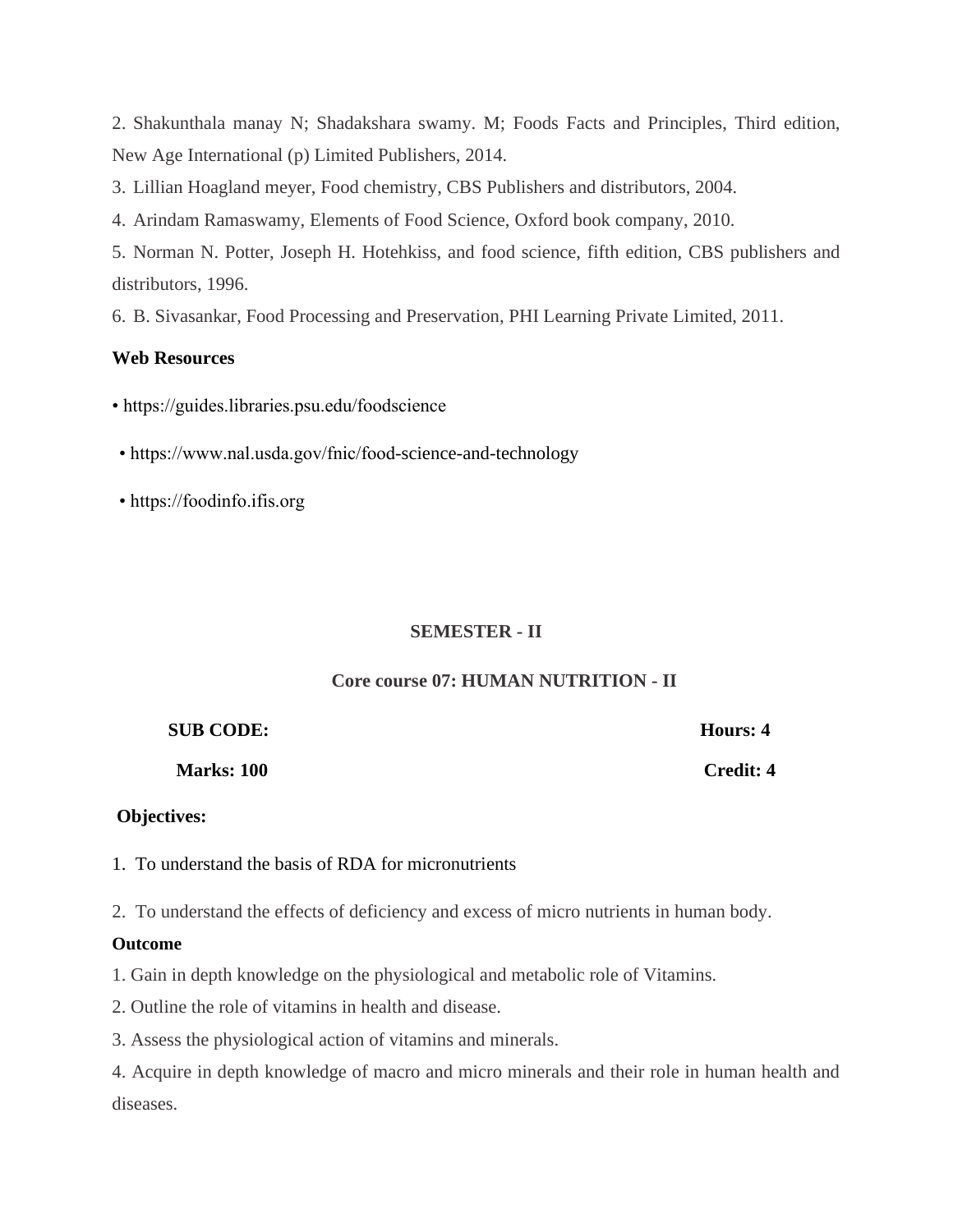2. Shakunthala manay N; Shadakshara swamy. M; Foods Facts and Principles, Third edition, New Age International (p) Limited Publishers, 2014.

3. Lillian Hoagland meyer, Food chemistry, CBS Publishers and distributors, 2004.

4. Arindam Ramaswamy, Elements of Food Science, Oxford book company, 2010.

5. Norman N. Potter, Joseph H. Hotehkiss, and food science, fifth edition, CBS publishers and distributors, 1996.

6. B. Sivasankar, Food Processing and Preservation, PHI Learning Private Limited, 2011.

**Web Resources**

- https://guides.libraries.psu.edu/foodscience
- https://www.nal.usda.gov/fnic/food-science-and-technology
- https://foodinfo.ifis.org

**SEMESTER - II**

**Core course 07: HUMAN NUTRITION - II**

**SUB CODE:** **Hours: 4**

**Marks: 100** **Credit: 4**

**Objectives:**

1. To understand the basis of RDA for micronutrients
2. To understand the effects of deficiency and excess of micro nutrients in human body.

**Outcome**

1. Gain in depth knowledge on the physiological and metabolic role of Vitamins.
2. Outline the role of vitamins in health and disease.
3. Assess the physiological action of vitamins and minerals.
4. Acquire in depth knowledge of macro and micro minerals and their role in human health and diseases.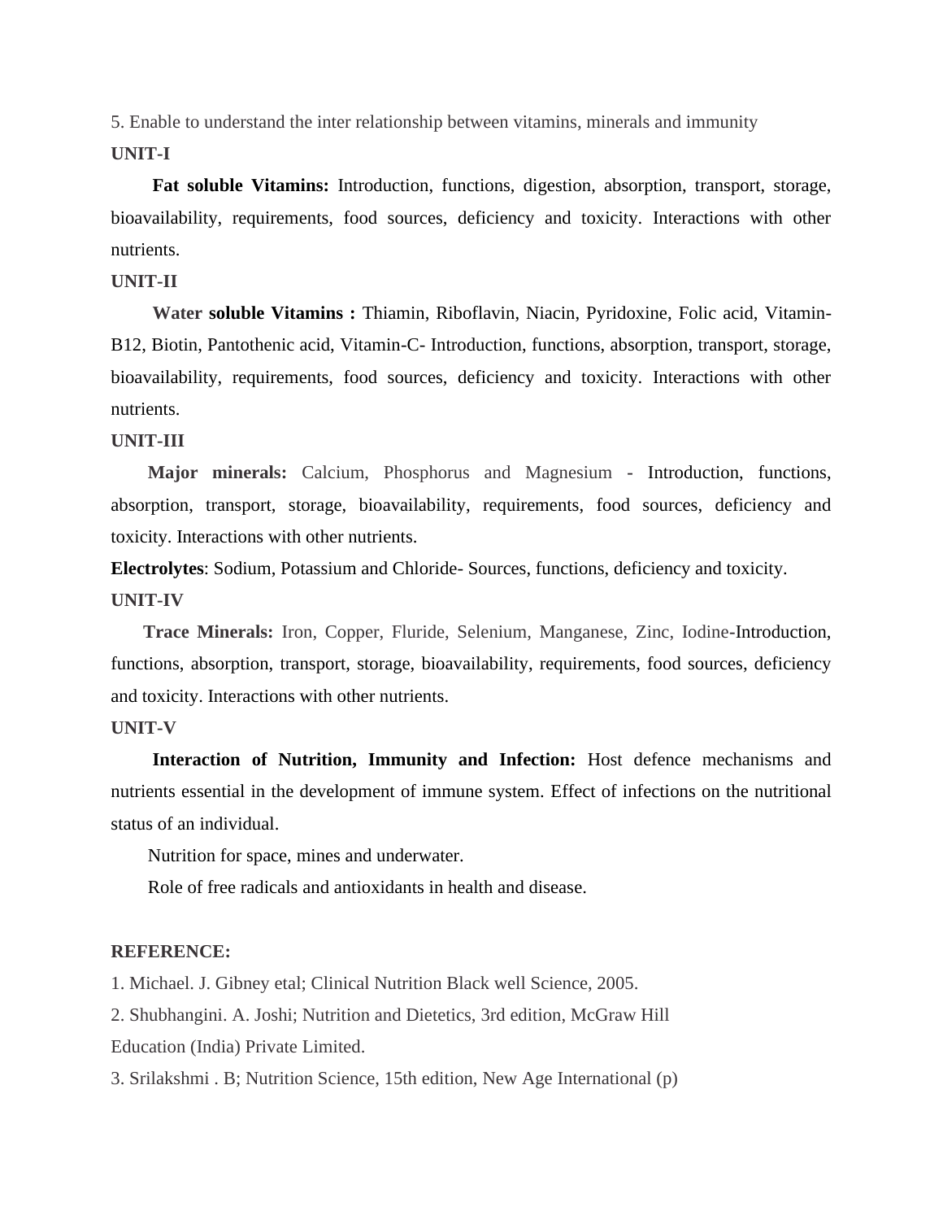5. Enable to understand the inter relationship between vitamins, minerals and immunity

**UNIT-I**

**Fat soluble Vitamins:** Introduction, functions, digestion, absorption, transport, storage, bioavailability, requirements, food sources, deficiency and toxicity. Interactions with other nutrients.

**UNIT-II**

**Water soluble Vitamins :** Thiamin, Riboflavin, Niacin, Pyridoxine, Folic acid, Vitamin-B12, Biotin, Pantothenic acid, Vitamin-C- Introduction, functions, absorption, transport, storage, bioavailability, requirements, food sources, deficiency and toxicity. Interactions with other nutrients.

**UNIT-III**

**Major minerals:** Calcium, Phosphorus and Magnesium - Introduction, functions, absorption, transport, storage, bioavailability, requirements, food sources, deficiency and toxicity. Interactions with other nutrients.

**Electrolytes**: Sodium, Potassium and Chloride- Sources, functions, deficiency and toxicity.

**UNIT-IV**

**Trace Minerals:** Iron, Copper, Fluride, Selenium, Manganese, Zinc, Iodine-Introduction, functions, absorption, transport, storage, bioavailability, requirements, food sources, deficiency and toxicity. Interactions with other nutrients.

**UNIT-V**

**Interaction of Nutrition, Immunity and Infection:** Host defence mechanisms and nutrients essential in the development of immune system. Effect of infections on the nutritional status of an individual.

Nutrition for space, mines and underwater.

Role of free radicals and antioxidants in health and disease.

**REFERENCE:**

1. Michael. J. Gibney etal; Clinical Nutrition Black well Science, 2005.
2. Shubhangini. A. Joshi; Nutrition and Dietetics, 3rd edition, McGraw Hill Education (India) Private Limited.
3. Srilakshmi . B; Nutrition Science, 15th edition, New Age International (p)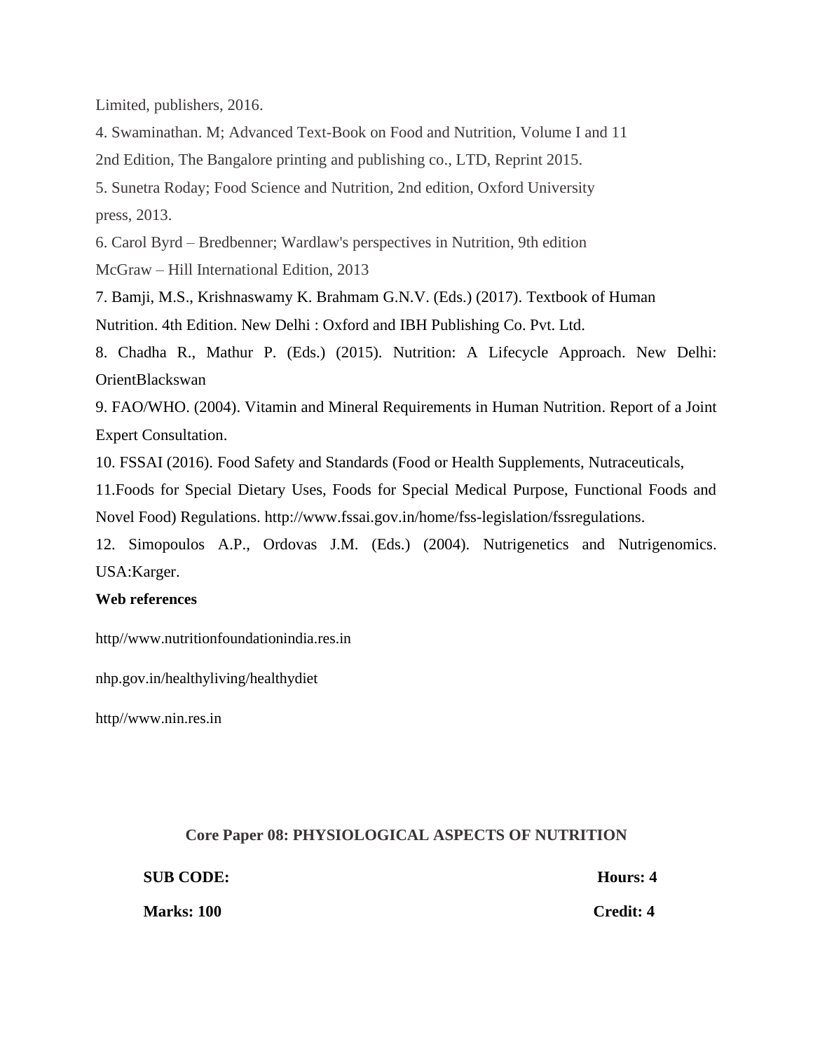Limited, publishers, 2016.

4. Swaminathan. M; Advanced Text-Book on Food and Nutrition, Volume I and 11 2nd Edition, The Bangalore printing and publishing co., LTD, Reprint 2015.

5. Sunetra Roday; Food Science and Nutrition, 2nd edition, Oxford University press, 2013.

6. Carol Byrd – Bredbenner; Wardlaw's perspectives in Nutrition, 9th edition McGraw – Hill International Edition, 2013

7. Bamji, M.S., Krishnaswamy K. Brahmam G.N.V. (Eds.) (2017). Textbook of Human Nutrition. 4th Edition. New Delhi : Oxford and IBH Publishing Co. Pvt. Ltd.

8. Chadha R., Mathur P. (Eds.) (2015). Nutrition: A Lifecycle Approach. New Delhi: OrientBlackswan

9. FAO/WHO. (2004). Vitamin and Mineral Requirements in Human Nutrition. Report of a Joint Expert Consultation.

10. FSSAI (2016). Food Safety and Standards (Food or Health Supplements, Nutraceuticals,

11.Foods for Special Dietary Uses, Foods for Special Medical Purpose, Functional Foods and Novel Food) Regulations. http://www.fssai.gov.in/home/fss-legislation/fssregulations.

12. Simopoulos A.P., Ordovas J.M. (Eds.) (2004). Nutrigenetics and Nutrigenomics. USA:Karger.

**Web references**

http//www.nutritionfoundationindia.res.in

nhp.gov.in/healthyliving/healthydiet

http//www.nin.res.in

## Core Paper 08: PHYSIOLOGICAL ASPECTS OF NUTRITION

**SUB CODE:** **Hours: 4**

**Marks: 100** **Credit: 4**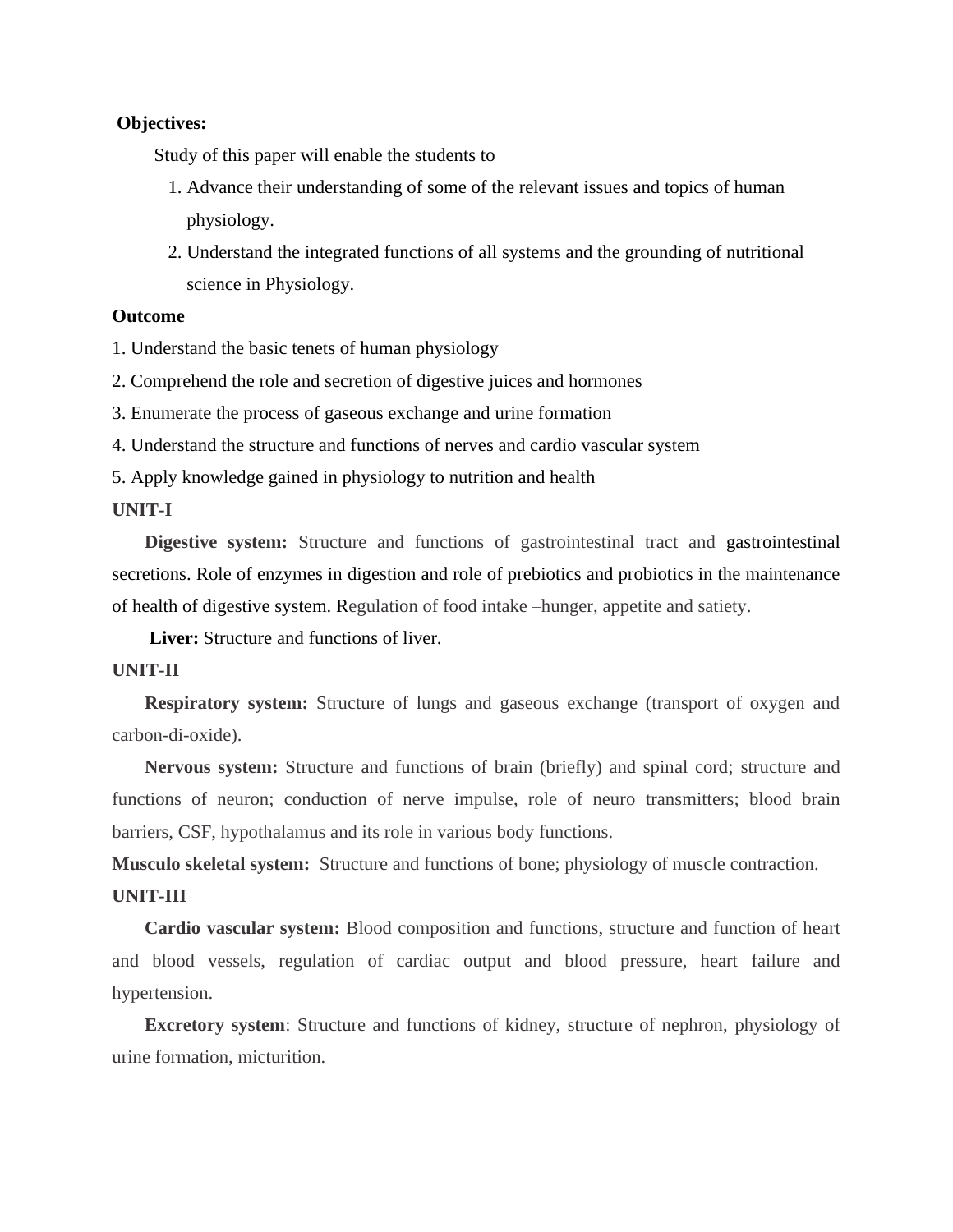**Objectives:**

Study of this paper will enable the students to

1. Advance their understanding of some of the relevant issues and topics of human physiology.
2. Understand the integrated functions of all systems and the grounding of nutritional science in Physiology.

**Outcome**

1. Understand the basic tenets of human physiology
2. Comprehend the role and secretion of digestive juices and hormones
3. Enumerate the process of gaseous exchange and urine formation
4. Understand the structure and functions of nerves and cardio vascular system
5. Apply knowledge gained in physiology to nutrition and health

**UNIT-I**

**Digestive system:** Structure and functions of gastrointestinal tract and gastrointestinal secretions. Role of enzymes in digestion and role of prebiotics and probiotics in the maintenance of health of digestive system. Regulation of food intake –hunger, appetite and satiety.

**Liver:** Structure and functions of liver.

**UNIT-II**

**Respiratory system:** Structure of lungs and gaseous exchange (transport of oxygen and carbon-di-oxide).

**Nervous system:** Structure and functions of brain (briefly) and spinal cord; structure and functions of neuron; conduction of nerve impulse, role of neuro transmitters; blood brain barriers, CSF, hypothalamus and its role in various body functions.

**Musculo skeletal system:** Structure and functions of bone; physiology of muscle contraction.

**UNIT-III**

**Cardio vascular system:** Blood composition and functions, structure and function of heart and blood vessels, regulation of cardiac output and blood pressure, heart failure and hypertension.

**Excretory system**: Structure and functions of kidney, structure of nephron, physiology of urine formation, micturition.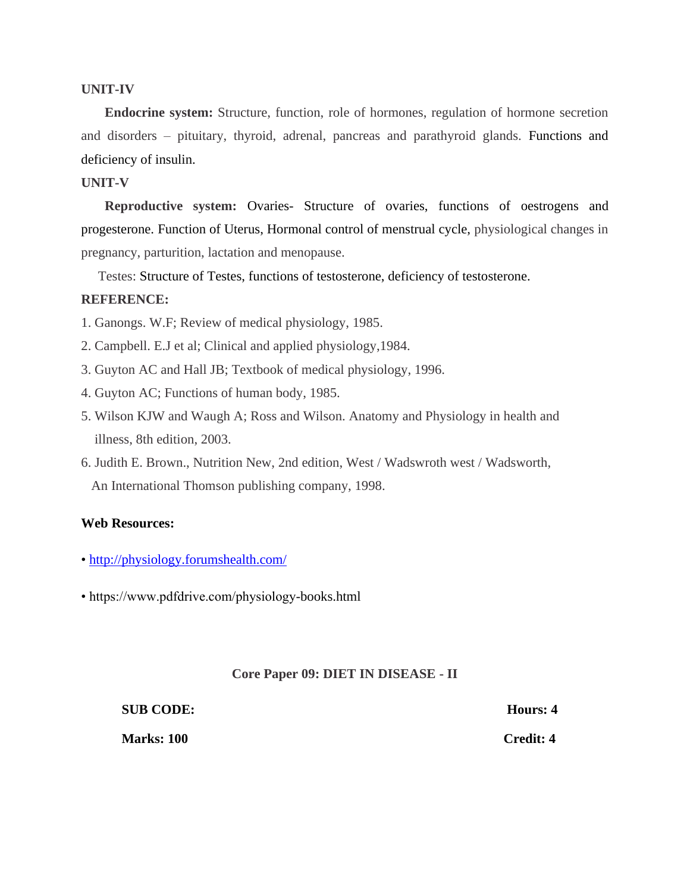**UNIT-IV**

**Endocrine system:** Structure, function, role of hormones, regulation of hormone secretion and disorders – pituitary, thyroid, adrenal, pancreas and parathyroid glands. Functions and deficiency of insulin.

**UNIT-V**

**Reproductive system:** Ovaries- Structure of ovaries, functions of oestrogens and progesterone. Function of Uterus, Hormonal control of menstrual cycle, physiological changes in pregnancy, parturition, lactation and menopause.

Testes: Structure of Testes, functions of testosterone, deficiency of testosterone.

**REFERENCE:**

1. Ganongs. W.F; Review of medical physiology, 1985.
2. Campbell. E.J et al; Clinical and applied physiology,1984.
3. Guyton AC and Hall JB; Textbook of medical physiology, 1996.
4. Guyton AC; Functions of human body, 1985.
5. Wilson KJW and Waugh A; Ross and Wilson. Anatomy and Physiology in health and illness, 8th edition, 2003.
6. Judith E. Brown., Nutrition New, 2nd edition, West / Wadswroth west / Wadsworth, An International Thomson publishing company, 1998.

**Web Resources:**

- http://physiology.forumshealth.com/
- https://www.pdfdrive.com/physiology-books.html

## Core Paper 09: DIET IN DISEASE - II

**SUB CODE:** **Hours: 4**

**Marks: 100** **Credit: 4**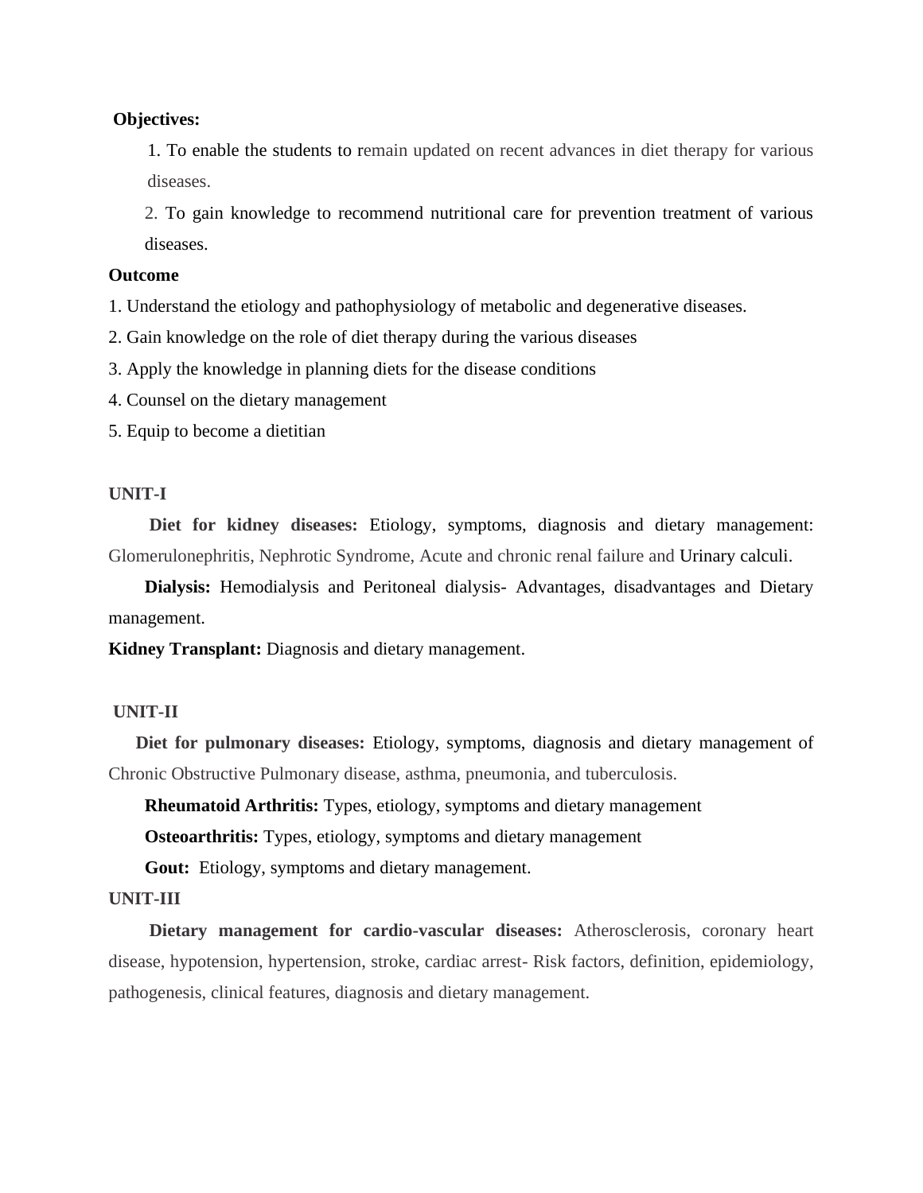**Objectives:**

1. To enable the students to remain updated on recent advances in diet therapy for various diseases.
2. To gain knowledge to recommend nutritional care for prevention treatment of various diseases.

**Outcome**

1. Understand the etiology and pathophysiology of metabolic and degenerative diseases.
2. Gain knowledge on the role of diet therapy during the various diseases
3. Apply the knowledge in planning diets for the disease conditions
4. Counsel on the dietary management
5. Equip to become a dietitian

**UNIT-I**

**Diet for kidney diseases:** Etiology, symptoms, diagnosis and dietary management: Glomerulonephritis, Nephrotic Syndrome, Acute and chronic renal failure and Urinary calculi.

**Dialysis:** Hemodialysis and Peritoneal dialysis- Advantages, disadvantages and Dietary management.

**Kidney Transplant:** Diagnosis and dietary management.

**UNIT-II**

**Diet for pulmonary diseases:** Etiology, symptoms, diagnosis and dietary management of Chronic Obstructive Pulmonary disease, asthma, pneumonia, and tuberculosis.

**Rheumatoid Arthritis:** Types, etiology, symptoms and dietary management

**Osteoarthritis:** Types, etiology, symptoms and dietary management

**Gout:** Etiology, symptoms and dietary management.

**UNIT-III**

**Dietary management for cardio-vascular diseases:** Atherosclerosis, coronary heart disease, hypotension, hypertension, stroke, cardiac arrest- Risk factors, definition, epidemiology, pathogenesis, clinical features, diagnosis and dietary management.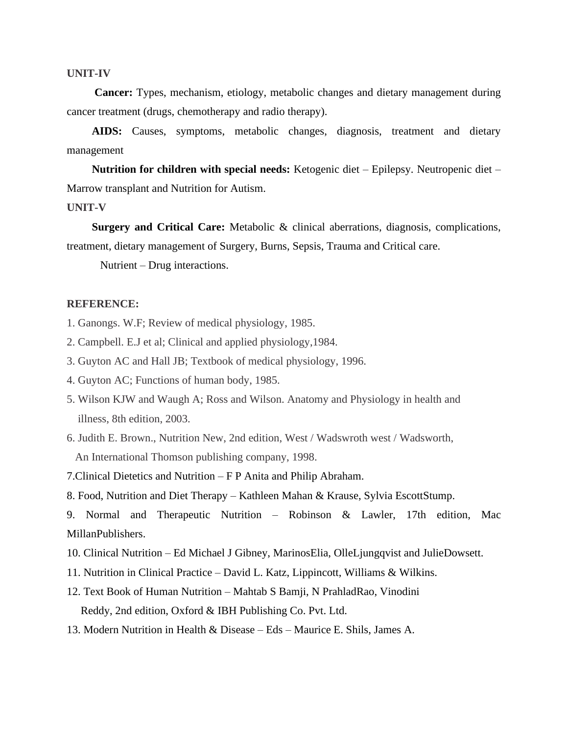**UNIT-IV**

**Cancer:** Types, mechanism, etiology, metabolic changes and dietary management during cancer treatment (drugs, chemotherapy and radio therapy).

**AIDS:** Causes, symptoms, metabolic changes, diagnosis, treatment and dietary management

**Nutrition for children with special needs:** Ketogenic diet – Epilepsy. Neutropenic diet – Marrow transplant and Nutrition for Autism.

**UNIT-V**

**Surgery and Critical Care:** Metabolic & clinical aberrations, diagnosis, complications, treatment, dietary management of Surgery, Burns, Sepsis, Trauma and Critical care.

Nutrient – Drug interactions.

**REFERENCE:**

1. Ganongs. W.F; Review of medical physiology, 1985.
2. Campbell. E.J et al; Clinical and applied physiology,1984.
3. Guyton AC and Hall JB; Textbook of medical physiology, 1996.
4. Guyton AC; Functions of human body, 1985.
5. Wilson KJW and Waugh A; Ross and Wilson. Anatomy and Physiology in health and illness, 8th edition, 2003.
6. Judith E. Brown., Nutrition New, 2nd edition, West / Wadswroth west / Wadsworth, An International Thomson publishing company, 1998.
7. Clinical Dietetics and Nutrition – F P Anita and Philip Abraham.
8. Food, Nutrition and Diet Therapy – Kathleen Mahan & Krause, Sylvia EscottStump.
9. Normal and Therapeutic Nutrition – Robinson & Lawler, 17th edition, Mac MillanPublishers.
10. Clinical Nutrition – Ed Michael J Gibney, MarinosElia, OlleLjungqvist and JulieDowsett.
11. Nutrition in Clinical Practice – David L. Katz, Lippincott, Williams & Wilkins.
12. Text Book of Human Nutrition – Mahtab S Bamji, N PrahladRao, Vinodini Reddy, 2nd edition, Oxford & IBH Publishing Co. Pvt. Ltd.
13. Modern Nutrition in Health & Disease – Eds – Maurice E. Shils, James A.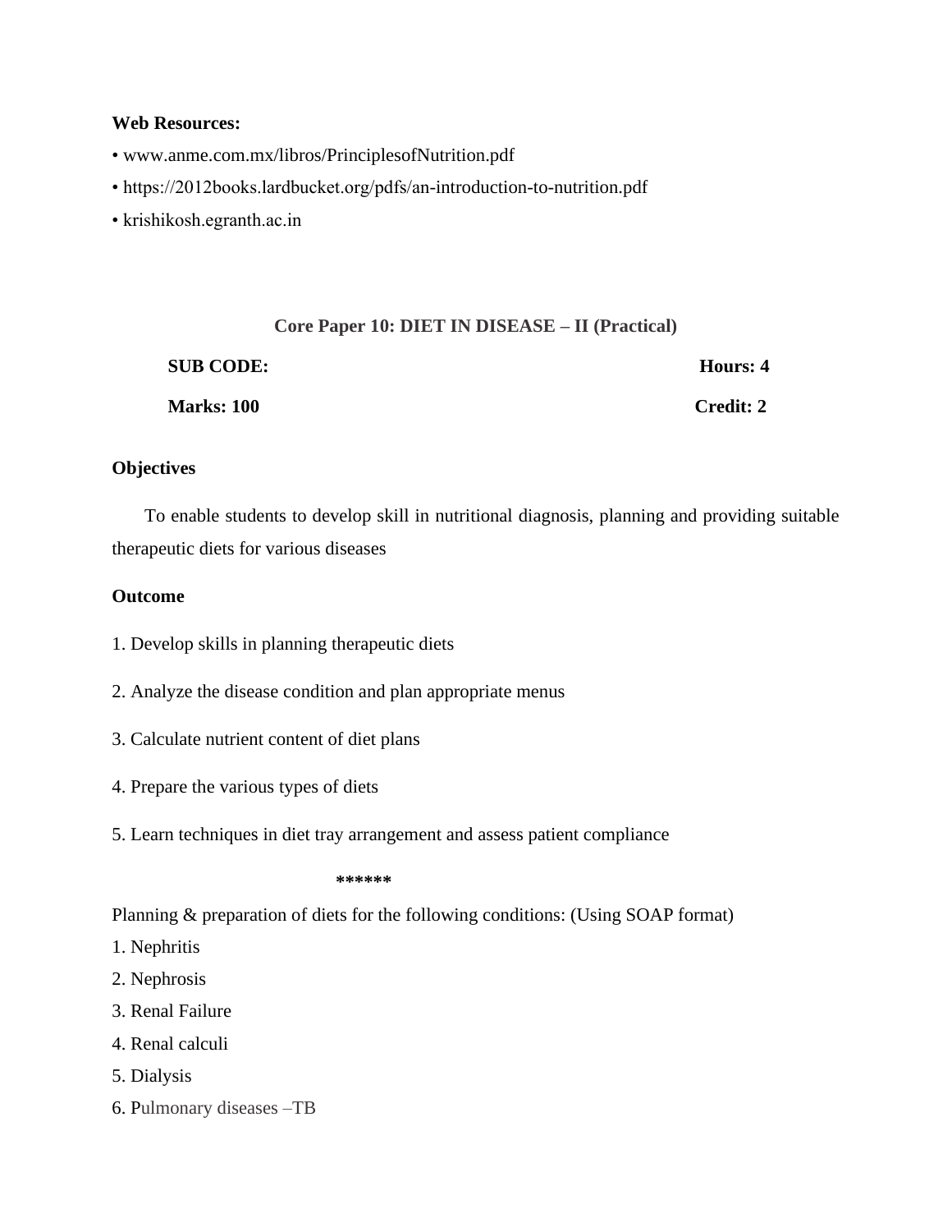**Web Resources:**

- www.anme.com.mx/libros/PrinciplesofNutrition.pdf
- https://2012books.lardbucket.org/pdfs/an-introduction-to-nutrition.pdf
- krishikosh.egranth.ac.in

## Core Paper 10: DIET IN DISEASE – II (Practical)

| **SUB CODE:** | **Hours: 4** |
|---|---|
| **Marks: 100** | **Credit: 2** |

**Objectives**

To enable students to develop skill in nutritional diagnosis, planning and providing suitable therapeutic diets for various diseases

**Outcome**

1. Develop skills in planning therapeutic diets
2. Analyze the disease condition and plan appropriate menus
3. Calculate nutrient content of diet plans
4. Prepare the various types of diets
5. Learn techniques in diet tray arrangement and assess patient compliance

******

Planning & preparation of diets for the following conditions: (Using SOAP format)

1. Nephritis
2. Nephrosis
3. Renal Failure
4. Renal calculi
5. Dialysis
6. Pulmonary diseases –TB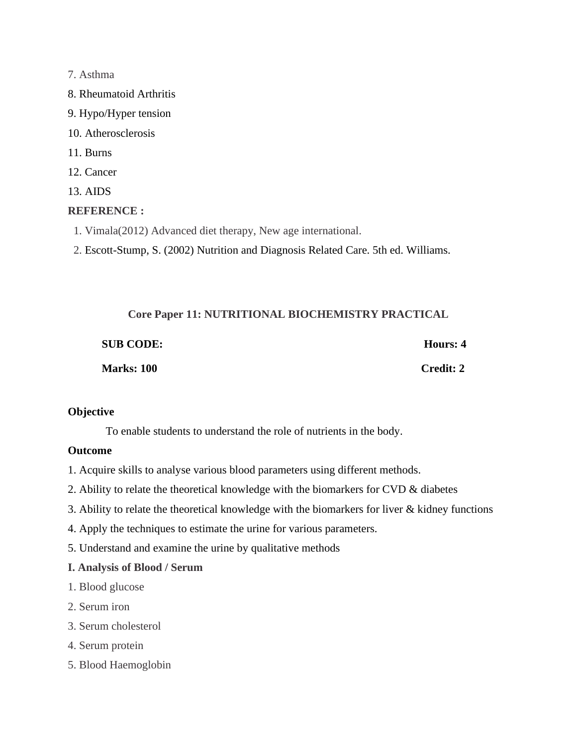7. Asthma

8. Rheumatoid Arthritis

9. Hypo/Hyper tension

10. Atherosclerosis

11. Burns

12. Cancer

13. AIDS

**REFERENCE :**

1. Vimala(2012) Advanced diet therapy, New age international.
2. Escott-Stump, S. (2002) Nutrition and Diagnosis Related Care. 5th ed. Williams.

## Core Paper 11: NUTRITIONAL BIOCHEMISTRY PRACTICAL

**SUB CODE:** **Hours: 4**

**Marks: 100** **Credit: 2**

**Objective**

To enable students to understand the role of nutrients in the body.

**Outcome**

1. Acquire skills to analyse various blood parameters using different methods.
2. Ability to relate the theoretical knowledge with the biomarkers for CVD & diabetes
3. Ability to relate the theoretical knowledge with the biomarkers for liver & kidney functions
4. Apply the techniques to estimate the urine for various parameters.
5. Understand and examine the urine by qualitative methods

**I. Analysis of Blood / Serum**

1. Blood glucose
2. Serum iron
3. Serum cholesterol
4. Serum protein
5. Blood Haemoglobin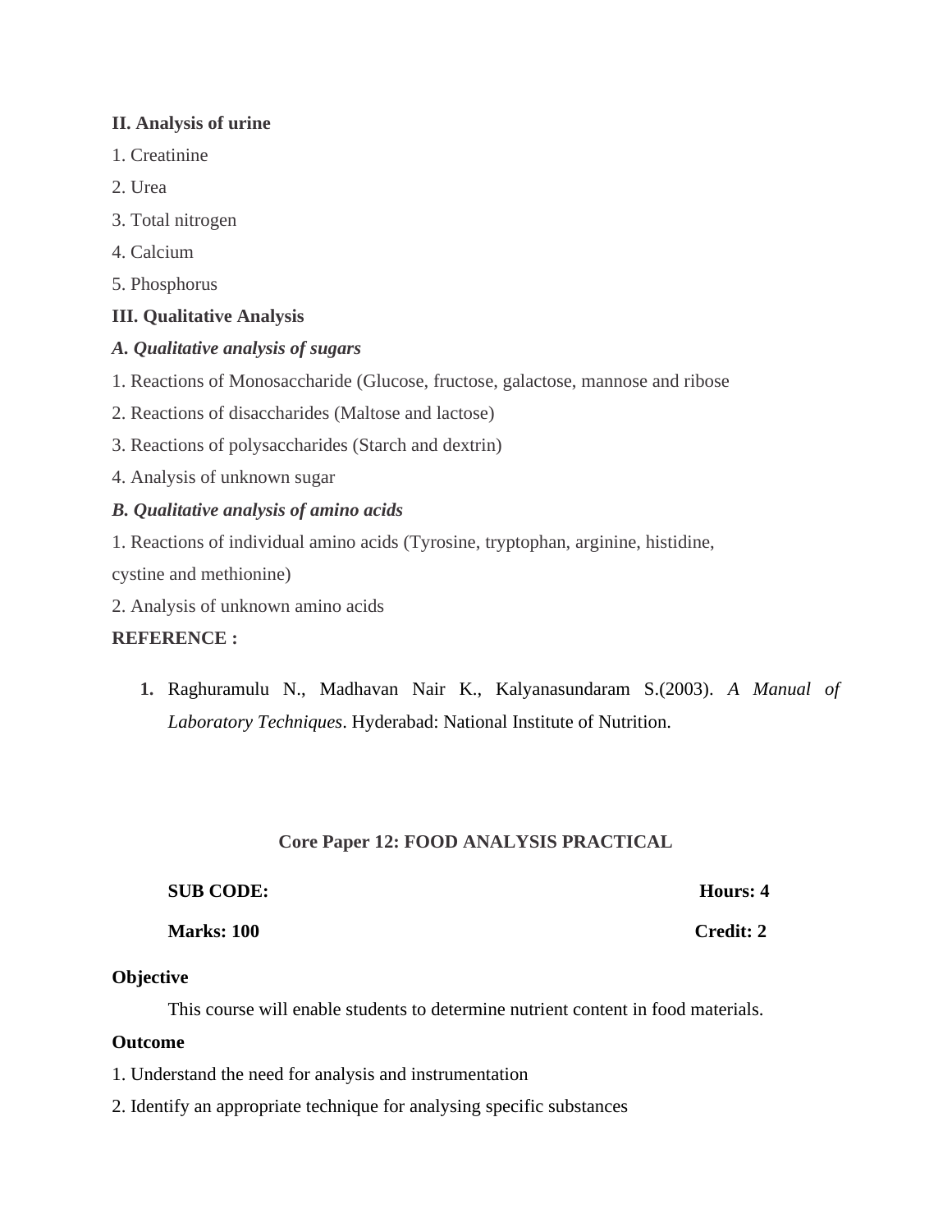**II. Analysis of urine**

1. Creatinine
2. Urea
3. Total nitrogen
4. Calcium
5. Phosphorus

**III. Qualitative Analysis**

***A. Qualitative analysis of sugars***

1. Reactions of Monosaccharide (Glucose, fructose, galactose, mannose and ribose
2. Reactions of disaccharides (Maltose and lactose)
3. Reactions of polysaccharides (Starch and dextrin)
4. Analysis of unknown sugar

***B. Qualitative analysis of amino acids***

1. Reactions of individual amino acids (Tyrosine, tryptophan, arginine, histidine, cystine and methionine)
2. Analysis of unknown amino acids

**REFERENCE :**

1. Raghuramulu N., Madhavan Nair K., Kalyanasundaram S.(2003). *A Manual of Laboratory Techniques*. Hyderabad: National Institute of Nutrition.

## Core Paper 12: FOOD ANALYSIS PRACTICAL

| **SUB CODE:** | **Hours: 4** |
|---|---|
| **Marks: 100** | **Credit: 2** |

**Objective**

This course will enable students to determine nutrient content in food materials.

**Outcome**

1. Understand the need for analysis and instrumentation
2. Identify an appropriate technique for analysing specific substances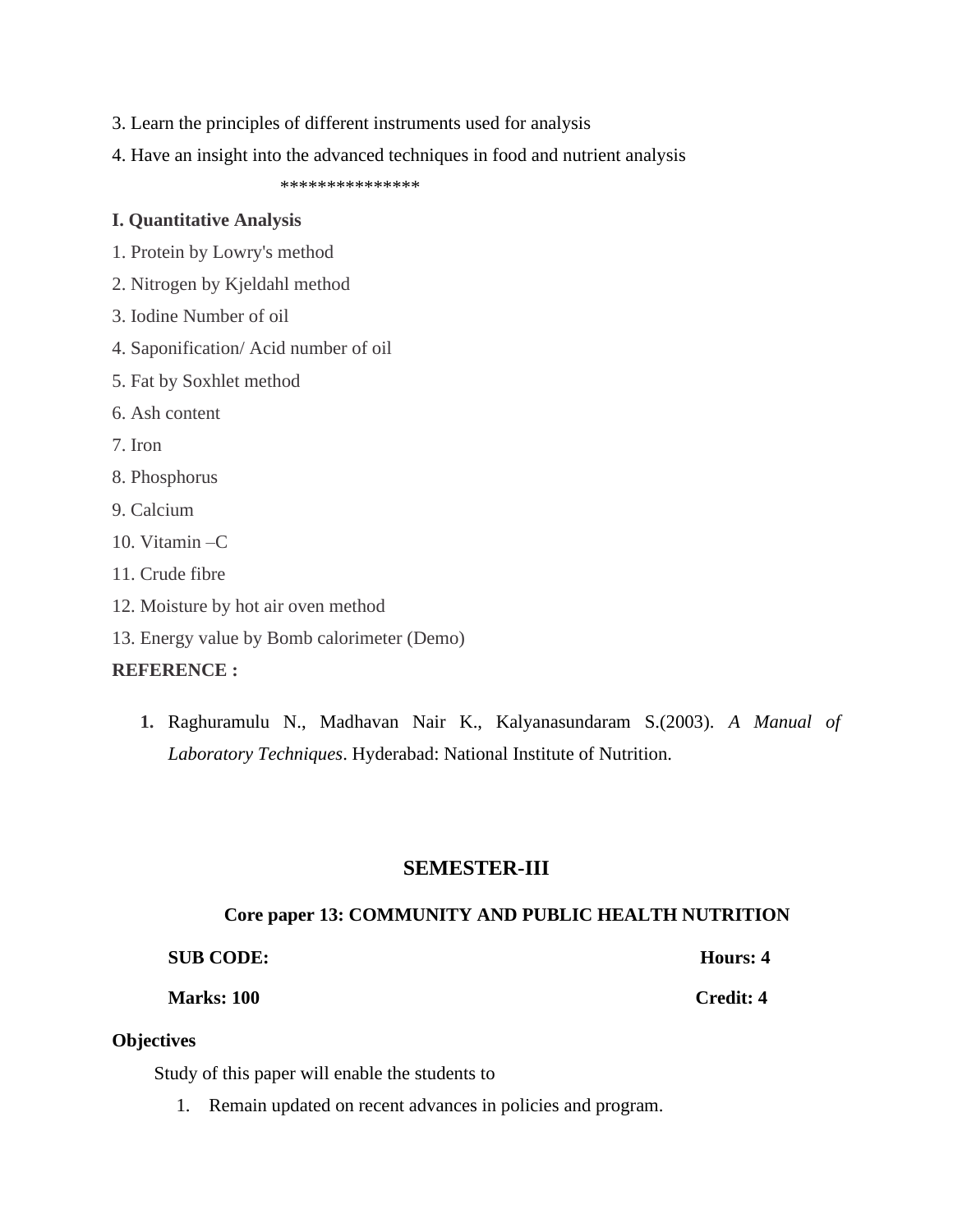3. Learn the principles of different instruments used for analysis

4. Have an insight into the advanced techniques in food and nutrient analysis

***************

**I. Quantitative Analysis**

1. Protein by Lowry's method
2. Nitrogen by Kjeldahl method
3. Iodine Number of oil
4. Saponification/ Acid number of oil
5. Fat by Soxhlet method
6. Ash content
7. Iron
8. Phosphorus
9. Calcium
10. Vitamin –C
11. Crude fibre
12. Moisture by hot air oven method
13. Energy value by Bomb calorimeter (Demo)

**REFERENCE :**

1. Raghuramulu N., Madhavan Nair K., Kalyanasundaram S.(2003). *A Manual of Laboratory Techniques*. Hyderabad: National Institute of Nutrition.

## SEMESTER-III

### Core paper 13: COMMUNITY AND PUBLIC HEALTH NUTRITION

**SUB CODE:** **Hours: 4**

**Marks: 100** **Credit: 4**

**Objectives**

Study of this paper will enable the students to

1. Remain updated on recent advances in policies and program.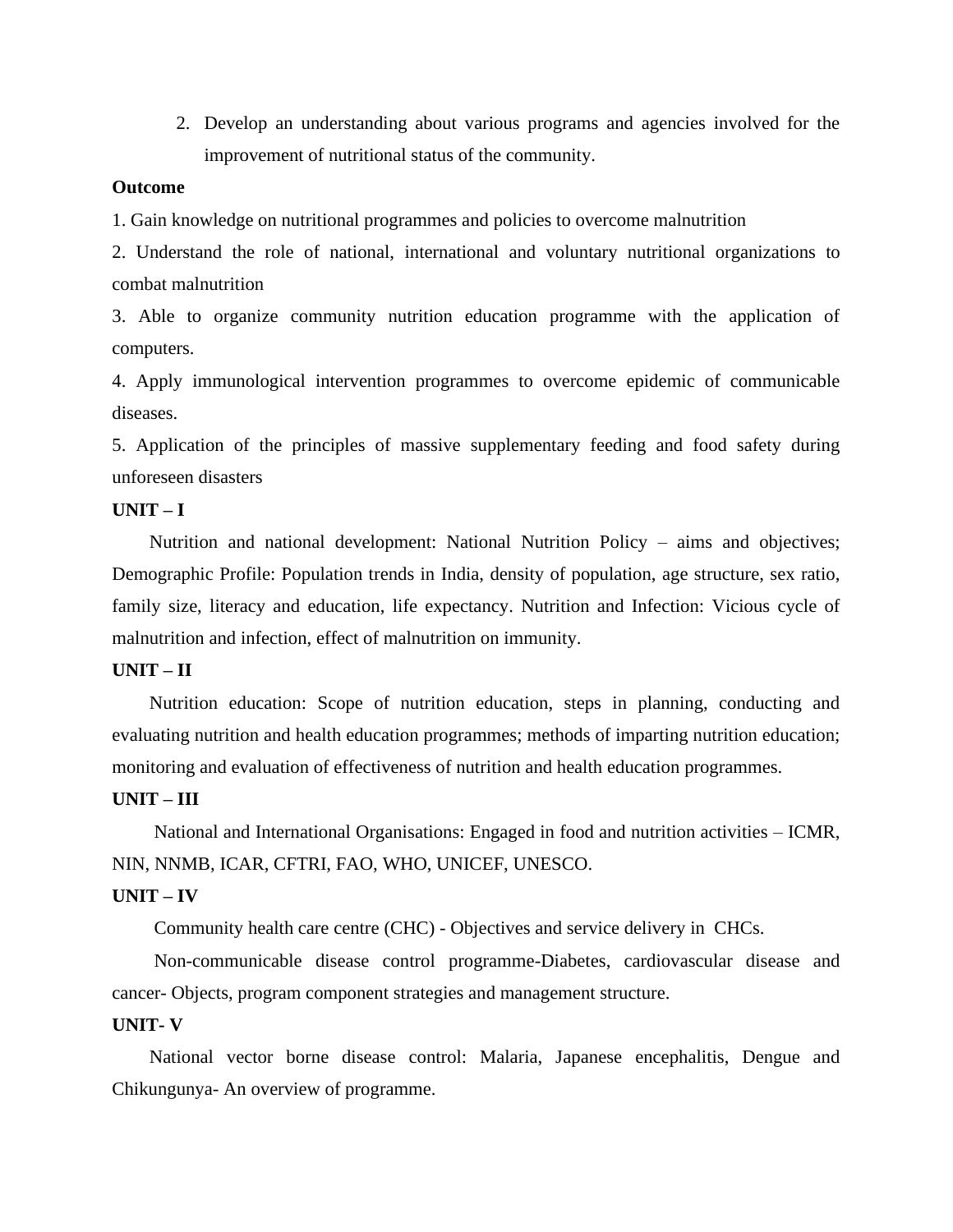2. Develop an understanding about various programs and agencies involved for the improvement of nutritional status of the community.

**Outcome**

1. Gain knowledge on nutritional programmes and policies to overcome malnutrition
2. Understand the role of national, international and voluntary nutritional organizations to combat malnutrition
3. Able to organize community nutrition education programme with the application of computers.
4. Apply immunological intervention programmes to overcome epidemic of communicable diseases.
5. Application of the principles of massive supplementary feeding and food safety during unforeseen disasters

**UNIT – I**

Nutrition and national development: National Nutrition Policy – aims and objectives; Demographic Profile: Population trends in India, density of population, age structure, sex ratio, family size, literacy and education, life expectancy. Nutrition and Infection: Vicious cycle of malnutrition and infection, effect of malnutrition on immunity.

**UNIT – II**

Nutrition education: Scope of nutrition education, steps in planning, conducting and evaluating nutrition and health education programmes; methods of imparting nutrition education; monitoring and evaluation of effectiveness of nutrition and health education programmes.

**UNIT – III**

National and International Organisations: Engaged in food and nutrition activities – ICMR, NIN, NNMB, ICAR, CFTRI, FAO, WHO, UNICEF, UNESCO.

**UNIT – IV**

Community health care centre (CHC) - Objectives and service delivery in CHCs.

Non-communicable disease control programme-Diabetes, cardiovascular disease and cancer- Objects, program component strategies and management structure.

**UNIT- V**

National vector borne disease control: Malaria, Japanese encephalitis, Dengue and Chikungunya- An overview of programme.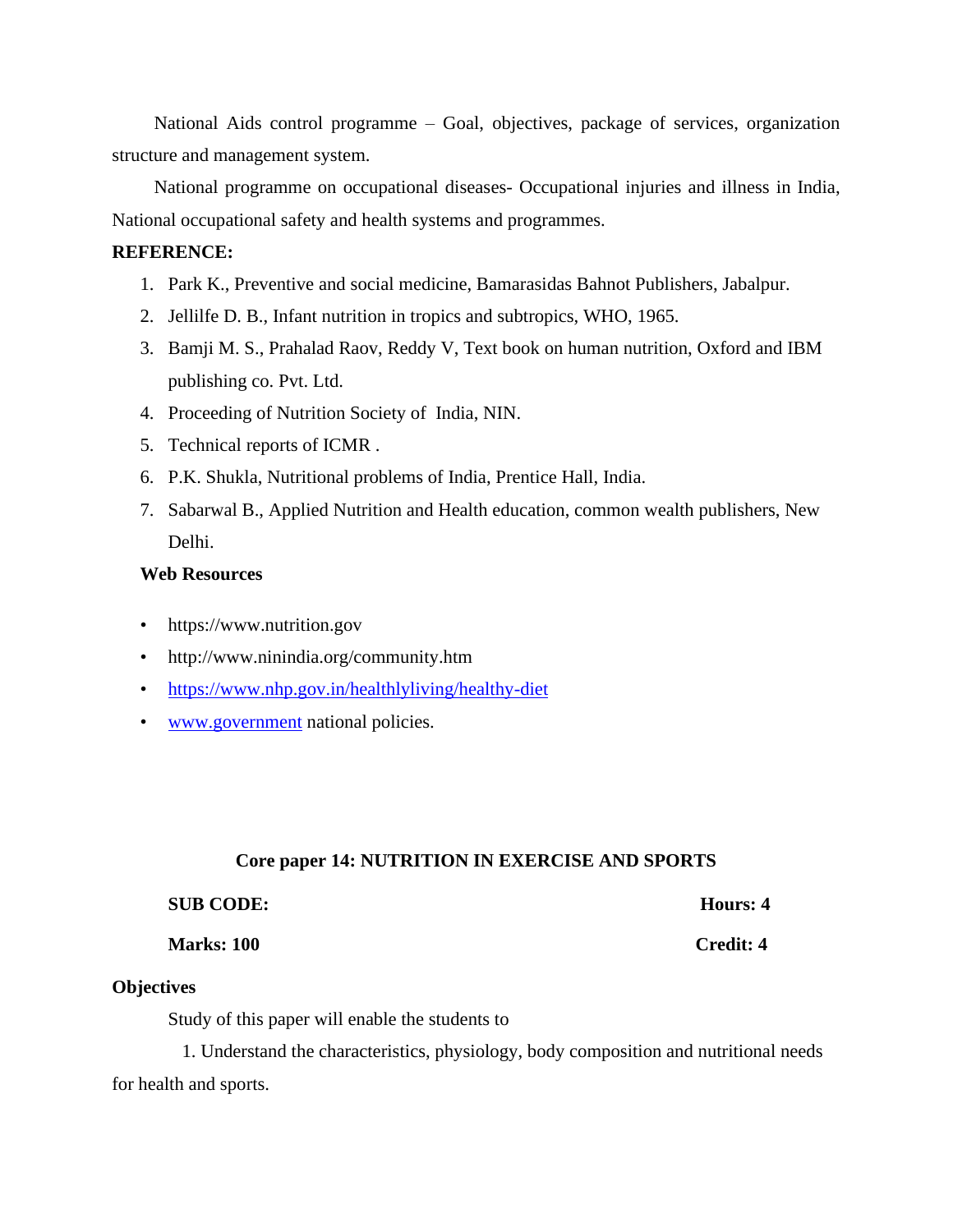National Aids control programme – Goal, objectives, package of services, organization structure and management system.

National programme on occupational diseases- Occupational injuries and illness in India, National occupational safety and health systems and programmes.

**REFERENCE:**

1. Park K., Preventive and social medicine, Bamarasidas Bahnot Publishers, Jabalpur.
2. Jellilfe D. B., Infant nutrition in tropics and subtropics, WHO, 1965.
3. Bamji M. S., Prahalad Raov, Reddy V, Text book on human nutrition, Oxford and IBM publishing co. Pvt. Ltd.
4. Proceeding of Nutrition Society of India, NIN.
5. Technical reports of ICMR .
6. P.K. Shukla, Nutritional problems of India, Prentice Hall, India.
7. Sabarwal B., Applied Nutrition and Health education, common wealth publishers, New Delhi.

**Web Resources**

- https://www.nutrition.gov
- http://www.ninindia.org/community.htm
- https://www.nhp.gov.in/healthlyliving/healthy-diet
- www.government national policies.

**Core paper 14: NUTRITION IN EXERCISE AND SPORTS**

**SUB CODE:** **Hours: 4**

**Marks: 100** **Credit: 4**

**Objectives**

Study of this paper will enable the students to

1. Understand the characteristics, physiology, body composition and nutritional needs for health and sports.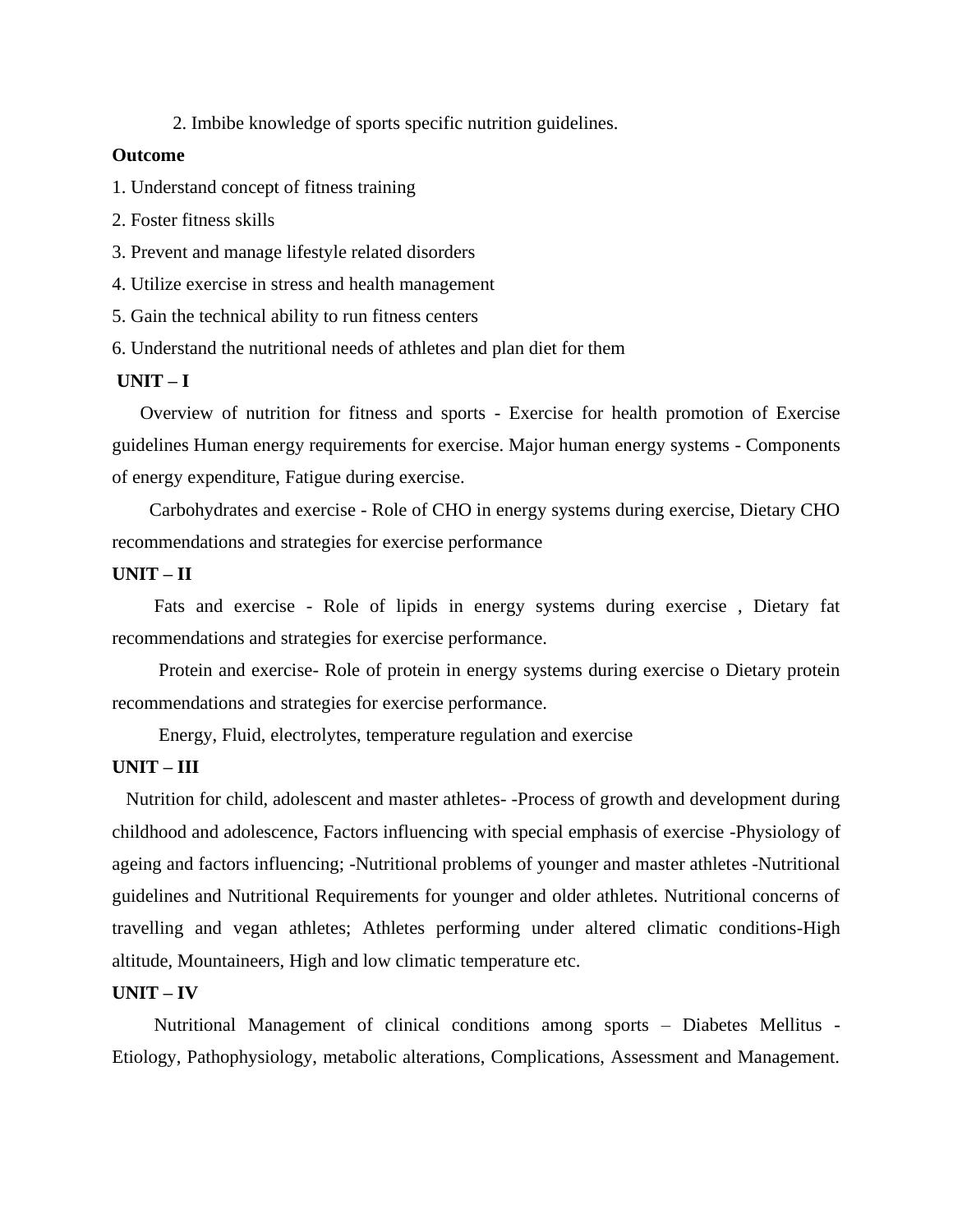2. Imbibe knowledge of sports specific nutrition guidelines.

**Outcome**

1. Understand concept of fitness training
2. Foster fitness skills
3. Prevent and manage lifestyle related disorders
4. Utilize exercise in stress and health management
5. Gain the technical ability to run fitness centers
6. Understand the nutritional needs of athletes and plan diet for them

**UNIT – I**

Overview of nutrition for fitness and sports - Exercise for health promotion of Exercise guidelines Human energy requirements for exercise. Major human energy systems - Components of energy expenditure, Fatigue during exercise.

Carbohydrates and exercise - Role of CHO in energy systems during exercise, Dietary CHO recommendations and strategies for exercise performance

**UNIT – II**

Fats and exercise - Role of lipids in energy systems during exercise , Dietary fat recommendations and strategies for exercise performance.

Protein and exercise- Role of protein in energy systems during exercise o Dietary protein recommendations and strategies for exercise performance.

Energy, Fluid, electrolytes, temperature regulation and exercise

**UNIT – III**

Nutrition for child, adolescent and master athletes- -Process of growth and development during childhood and adolescence, Factors influencing with special emphasis of exercise -Physiology of ageing and factors influencing; -Nutritional problems of younger and master athletes -Nutritional guidelines and Nutritional Requirements for younger and older athletes. Nutritional concerns of travelling and vegan athletes; Athletes performing under altered climatic conditions-High altitude, Mountaineers, High and low climatic temperature etc.

**UNIT – IV**

Nutritional Management of clinical conditions among sports – Diabetes Mellitus - Etiology, Pathophysiology, metabolic alterations, Complications, Assessment and Management.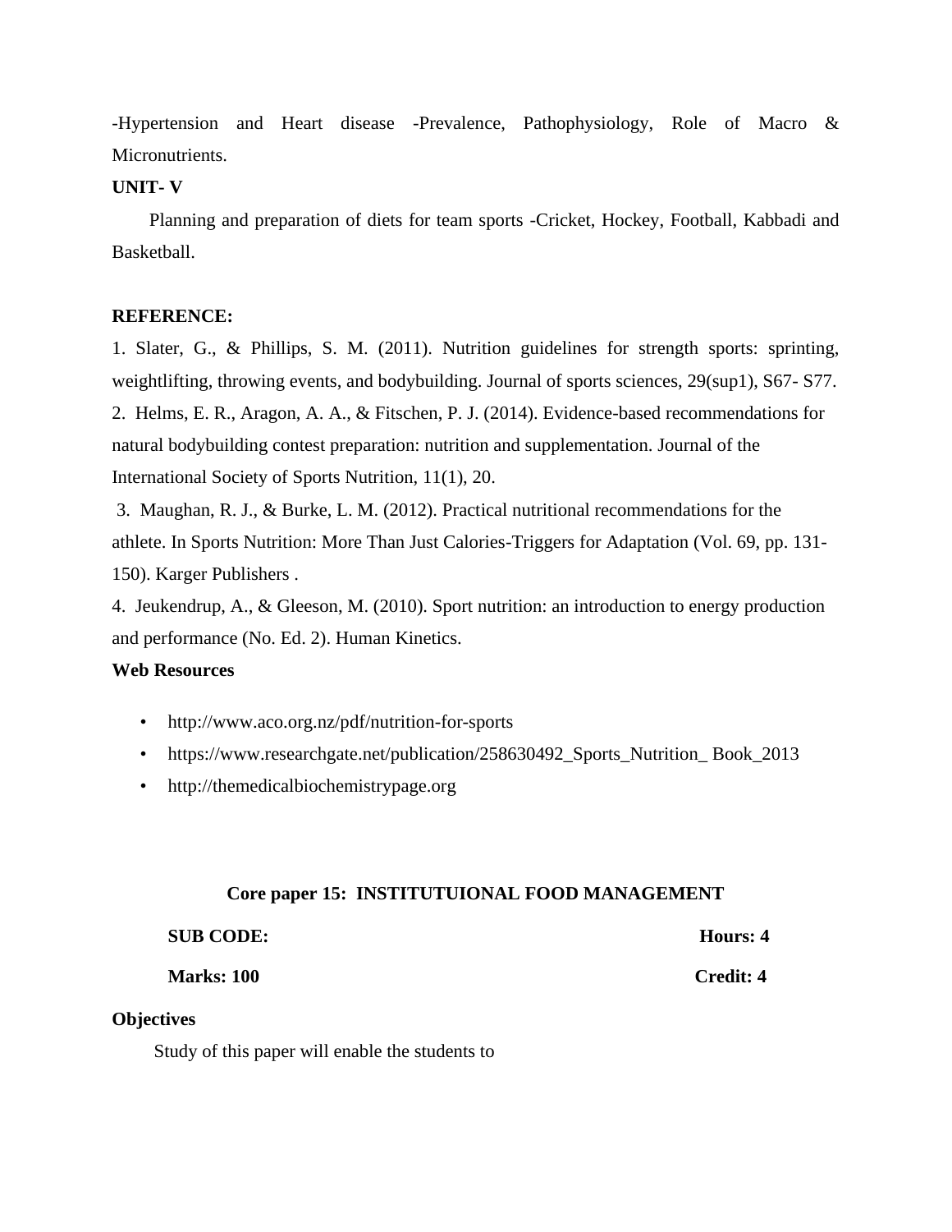-Hypertension and Heart disease -Prevalence, Pathophysiology, Role of Macro & Micronutrients.

**UNIT- V**

Planning and preparation of diets for team sports -Cricket, Hockey, Football, Kabbadi and Basketball.

**REFERENCE:**

1. Slater, G., & Phillips, S. M. (2011). Nutrition guidelines for strength sports: sprinting, weightlifting, throwing events, and bodybuilding. Journal of sports sciences, 29(sup1), S67- S77.
2. Helms, E. R., Aragon, A. A., & Fitschen, P. J. (2014). Evidence-based recommendations for natural bodybuilding contest preparation: nutrition and supplementation. Journal of the International Society of Sports Nutrition, 11(1), 20.
3. Maughan, R. J., & Burke, L. M. (2012). Practical nutritional recommendations for the athlete. In Sports Nutrition: More Than Just Calories-Triggers for Adaptation (Vol. 69, pp. 131-150). Karger Publishers .
4. Jeukendrup, A., & Gleeson, M. (2010). Sport nutrition: an introduction to energy production and performance (No. Ed. 2). Human Kinetics.

**Web Resources**

- http://www.aco.org.nz/pdf/nutrition-for-sports
- https://www.researchgate.net/publication/258630492_Sports_Nutrition_ Book_2013
- http://themedicalbiochemistrypage.org

## Core paper 15: INSTITUTUIONAL FOOD MANAGEMENT

| **SUB CODE:** | **Hours: 4** |
|---|---|
| **Marks: 100** | **Credit: 4** |

**Objectives**

Study of this paper will enable the students to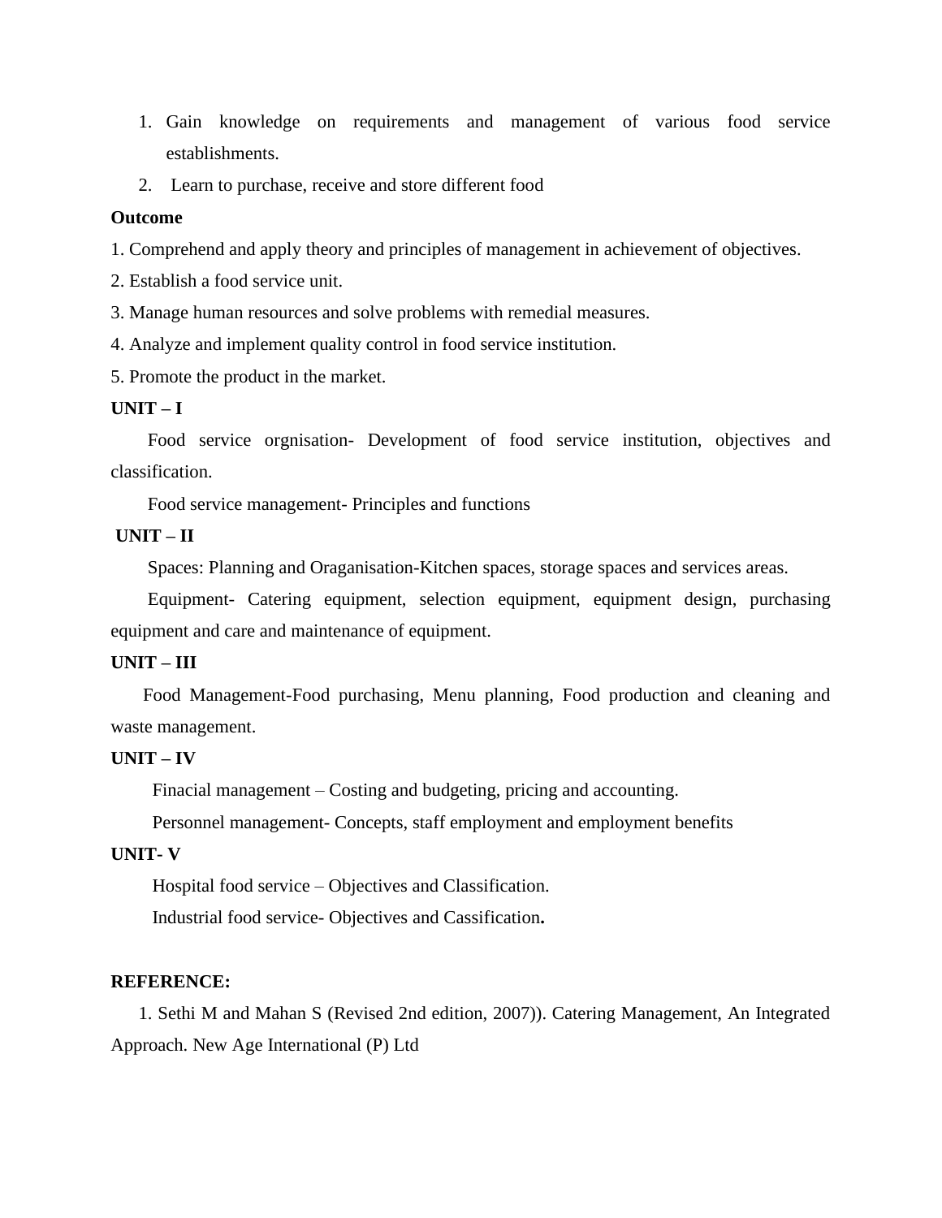1. Gain knowledge on requirements and management of various food service establishments.
2. Learn to purchase, receive and store different food

**Outcome**

1. Comprehend and apply theory and principles of management in achievement of objectives.
2. Establish a food service unit.
3. Manage human resources and solve problems with remedial measures.
4. Analyze and implement quality control in food service institution.
5. Promote the product in the market.

**UNIT – I**

Food service orgnisation- Development of food service institution, objectives and classification.

Food service management- Principles and functions

**UNIT – II**

Spaces: Planning and Oraganisation-Kitchen spaces, storage spaces and services areas.

Equipment- Catering equipment, selection equipment, equipment design, purchasing equipment and care and maintenance of equipment.

**UNIT – III**

Food Management-Food purchasing, Menu planning, Food production and cleaning and waste management.

**UNIT – IV**

Finacial management – Costing and budgeting, pricing and accounting.

Personnel management- Concepts, staff employment and employment benefits

**UNIT- V**

Hospital food service – Objectives and Classification.

Industrial food service- Objectives and Cassification**.**

**REFERENCE:**

1. Sethi M and Mahan S (Revised 2nd edition, 2007)). Catering Management, An Integrated Approach. New Age International (P) Ltd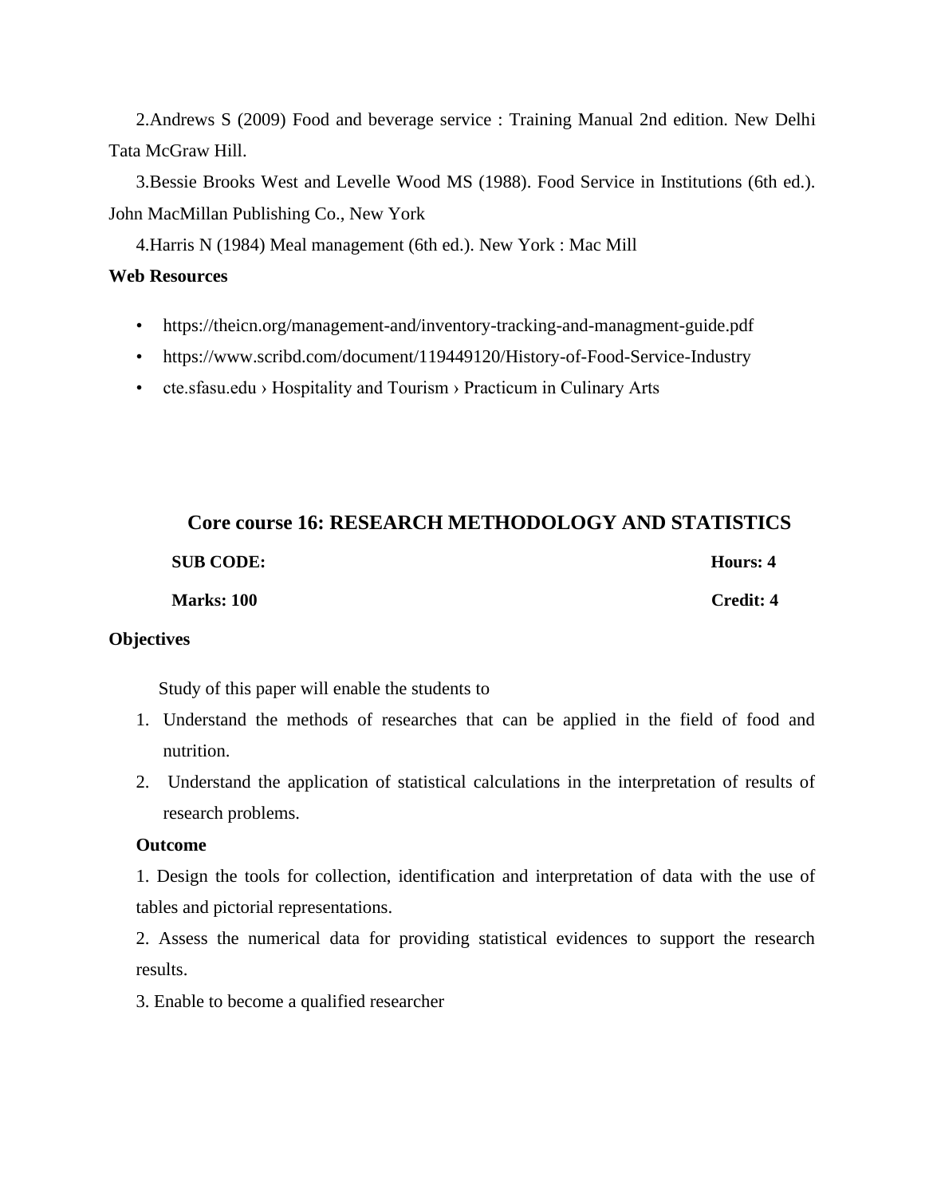2.Andrews S (2009) Food and beverage service : Training Manual 2nd edition. New Delhi Tata McGraw Hill.

3.Bessie Brooks West and Levelle Wood MS (1988). Food Service in Institutions (6th ed.). John MacMillan Publishing Co., New York

4.Harris N (1984) Meal management (6th ed.). New York : Mac Mill

**Web Resources**

- https://theicn.org/management-and/inventory-tracking-and-managment-guide.pdf
- https://www.scribd.com/document/119449120/History-of-Food-Service-Industry
- cte.sfasu.edu › Hospitality and Tourism › Practicum in Culinary Arts

## Core course 16: RESEARCH METHODOLOGY AND STATISTICS

**SUB CODE:** **Hours: 4**

**Marks: 100** **Credit: 4**

**Objectives**

Study of this paper will enable the students to

1. Understand the methods of researches that can be applied in the field of food and nutrition.
2. Understand the application of statistical calculations in the interpretation of results of research problems.

**Outcome**

1. Design the tools for collection, identification and interpretation of data with the use of tables and pictorial representations.

2. Assess the numerical data for providing statistical evidences to support the research results.

3. Enable to become a qualified researcher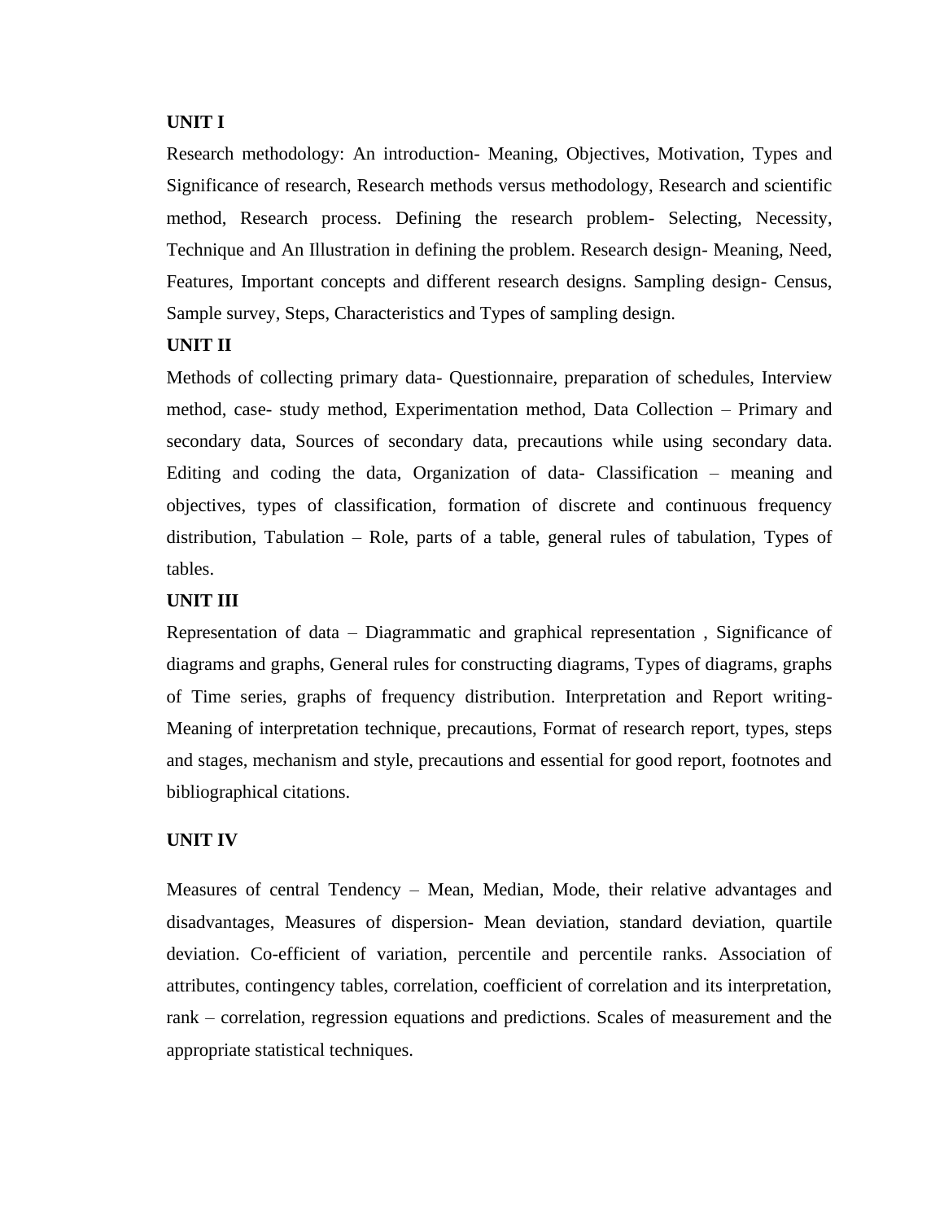**UNIT I**

Research methodology: An introduction- Meaning, Objectives, Motivation, Types and Significance of research, Research methods versus methodology, Research and scientific method, Research process. Defining the research problem- Selecting, Necessity, Technique and An Illustration in defining the problem. Research design- Meaning, Need, Features, Important concepts and different research designs. Sampling design- Census, Sample survey, Steps, Characteristics and Types of sampling design.

**UNIT II**

Methods of collecting primary data- Questionnaire, preparation of schedules, Interview method, case- study method, Experimentation method, Data Collection – Primary and secondary data, Sources of secondary data, precautions while using secondary data. Editing and coding the data, Organization of data- Classification – meaning and objectives, types of classification, formation of discrete and continuous frequency distribution, Tabulation – Role, parts of a table, general rules of tabulation, Types of tables.

**UNIT III**

Representation of data – Diagrammatic and graphical representation , Significance of diagrams and graphs, General rules for constructing diagrams, Types of diagrams, graphs of Time series, graphs of frequency distribution. Interpretation and Report writing- Meaning of interpretation technique, precautions, Format of research report, types, steps and stages, mechanism and style, precautions and essential for good report, footnotes and bibliographical citations.

**UNIT IV**

Measures of central Tendency – Mean, Median, Mode, their relative advantages and disadvantages, Measures of dispersion- Mean deviation, standard deviation, quartile deviation. Co-efficient of variation, percentile and percentile ranks. Association of attributes, contingency tables, correlation, coefficient of correlation and its interpretation, rank – correlation, regression equations and predictions. Scales of measurement and the appropriate statistical techniques.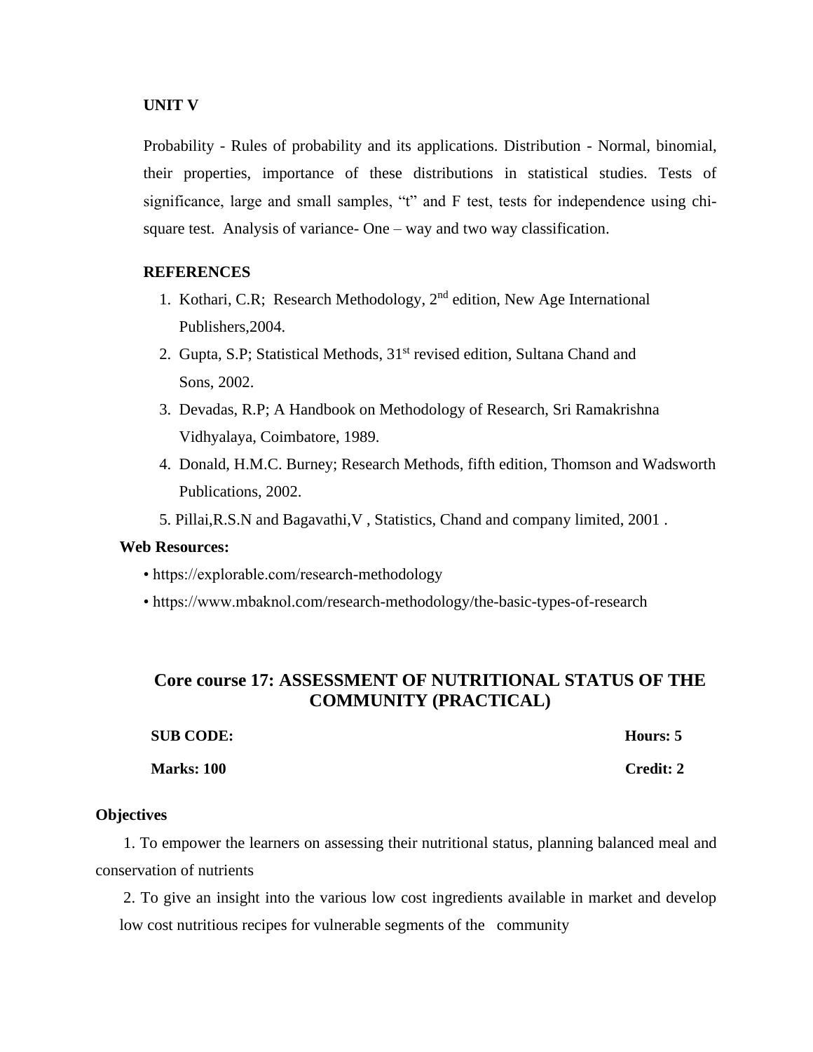**UNIT V**

Probability - Rules of probability and its applications. Distribution - Normal, binomial, their properties, importance of these distributions in statistical studies. Tests of significance, large and small samples, "t" and F test, tests for independence using chi-square test. Analysis of variance- One – way and two way classification.

**REFERENCES**

1. Kothari, C.R; Research Methodology, 2nd edition, New Age International Publishers,2004.
2. Gupta, S.P; Statistical Methods, 31st revised edition, Sultana Chand and Sons, 2002.
3. Devadas, R.P; A Handbook on Methodology of Research, Sri Ramakrishna Vidhyalaya, Coimbatore, 1989.
4. Donald, H.M.C. Burney; Research Methods, fifth edition, Thomson and Wadsworth Publications, 2002.
5. Pillai,R.S.N and Bagavathi,V , Statistics, Chand and company limited, 2001 .

**Web Resources:**

- https://explorable.com/research-methodology
- https://www.mbaknol.com/research-methodology/the-basic-types-of-research

## Core course 17: ASSESSMENT OF NUTRITIONAL STATUS OF THE COMMUNITY (PRACTICAL)

**SUB CODE:** **Hours: 5**

**Marks: 100** **Credit: 2**

**Objectives**

1. To empower the learners on assessing their nutritional status, planning balanced meal and conservation of nutrients
2. To give an insight into the various low cost ingredients available in market and develop low cost nutritious recipes for vulnerable segments of the community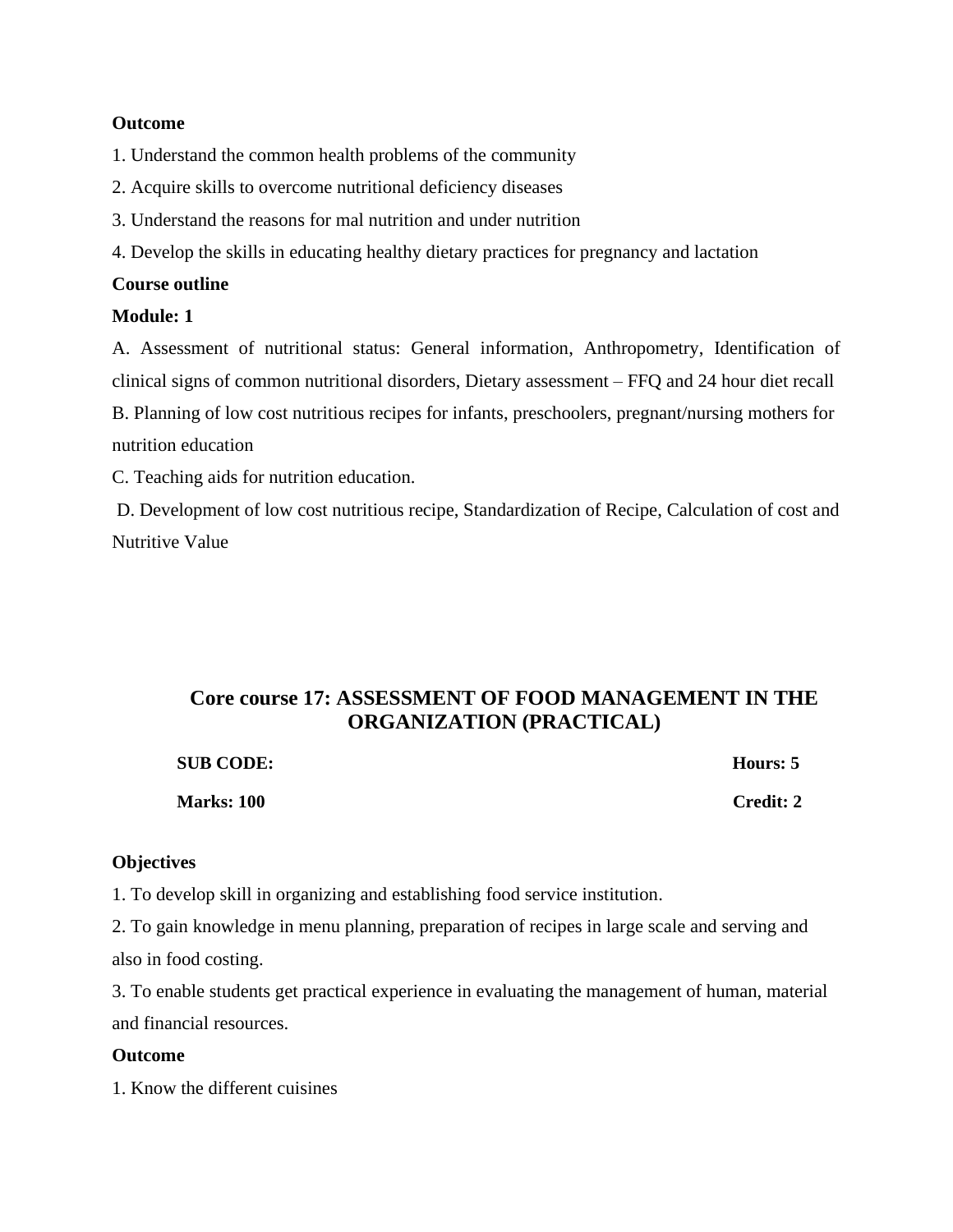**Outcome**

1. Understand the common health problems of the community
2. Acquire skills to overcome nutritional deficiency diseases
3. Understand the reasons for mal nutrition and under nutrition
4. Develop the skills in educating healthy dietary practices for pregnancy and lactation

**Course outline**

**Module: 1**

A. Assessment of nutritional status: General information, Anthropometry, Identification of clinical signs of common nutritional disorders, Dietary assessment – FFQ and 24 hour diet recall

B. Planning of low cost nutritious recipes for infants, preschoolers, pregnant/nursing mothers for nutrition education

C. Teaching aids for nutrition education.

D. Development of low cost nutritious recipe, Standardization of Recipe, Calculation of cost and Nutritive Value

## Core course 17: ASSESSMENT OF FOOD MANAGEMENT IN THE ORGANIZATION (PRACTICAL)

| **SUB CODE:** | **Hours: 5** |
|---|---|
| **Marks: 100** | **Credit: 2** |

**Objectives**

1. To develop skill in organizing and establishing food service institution.
2. To gain knowledge in menu planning, preparation of recipes in large scale and serving and also in food costing.
3. To enable students get practical experience in evaluating the management of human, material and financial resources.

**Outcome**

1. Know the different cuisines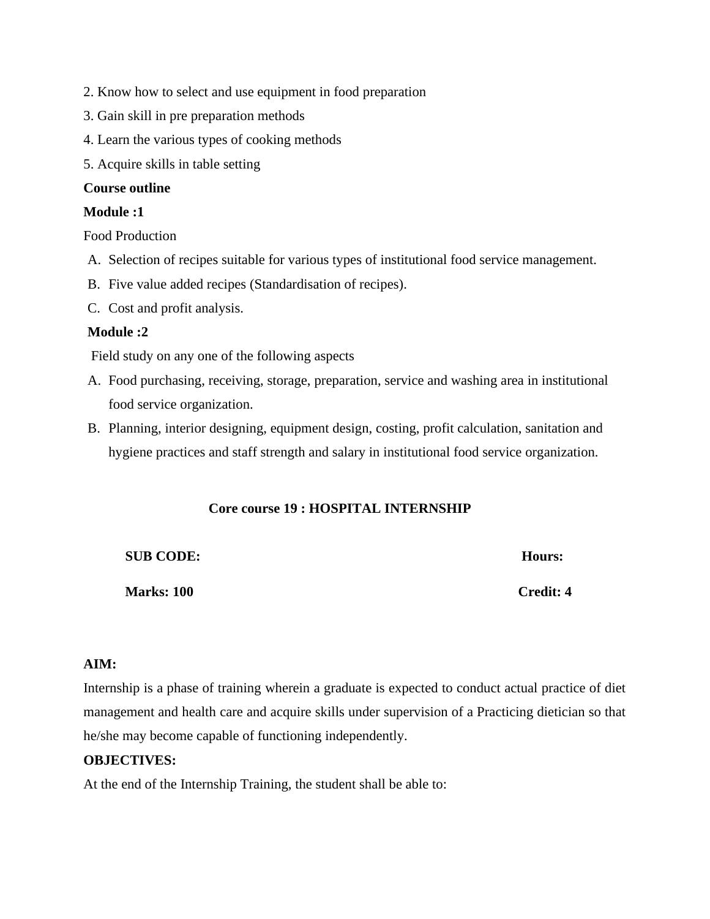2. Know how to select and use equipment in food preparation

3. Gain skill in pre preparation methods

4. Learn the various types of cooking methods

5. Acquire skills in table setting

**Course outline**

**Module :1**

Food Production

A. Selection of recipes suitable for various types of institutional food service management.
B. Five value added recipes (Standardisation of recipes).
C. Cost and profit analysis.

**Module :2**

Field study on any one of the following aspects

A. Food purchasing, receiving, storage, preparation, service and washing area in institutional food service organization.
B. Planning, interior designing, equipment design, costing, profit calculation, sanitation and hygiene practices and staff strength and salary in institutional food service organization.

## Core course 19 : HOSPITAL INTERNSHIP

**SUB CODE:** **Hours:**

**Marks: 100** **Credit: 4**

**AIM:**

Internship is a phase of training wherein a graduate is expected to conduct actual practice of diet management and health care and acquire skills under supervision of a Practicing dietician so that he/she may become capable of functioning independently.

**OBJECTIVES:**

At the end of the Internship Training, the student shall be able to: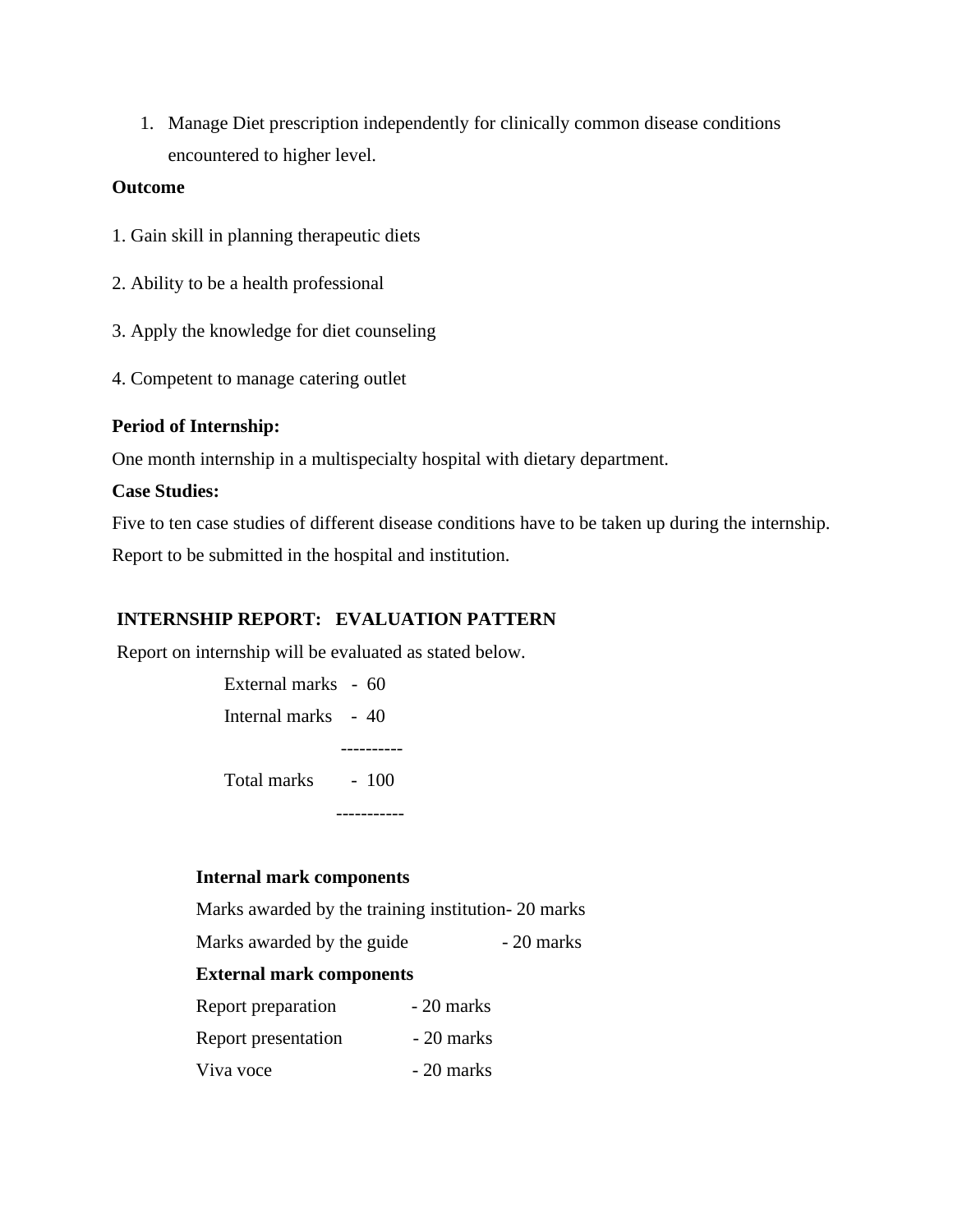1. Manage Diet prescription independently for clinically common disease conditions encountered to higher level.

**Outcome**

1. Gain skill in planning therapeutic diets

2. Ability to be a health professional

3. Apply the knowledge for diet counseling

4. Competent to manage catering outlet

**Period of Internship:**

One month internship in a multispecialty hospital with dietary department.

**Case Studies:**

Five to ten case studies of different disease conditions have to be taken up during the internship. Report to be submitted in the hospital and institution.

**INTERNSHIP REPORT: EVALUATION PATTERN**

Report on internship will be evaluated as stated below.

External marks - 60

Internal marks - 40

----------

Total marks - 100

-----------

**Internal mark components**

Marks awarded by the training institution- 20 marks

Marks awarded by the guide - 20 marks

**External mark components**

Report preparation - 20 marks

Report presentation - 20 marks

Viva voce - 20 marks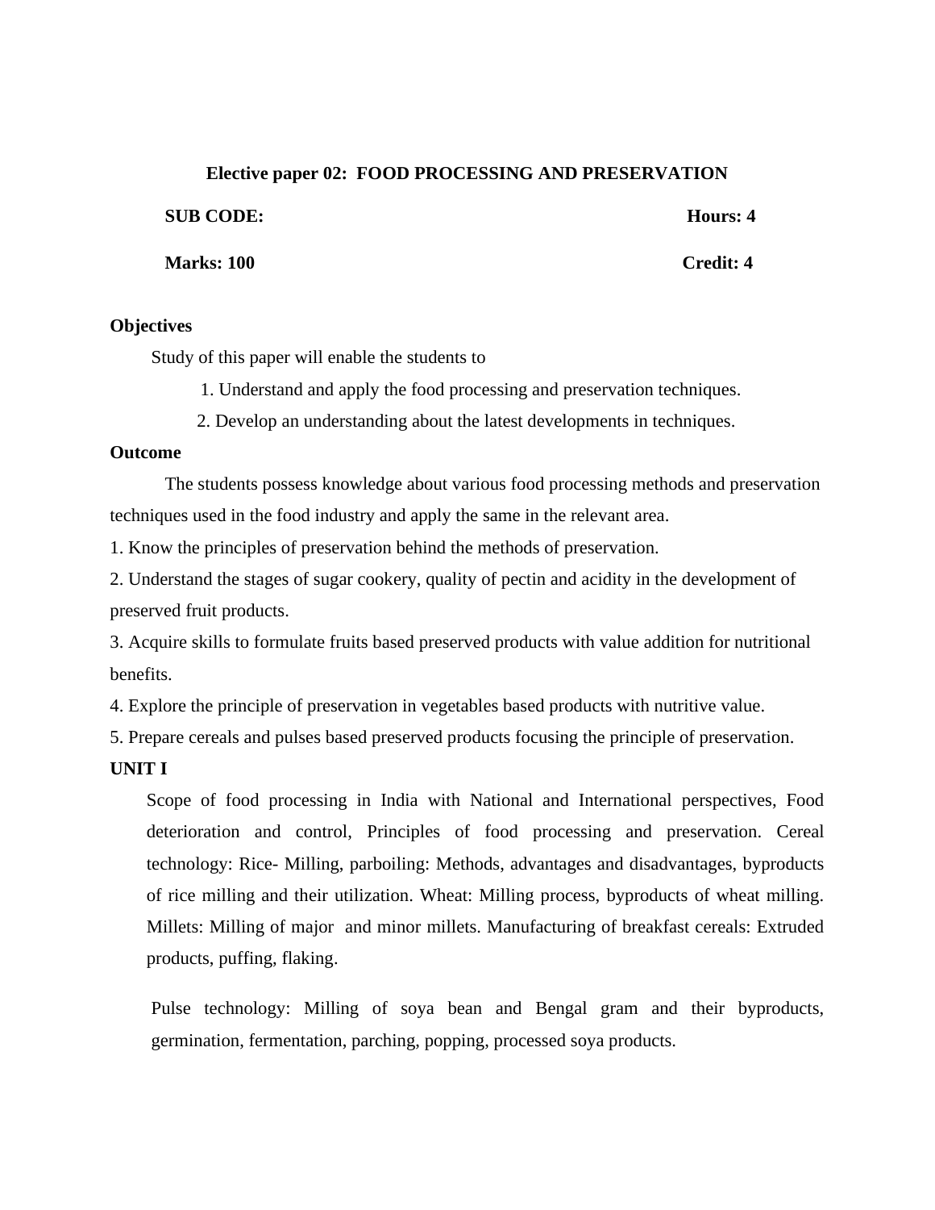**Elective paper 02: FOOD PROCESSING AND PRESERVATION**

**SUB CODE:** **Hours: 4**

**Marks: 100** **Credit: 4**

**Objectives**

Study of this paper will enable the students to

1. Understand and apply the food processing and preservation techniques.
2. Develop an understanding about the latest developments in techniques.

**Outcome**

The students possess knowledge about various food processing methods and preservation techniques used in the food industry and apply the same in the relevant area.

1. Know the principles of preservation behind the methods of preservation.
2. Understand the stages of sugar cookery, quality of pectin and acidity in the development of preserved fruit products.
3. Acquire skills to formulate fruits based preserved products with value addition for nutritional benefits.
4. Explore the principle of preservation in vegetables based products with nutritive value.
5. Prepare cereals and pulses based preserved products focusing the principle of preservation.

**UNIT I**

Scope of food processing in India with National and International perspectives, Food deterioration and control, Principles of food processing and preservation. Cereal technology: Rice- Milling, parboiling: Methods, advantages and disadvantages, byproducts of rice milling and their utilization. Wheat: Milling process, byproducts of wheat milling. Millets: Milling of major and minor millets. Manufacturing of breakfast cereals: Extruded products, puffing, flaking.

Pulse technology: Milling of soya bean and Bengal gram and their byproducts, germination, fermentation, parching, popping, processed soya products.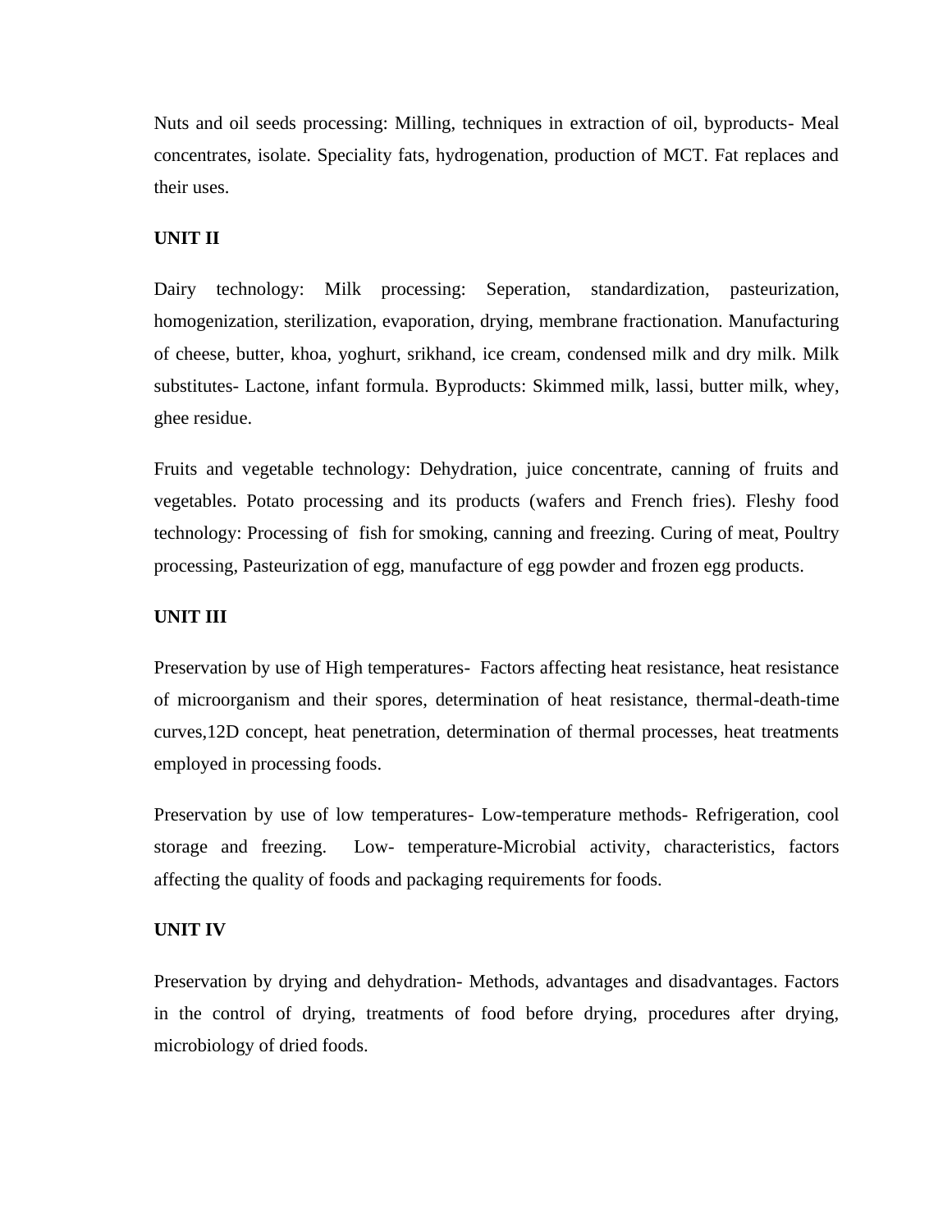Nuts and oil seeds processing: Milling, techniques in extraction of oil, byproducts- Meal concentrates, isolate. Speciality fats, hydrogenation, production of MCT. Fat replaces and their uses.

**UNIT II**

Dairy technology: Milk processing: Seperation, standardization, pasteurization, homogenization, sterilization, evaporation, drying, membrane fractionation. Manufacturing of cheese, butter, khoa, yoghurt, srikhand, ice cream, condensed milk and dry milk. Milk substitutes- Lactone, infant formula. Byproducts: Skimmed milk, lassi, butter milk, whey, ghee residue.

Fruits and vegetable technology: Dehydration, juice concentrate, canning of fruits and vegetables. Potato processing and its products (wafers and French fries). Fleshy food technology: Processing of fish for smoking, canning and freezing. Curing of meat, Poultry processing, Pasteurization of egg, manufacture of egg powder and frozen egg products.

**UNIT III**

Preservation by use of High temperatures- Factors affecting heat resistance, heat resistance of microorganism and their spores, determination of heat resistance, thermal-death-time curves,12D concept, heat penetration, determination of thermal processes, heat treatments employed in processing foods.

Preservation by use of low temperatures- Low-temperature methods- Refrigeration, cool storage and freezing. Low- temperature-Microbial activity, characteristics, factors affecting the quality of foods and packaging requirements for foods.

**UNIT IV**

Preservation by drying and dehydration- Methods, advantages and disadvantages. Factors in the control of drying, treatments of food before drying, procedures after drying, microbiology of dried foods.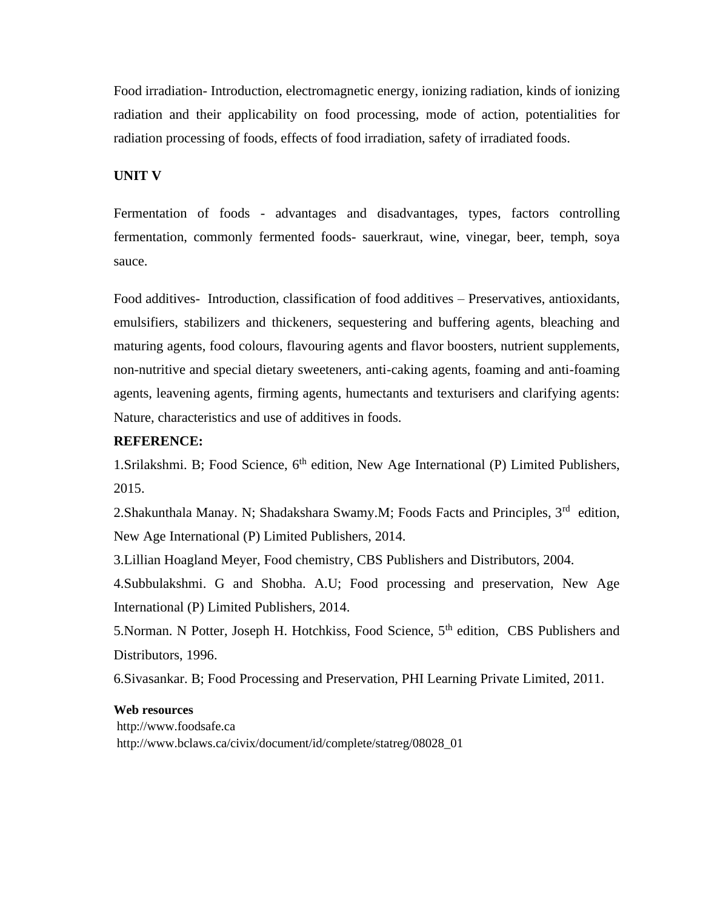Food irradiation- Introduction, electromagnetic energy, ionizing radiation, kinds of ionizing radiation and their applicability on food processing, mode of action, potentialities for radiation processing of foods, effects of food irradiation, safety of irradiated foods.

**UNIT V**

Fermentation of foods - advantages and disadvantages, types, factors controlling fermentation, commonly fermented foods- sauerkraut, wine, vinegar, beer, temph, soya sauce.

Food additives- Introduction, classification of food additives – Preservatives, antioxidants, emulsifiers, stabilizers and thickeners, sequestering and buffering agents, bleaching and maturing agents, food colours, flavouring agents and flavor boosters, nutrient supplements, non-nutritive and special dietary sweeteners, anti-caking agents, foaming and anti-foaming agents, leavening agents, firming agents, humectants and texturisers and clarifying agents: Nature, characteristics and use of additives in foods.

**REFERENCE:**

1.Srilakshmi. B; Food Science, 6th edition, New Age International (P) Limited Publishers, 2015.

2.Shakunthala Manay. N; Shadakshara Swamy.M; Foods Facts and Principles, 3rd edition, New Age International (P) Limited Publishers, 2014.

3.Lillian Hoagland Meyer, Food chemistry, CBS Publishers and Distributors, 2004.

4.Subbulakshmi. G and Shobha. A.U; Food processing and preservation, New Age International (P) Limited Publishers, 2014.

5.Norman. N Potter, Joseph H. Hotchkiss, Food Science, 5th edition, CBS Publishers and Distributors, 1996.

6.Sivasankar. B; Food Processing and Preservation, PHI Learning Private Limited, 2011.

**Web resources**

http://www.foodsafe.ca

http://www.bclaws.ca/civix/document/id/complete/statreg/08028_01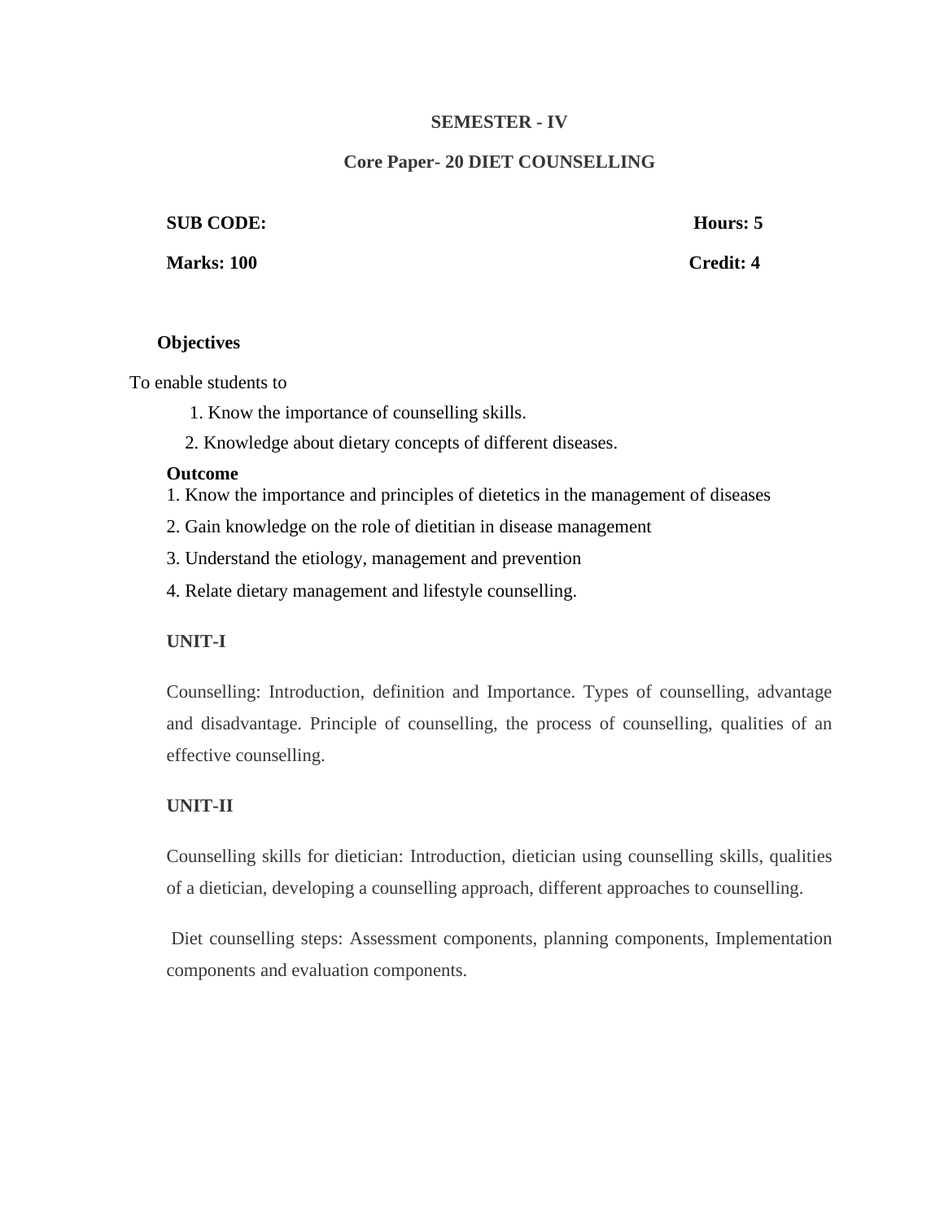## SEMESTER - IV

## Core Paper- 20 DIET COUNSELLING

**SUB CODE:** **Hours: 5**

**Marks: 100** **Credit: 4**

**Objectives**

To enable students to

1. Know the importance of counselling skills.
2. Knowledge about dietary concepts of different diseases.

**Outcome**

1. Know the importance and principles of dietetics in the management of diseases
2. Gain knowledge on the role of dietitian in disease management
3. Understand the etiology, management and prevention
4. Relate dietary management and lifestyle counselling.

**UNIT-I**

Counselling: Introduction, definition and Importance. Types of counselling, advantage and disadvantage. Principle of counselling, the process of counselling, qualities of an effective counselling.

**UNIT-II**

Counselling skills for dietician: Introduction, dietician using counselling skills, qualities of a dietician, developing a counselling approach, different approaches to counselling.

Diet counselling steps: Assessment components, planning components, Implementation components and evaluation components.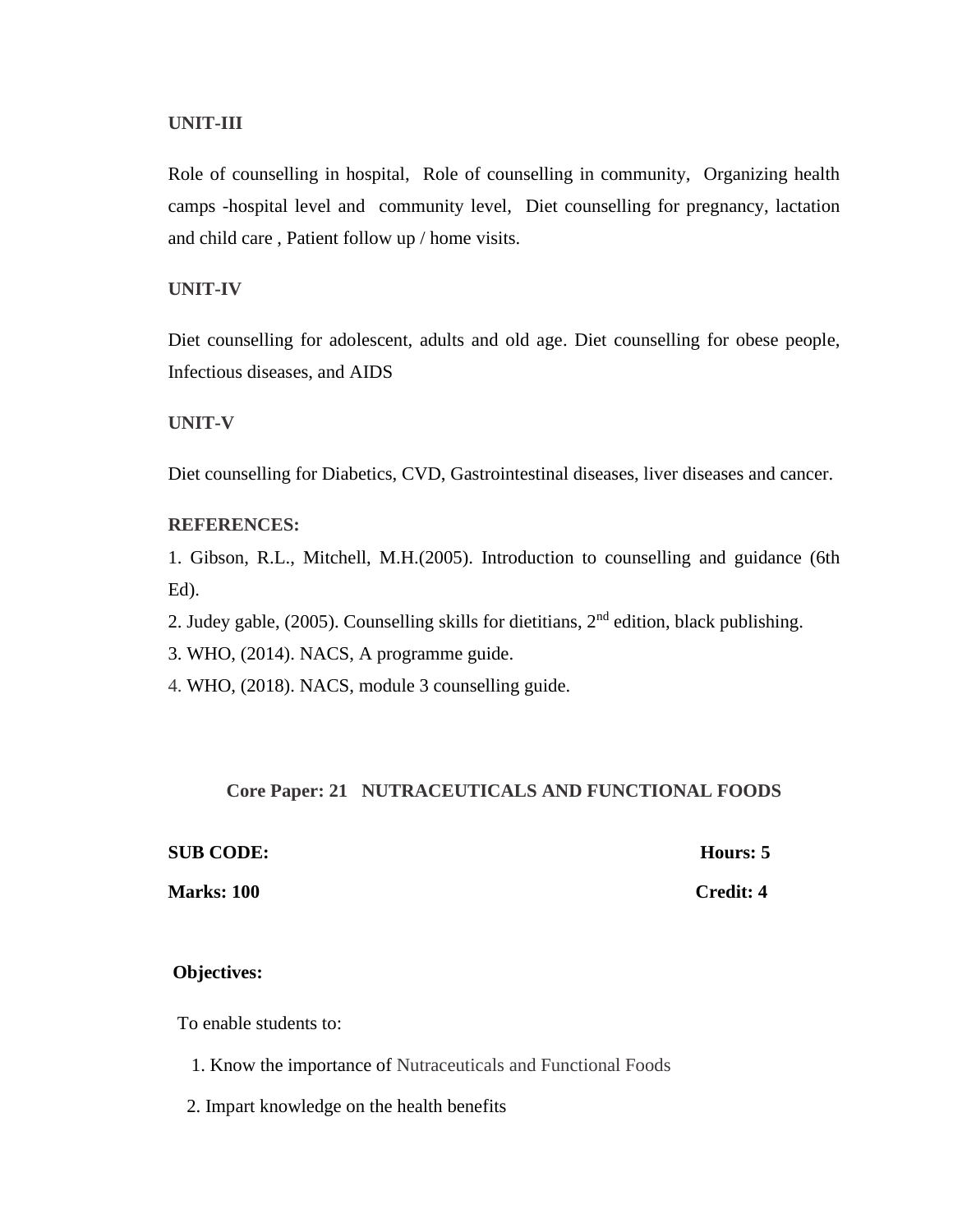**UNIT-III**

Role of counselling in hospital, Role of counselling in community, Organizing health camps -hospital level and community level, Diet counselling for pregnancy, lactation and child care , Patient follow up / home visits.

**UNIT-IV**

Diet counselling for adolescent, adults and old age. Diet counselling for obese people, Infectious diseases, and AIDS

**UNIT-V**

Diet counselling for Diabetics, CVD, Gastrointestinal diseases, liver diseases and cancer.

**REFERENCES:**

1. Gibson, R.L., Mitchell, M.H.(2005). Introduction to counselling and guidance (6th Ed).
2. Judey gable, (2005). Counselling skills for dietitians, 2nd edition, black publishing.
3. WHO, (2014). NACS, A programme guide.
4. WHO, (2018). NACS, module 3 counselling guide.

## Core Paper: 21 NUTRACEUTICALS AND FUNCTIONAL FOODS

**SUB CODE:** **Hours: 5**

**Marks: 100** **Credit: 4**

**Objectives:**

To enable students to:

1. Know the importance of Nutraceuticals and Functional Foods
2. Impart knowledge on the health benefits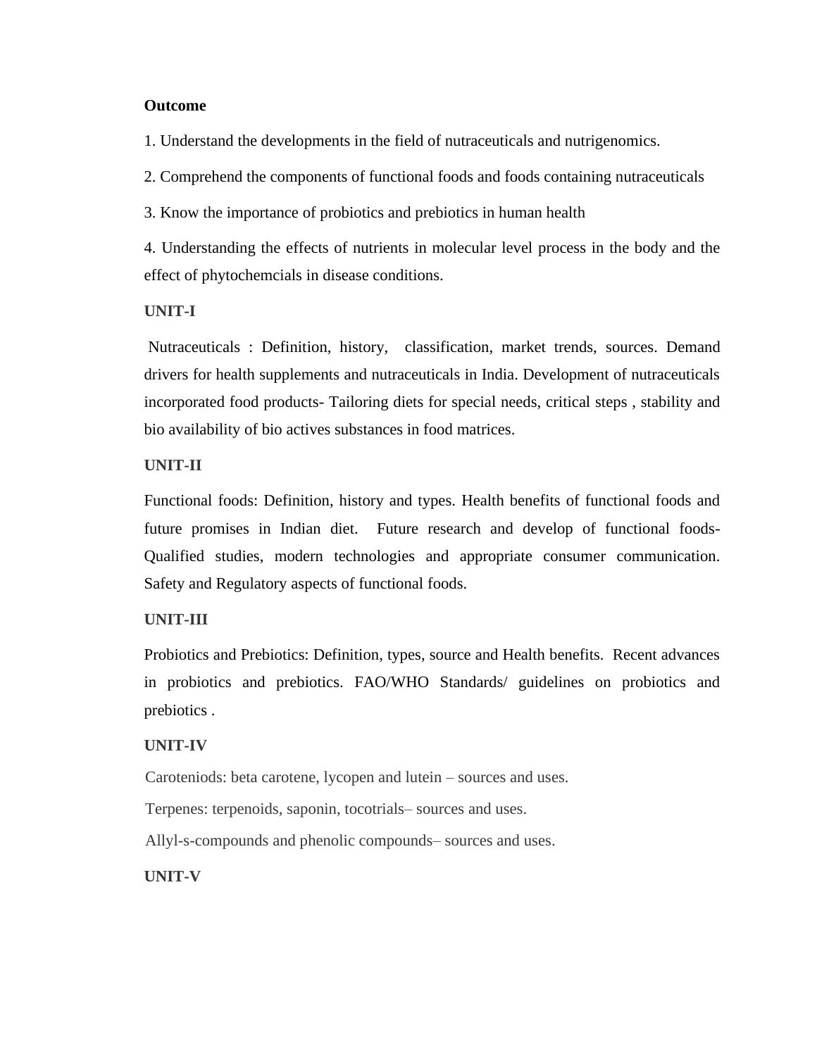**Outcome**

1. Understand the developments in the field of nutraceuticals and nutrigenomics.

2. Comprehend the components of functional foods and foods containing nutraceuticals

3. Know the importance of probiotics and prebiotics in human health

4. Understanding the effects of nutrients in molecular level process in the body and the effect of phytochemcials in disease conditions.

**UNIT-I**

Nutraceuticals : Definition, history, classification, market trends, sources. Demand drivers for health supplements and nutraceuticals in India. Development of nutraceuticals incorporated food products- Tailoring diets for special needs, critical steps , stability and bio availability of bio actives substances in food matrices.

**UNIT-II**

Functional foods: Definition, history and types. Health benefits of functional foods and future promises in Indian diet. Future research and develop of functional foods- Qualified studies, modern technologies and appropriate consumer communication. Safety and Regulatory aspects of functional foods.

**UNIT-III**

Probiotics and Prebiotics: Definition, types, source and Health benefits. Recent advances in probiotics and prebiotics. FAO/WHO Standards/ guidelines on probiotics and prebiotics .

**UNIT-IV**

Caroteniods: beta carotene, lycopen and lutein – sources and uses.

Terpenes: terpenoids, saponin, tocotrials– sources and uses.

Allyl-s-compounds and phenolic compounds– sources and uses.

**UNIT-V**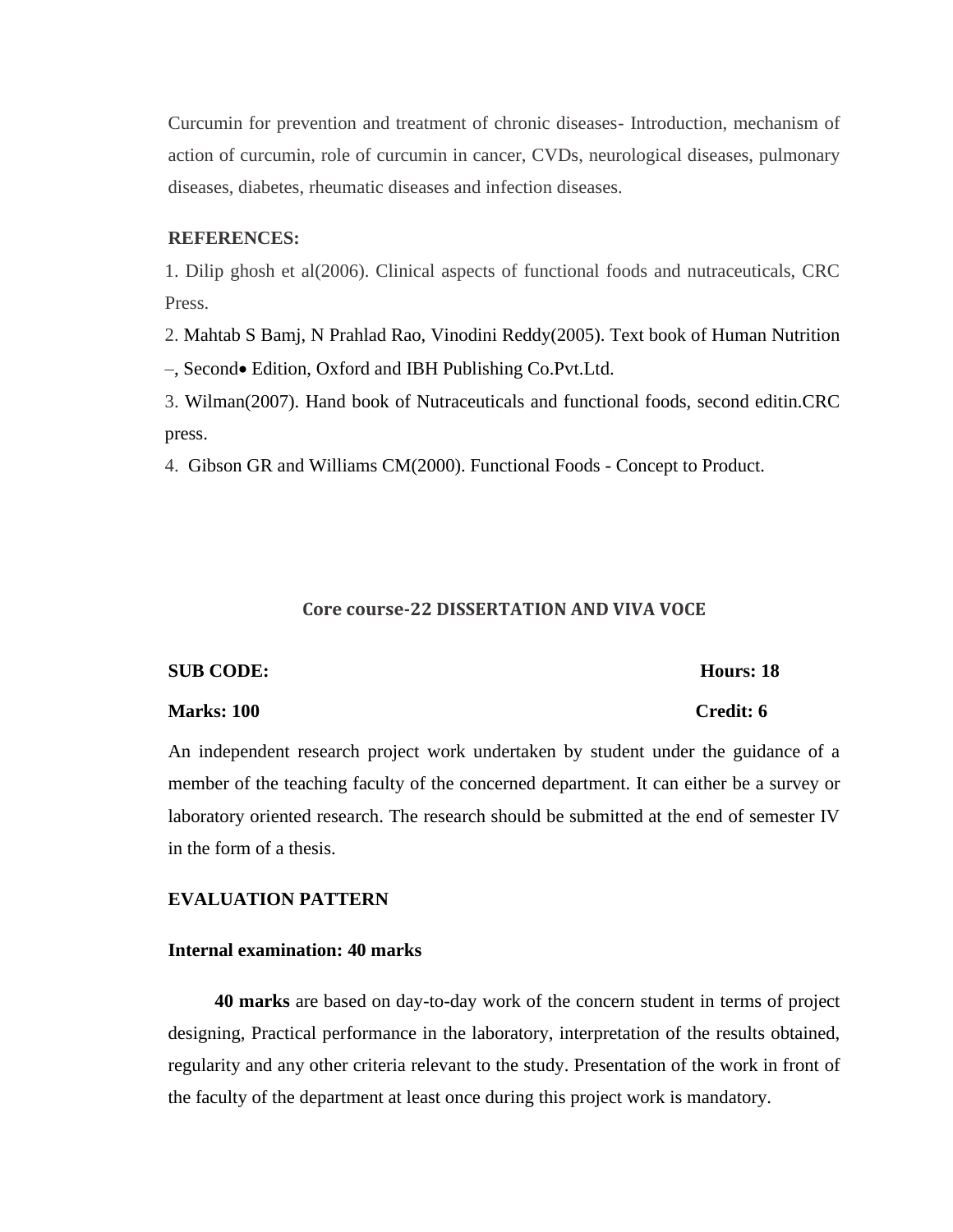Curcumin for prevention and treatment of chronic diseases- Introduction, mechanism of action of curcumin, role of curcumin in cancer, CVDs, neurological diseases, pulmonary diseases, diabetes, rheumatic diseases and infection diseases.

**REFERENCES:**

1. Dilip ghosh et al(2006). Clinical aspects of functional foods and nutraceuticals, CRC Press.
2. Mahtab S Bamj, N Prahlad Rao, Vinodini Reddy(2005). Text book of Human Nutrition –, Second• Edition, Oxford and IBH Publishing Co.Pvt.Ltd.
3. Wilman(2007). Hand book of Nutraceuticals and functional foods, second editin.CRC press.
4. Gibson GR and Williams CM(2000). Functional Foods - Concept to Product.

## Core course-22 DISSERTATION AND VIVA VOCE

**SUB CODE:** **Hours: 18**

**Marks: 100** **Credit: 6**

An independent research project work undertaken by student under the guidance of a member of the teaching faculty of the concerned department. It can either be a survey or laboratory oriented research. The research should be submitted at the end of semester IV in the form of a thesis.

**EVALUATION PATTERN**

**Internal examination: 40 marks**

**40 marks** are based on day-to-day work of the concern student in terms of project designing, Practical performance in the laboratory, interpretation of the results obtained, regularity and any other criteria relevant to the study. Presentation of the work in front of the faculty of the department at least once during this project work is mandatory.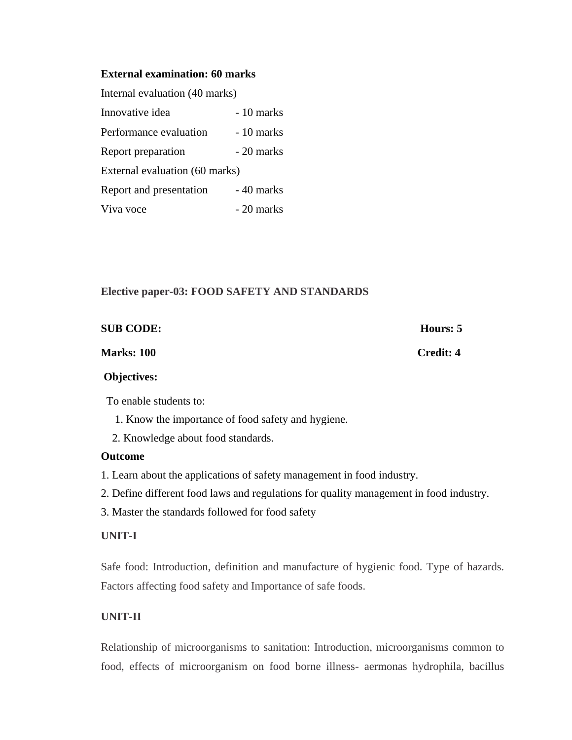**External examination: 60 marks**

Internal evaluation (40 marks)

| | |
|---|---|
| Innovative idea | - 10 marks |
| Performance evaluation | - 10 marks |
| Report preparation | - 20 marks |

External evaluation (60 marks)

| | |
|---|---|
| Report and presentation | - 40 marks |
| Viva voce | - 20 marks |

## Elective paper-03: FOOD SAFETY AND STANDARDS

**SUB CODE:** **Hours: 5**

**Marks: 100** **Credit: 4**

**Objectives:**

To enable students to:

1. Know the importance of food safety and hygiene.
2. Knowledge about food standards.

**Outcome**

1. Learn about the applications of safety management in food industry.
2. Define different food laws and regulations for quality management in food industry.
3. Master the standards followed for food safety

### UNIT-I

Safe food: Introduction, definition and manufacture of hygienic food. Type of hazards. Factors affecting food safety and Importance of safe foods.

### UNIT-II

Relationship of microorganisms to sanitation: Introduction, microorganisms common to food, effects of microorganism on food borne illness- aermonas hydrophila, bacillus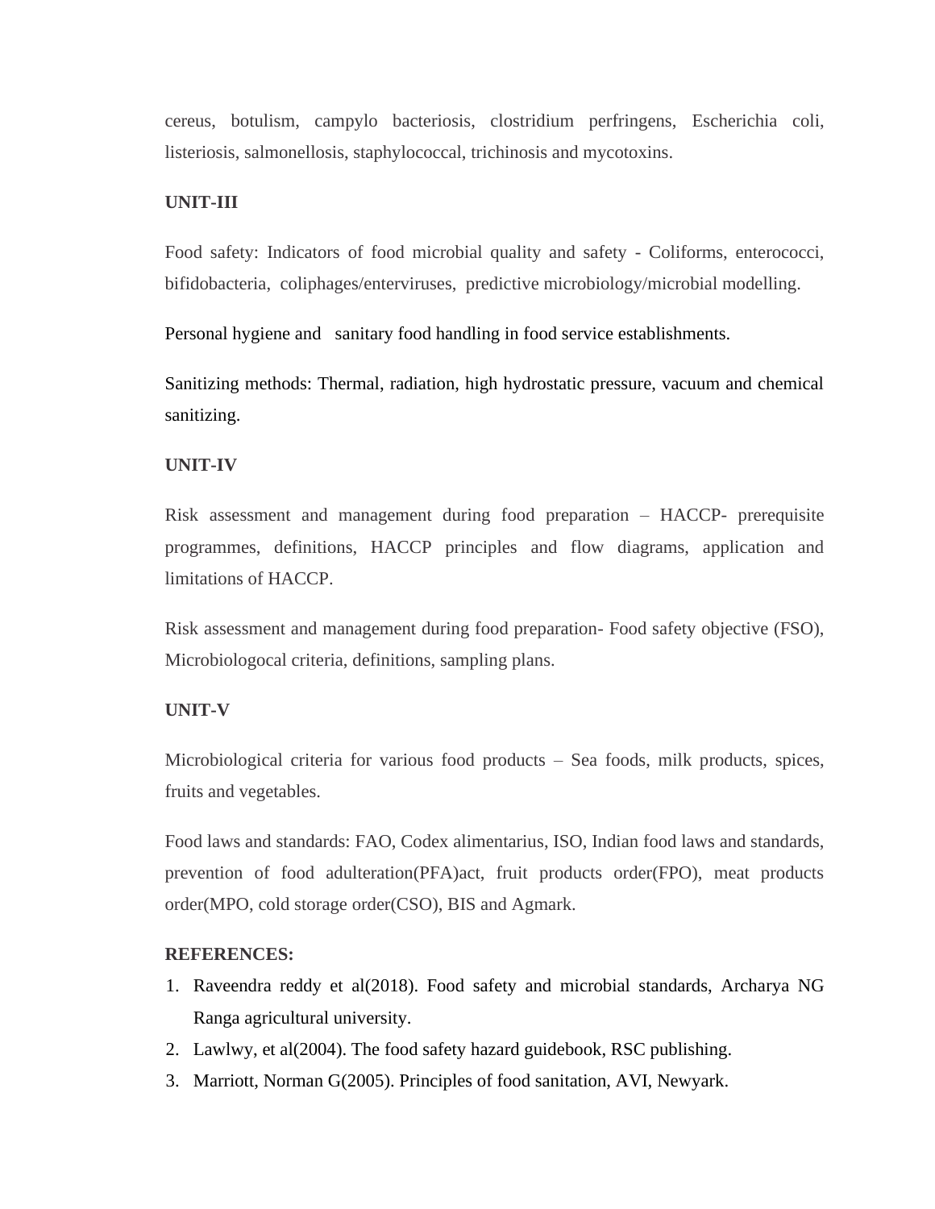cereus, botulism, campylo bacteriosis, clostridium perfringens, Escherichia coli, listeriosis, salmonellosis, staphylococcal, trichinosis and mycotoxins.

**UNIT-III**

Food safety: Indicators of food microbial quality and safety - Coliforms, enterococci, bifidobacteria, coliphages/enterviruses, predictive microbiology/microbial modelling.

Personal hygiene and sanitary food handling in food service establishments.

Sanitizing methods: Thermal, radiation, high hydrostatic pressure, vacuum and chemical sanitizing.

**UNIT-IV**

Risk assessment and management during food preparation – HACCP- prerequisite programmes, definitions, HACCP principles and flow diagrams, application and limitations of HACCP.

Risk assessment and management during food preparation- Food safety objective (FSO), Microbiologocal criteria, definitions, sampling plans.

**UNIT-V**

Microbiological criteria for various food products – Sea foods, milk products, spices, fruits and vegetables.

Food laws and standards: FAO, Codex alimentarius, ISO, Indian food laws and standards, prevention of food adulteration(PFA)act, fruit products order(FPO), meat products order(MPO, cold storage order(CSO), BIS and Agmark.

**REFERENCES:**

1. Raveendra reddy et al(2018). Food safety and microbial standards, Archarya NG Ranga agricultural university.
2. Lawlwy, et al(2004). The food safety hazard guidebook, RSC publishing.
3. Marriott, Norman G(2005). Principles of food sanitation, AVI, Newyark.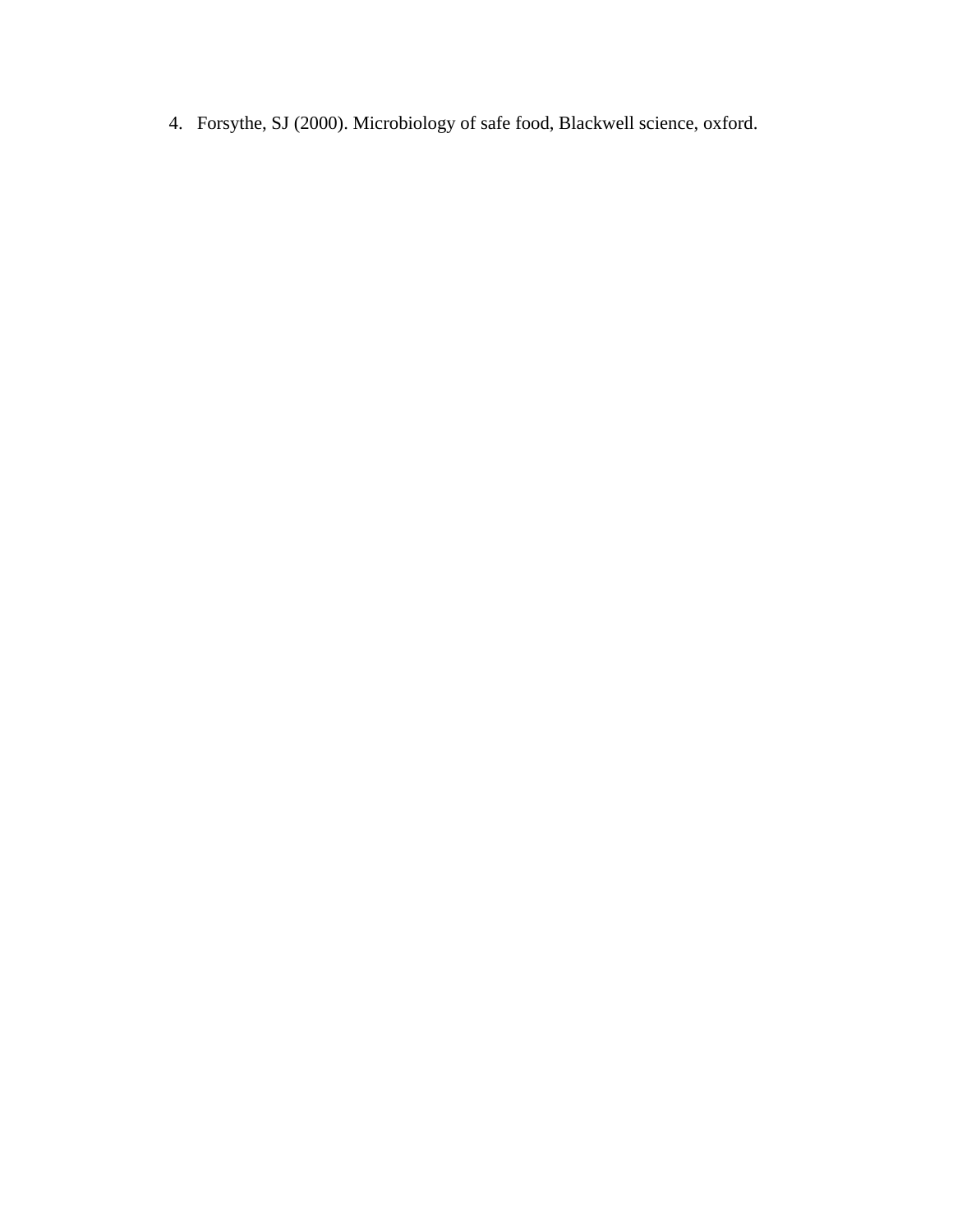4. Forsythe, SJ (2000). Microbiology of safe food, Blackwell science, oxford.